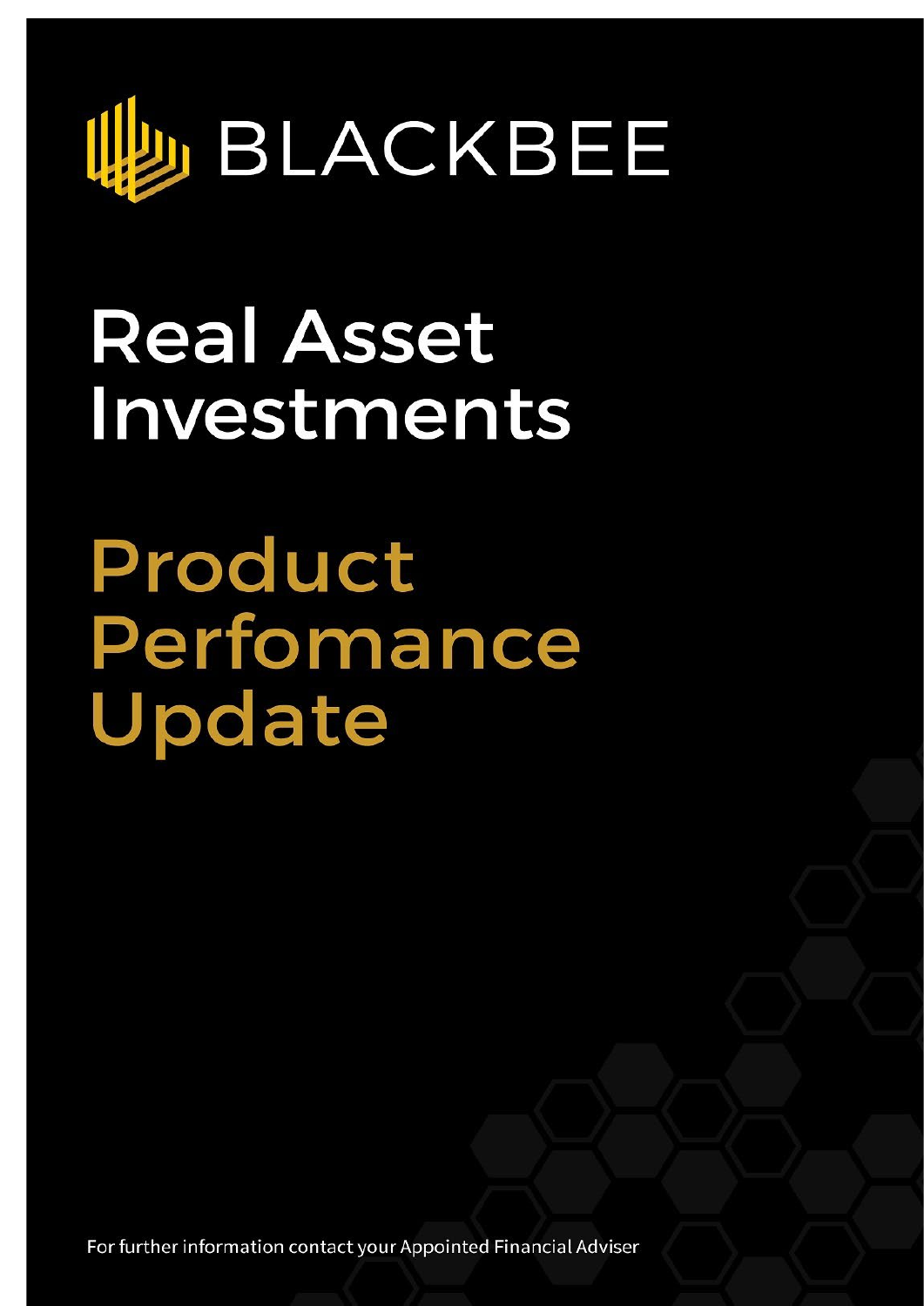BLACKBEE

# Real Asset Investments

# Product Perfomance Update

For further information contact your Appointed Financial Adviser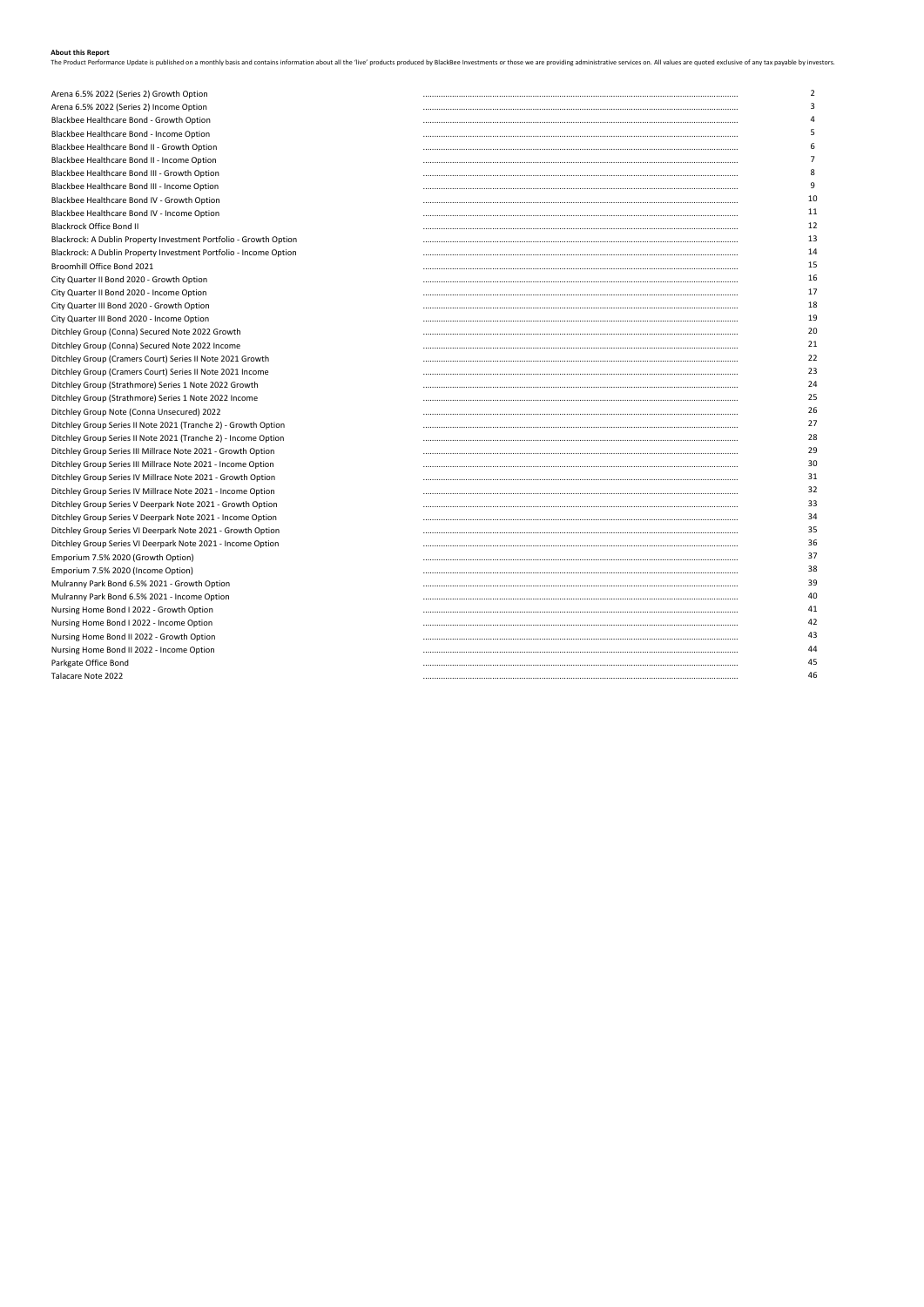**About this Report**

The Product Performance Update is published on a monthly basis and contains information about all the 'live' products produced by BlackBee Investments or those we are providing administrative services on. All values are quoted exclusive of any tax payable by investors.

| | |
|---|---|
| Arena 6.5% 2022 (Series 2) Growth Option | 2 |
| Arena 6.5% 2022 (Series 2) Income Option | 3 |
| Blackbee Healthcare Bond - Growth Option | 4 |
| Blackbee Healthcare Bond - Income Option | 5 |
| Blackbee Healthcare Bond II - Growth Option | 6 |
| Blackbee Healthcare Bond II - Income Option | 7 |
| Blackbee Healthcare Bond III - Growth Option | 8 |
| Blackbee Healthcare Bond III - Income Option | 9 |
| Blackbee Healthcare Bond IV - Growth Option | 10 |
| Blackbee Healthcare Bond IV - Income Option | 11 |
| Blackrock Office Bond II | 12 |
| Blackrock: A Dublin Property Investment Portfolio - Growth Option | 13 |
| Blackrock: A Dublin Property Investment Portfolio - Income Option | 14 |
| Broomhill Office Bond 2021 | 15 |
| City Quarter II Bond 2020 - Growth Option | 16 |
| City Quarter II Bond 2020 - Income Option | 17 |
| City Quarter III Bond 2020 - Growth Option | 18 |
| City Quarter III Bond 2020 - Income Option | 19 |
| Ditchley Group (Conna) Secured Note 2022 Growth | 20 |
| Ditchley Group (Conna) Secured Note 2022 Income | 21 |
| Ditchley Group (Cramers Court) Series II Note 2021 Growth | 22 |
| Ditchley Group (Cramers Court) Series II Note 2021 Income | 23 |
| Ditchley Group (Strathmore) Series 1 Note 2022 Growth | 24 |
| Ditchley Group (Strathmore) Series 1 Note 2022 Income | 25 |
| Ditchley Group Note (Conna Unsecured) 2022 | 26 |
| Ditchley Group Series II Note 2021 (Tranche 2) - Growth Option | 27 |
| Ditchley Group Series II Note 2021 (Tranche 2) - Income Option | 28 |
| Ditchley Group Series III Millrace Note 2021 - Growth Option | 29 |
| Ditchley Group Series III Millrace Note 2021 - Income Option | 30 |
| Ditchley Group Series IV Millrace Note 2021 - Growth Option | 31 |
| Ditchley Group Series IV Millrace Note 2021 - Income Option | 32 |
| Ditchley Group Series V Deerpark Note 2021 - Growth Option | 33 |
| Ditchley Group Series V Deerpark Note 2021 - Income Option | 34 |
| Ditchley Group Series VI Deerpark Note 2021 - Growth Option | 35 |
| Ditchley Group Series VI Deerpark Note 2021 - Income Option | 36 |
| Emporium 7.5% 2020 (Growth Option) | 37 |
| Emporium 7.5% 2020 (Income Option) | 38 |
| Mulranny Park Bond 6.5% 2021 - Growth Option | 39 |
| Mulranny Park Bond 6.5% 2021 - Income Option | 40 |
| Nursing Home Bond I 2022 - Growth Option | 41 |
| Nursing Home Bond I 2022 - Income Option | 42 |
| Nursing Home Bond II 2022 - Growth Option | 43 |
| Nursing Home Bond II 2022 - Income Option | 44 |
| Parkgate Office Bond | 45 |
| Talacare Note 2022 | 46 |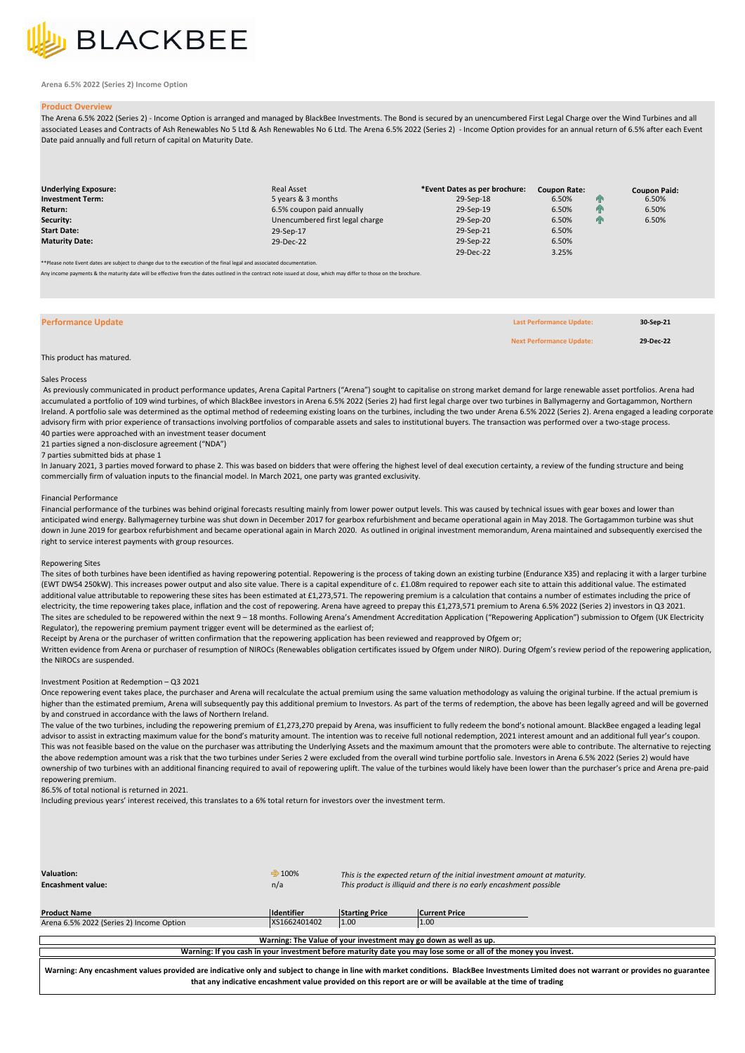BLACKBEE

**Arena 6.5% 2022 (Series 2) Income Option**

## Product Overview

The Arena 6.5% 2022 (Series 2) - Income Option is arranged and managed by BlackBee Investments. The Bond is secured by an unencumbered First Legal Charge over the Wind Turbines and all associated Leases and Contracts of Ash Renewables No 5 Ltd & Ash Renewables No 6 Ltd. The Arena 6.5% 2022 (Series 2) - Income Option provides for an annual return of 6.5% after each Event Date paid annually and full return of capital on Maturity Date.

| | | *Event Dates as per brochure: | Coupon Rate: | | Coupon Paid: |
|---|---|---|---|---|---|
| **Underlying Exposure:** | Real Asset | 29-Sep-18 | 6.50% | ↑ | 6.50% |
| **Investment Term:** | 5 years & 3 months | 29-Sep-19 | 6.50% | ↑ | 6.50% |
| **Return:** | 6.5% coupon paid annually | 29-Sep-20 | 6.50% | ↑ | 6.50% |
| **Security:** | Unencumbered first legal charge | 29-Sep-21 | 6.50% | | |
| **Start Date:** | 29-Sep-17 | 29-Sep-22 | 6.50% | | |
| **Maturity Date:** | 29-Dec-22 | 29-Dec-22 | 3.25% | | |

**Please note Event dates are subject to change due to the execution of the final legal and associated documentation.

Any income payments & the maturity date will be effective from the dates outlined in the contract note issued at close, which may differ to those on the brochure.

## Performance Update

**Last Performance Update:** 30-Sep-21

**Next Performance Update:** 29-Dec-22

This product has matured.

### Sales Process

As previously communicated in product performance updates, Arena Capital Partners ("Arena") sought to capitalise on strong market demand for large renewable asset portfolios. Arena had accumulated a portfolio of 109 wind turbines, of which BlackBee investors in Arena 6.5% 2022 (Series 2) had first legal charge over two turbines in Ballymagerny and Gortagammon, Northern Ireland. A portfolio sale was determined as the optimal method of redeeming existing loans on the turbines, including the two under Arena 6.5% 2022 (Series 2). Arena engaged a leading corporate advisory firm with prior experience of transactions involving portfolios of comparable assets and sales to institutional buyers. The transaction was performed over a two-stage process.

40 parties were approached with an investment teaser document

21 parties signed a non-disclosure agreement ("NDA")

7 parties submitted bids at phase 1

In January 2021, 3 parties moved forward to phase 2. This was based on bidders that were offering the highest level of deal execution certainty, a review of the funding structure and being commercially firm of valuation inputs to the financial model. In March 2021, one party was granted exclusivity.

### Financial Performance

Financial performance of the turbines was behind original forecasts resulting mainly from lower power output levels. This was caused by technical issues with gear boxes and lower than anticipated wind energy. Ballymagerney turbine was shut down in December 2017 for gearbox refurbishment and became operational again in May 2018. The Gortagammon turbine was shut down in June 2019 for gearbox refurbishment and became operational again in March 2020. As outlined in original investment memorandum, Arena maintained and subsequently exercised the right to service interest payments with group resources.

### Repowering Sites

The sites of both turbines have been identified as having repowering potential. Repowering is the process of taking down an existing turbine (Endurance X35) and replacing it with a larger turbine (EWT DW54 250kW). This increases power output and also site value. There is a capital expenditure of c. £1.08m required to repower each site to attain this additional value. The estimated additional value attributable to repowering these sites has been estimated at £1,273,571. The repowering premium is a calculation that contains a number of estimates including the price of electricity, the time repowering takes place, inflation and the cost of repowering. Arena have agreed to prepay this £1,273,571 premium to Arena 6.5% 2022 (Series 2) investors in Q3 2021.

The sites are scheduled to be repowered within the next 9 – 18 months. Following Arena's Amendment Accreditation Application ("Repowering Application") submission to Ofgem (UK Electricity Regulator), the repowering premium payment trigger event will be determined as the earliest of;

Receipt by Arena or the purchaser of written confirmation that the repowering application has been reviewed and reapproved by Ofgem or;

Written evidence from Arena or purchaser of resumption of NIROCs (Renewables obligation certificates issued by Ofgem under NIRO). During Ofgem's review period of the repowering application, the NIROCs are suspended.

### Investment Position at Redemption – Q3 2021

Once repowering event takes place, the purchaser and Arena will recalculate the actual premium using the same valuation methodology as valuing the original turbine. If the actual premium is higher than the estimated premium, Arena will subsequently pay this additional premium to Investors. As part of the terms of redemption, the above has been legally agreed and will be governed by and construed in accordance with the laws of Northern Ireland.

The value of the two turbines, including the repowering premium of £1,273,270 prepaid by Arena, was insufficient to fully redeem the bond's notional amount. BlackBee engaged a leading legal advisor to assist in extracting maximum value for the bond's maturity amount. The intention was to receive full notional redemption, 2021 interest amount and an additional full year's coupon. This was not feasible based on the value on the purchaser was attributing the Underlying Assets and the maximum amount that the promoters were able to contribute. The alternative to rejecting the above redemption amount was a risk that the two turbines under Series 2 were excluded from the overall wind turbine portfolio sale. Investors in Arena 6.5% 2022 (Series 2) would have ownership of two turbines with an additional financing required to avail of repowering uplift. The value of the turbines would likely have been lower than the purchaser's price and Arena pre-paid repowering premium.

86.5% of total notional is returned in 2021.

Including previous years' interest received, this translates to a 6% total return for investors over the investment term.

| | | |
|---|---|---|
| **Valuation:** | ⇨ 100% | *This is the expected return of the initial investment amount at maturity.* |
| **Encashment value:** | n/a | *This product is illiquid and there is no early encashment possible* |

| Product Name | Identifier | Starting Price | Current Price |
|---|---|---|---|
| Arena 6.5% 2022 (Series 2) Income Option | XS1662401402 | 1.00 | 1.00 |

**Warning: The Value of your investment may go down as well as up.**

**Warning: If you cash in your investment before maturity date you may lose some or all of the money you invest.**

**Warning: Any encashment values provided are indicative only and subject to change in line with market conditions. BlackBee Investments Limited does not warrant or provides no guarantee that any indicative encashment value provided on this report are or will be available at the time of trading**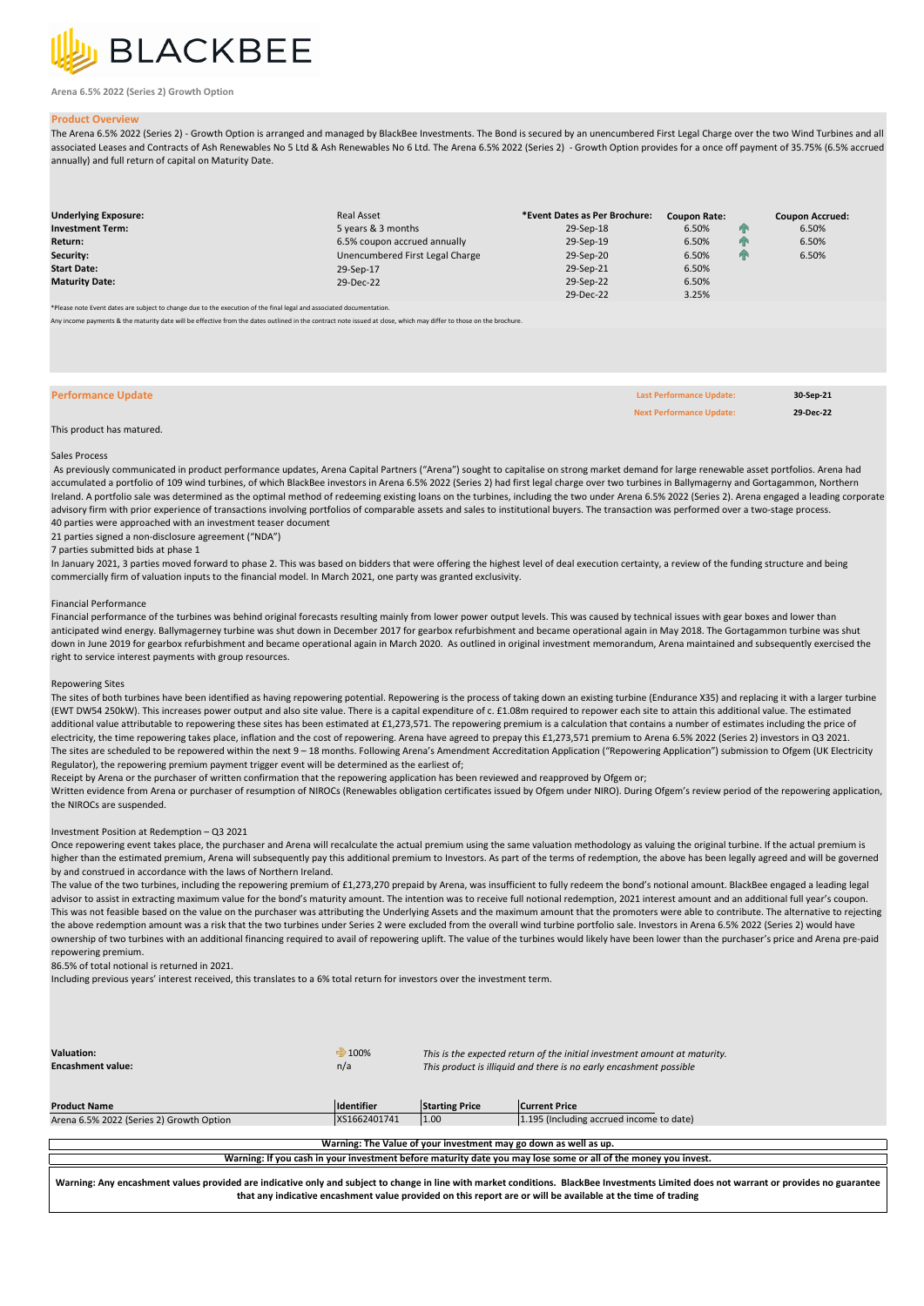BLACKBEE

**Arena 6.5% 2022 (Series 2) Growth Option**

## Product Overview

The Arena 6.5% 2022 (Series 2) - Growth Option is arranged and managed by BlackBee Investments. The Bond is secured by an unencumbered First Legal Charge over the two Wind Turbines and all associated Leases and Contracts of Ash Renewables No 5 Ltd & Ash Renewables No 6 Ltd. The Arena 6.5% 2022 (Series 2) - Growth Option provides for a once off payment of 35.75% (6.5% accrued annually) and full return of capital on Maturity Date.

| | | *Event Dates as Per Brochure: | Coupon Rate: | | Coupon Accrued: |
|---|---|---|---|---|---|
| **Underlying Exposure:** | Real Asset | | | | |
| **Investment Term:** | 5 years & 3 months | 29-Sep-18 | 6.50% | ↑ | 6.50% |
| **Return:** | 6.5% coupon accrued annually | 29-Sep-19 | 6.50% | ↑ | 6.50% |
| **Security:** | Unencumbered First Legal Charge | 29-Sep-20 | 6.50% | ↑ | 6.50% |
| **Start Date:** | 29-Sep-17 | 29-Sep-21 | 6.50% | | |
| **Maturity Date:** | 29-Dec-22 | 29-Sep-22 | 6.50% | | |
| | | 29-Dec-22 | 3.25% | | |

*Please note Event dates are subject to change due to the execution of the final legal and associated documentation.

Any income payments & the maturity date will be effective from the dates outlined in the contract note issued at close, which may differ to those on the brochure.

## Performance Update

| | |
|---|---|
| **Last Performance Update:** | **30-Sep-21** |
| **Next Performance Update:** | **29-Dec-22** |

This product has matured.

### Sales Process

As previously communicated in product performance updates, Arena Capital Partners ("Arena") sought to capitalise on strong market demand for large renewable asset portfolios. Arena had accumulated a portfolio of 109 wind turbines, of which BlackBee investors in Arena 6.5% 2022 (Series 2) had first legal charge over two turbines in Ballymagerny and Gortagammon, Northern Ireland. A portfolio sale was determined as the optimal method of redeeming existing loans on the turbines, including the two under Arena 6.5% 2022 (Series 2). Arena engaged a leading corporate advisory firm with prior experience of transactions involving portfolios of comparable assets and sales to institutional buyers. The transaction was performed over a two-stage process.

40 parties were approached with an investment teaser document

21 parties signed a non-disclosure agreement ("NDA")

7 parties submitted bids at phase 1

In January 2021, 3 parties moved forward to phase 2. This was based on bidders that were offering the highest level of deal execution certainty, a review of the funding structure and being commercially firm of valuation inputs to the financial model. In March 2021, one party was granted exclusivity.

### Financial Performance

Financial performance of the turbines was behind original forecasts resulting mainly from lower power output levels. This was caused by technical issues with gear boxes and lower than anticipated wind energy. Ballymagerney turbine was shut down in December 2017 for gearbox refurbishment and became operational again in May 2018. The Gortagammon turbine was shut down in June 2019 for gearbox refurbishment and became operational again in March 2020. As outlined in original investment memorandum, Arena maintained and subsequently exercised the right to service interest payments with group resources.

### Repowering Sites

The sites of both turbines have been identified as having repowering potential. Repowering is the process of taking down an existing turbine (Endurance X35) and replacing it with a larger turbine (EWT DW54 250kW). This increases power output and also site value. There is a capital expenditure of c. £1.08m required to repower each site to attain this additional value. The estimated additional value attributable to repowering these sites has been estimated at £1,273,571. The repowering premium is a calculation that contains a number of estimates including the price of electricity, the time repowering takes place, inflation and the cost of repowering. Arena have agreed to prepay this £1,273,571 premium to Arena 6.5% 2022 (Series 2) investors in Q3 2021.

The sites are scheduled to be repowered within the next 9 – 18 months. Following Arena's Amendment Accreditation Application ("Repowering Application") submission to Ofgem (UK Electricity Regulator), the repowering premium payment trigger event will be determined as the earliest of;

Receipt by Arena or the purchaser of written confirmation that the repowering application has been reviewed and reapproved by Ofgem or;

Written evidence from Arena or purchaser of resumption of NIROCs (Renewables obligation certificates issued by Ofgem under NIRO). During Ofgem's review period of the repowering application, the NIROCs are suspended.

### Investment Position at Redemption – Q3 2021

Once repowering event takes place, the purchaser and Arena will recalculate the actual premium using the same valuation methodology as valuing the original turbine. If the actual premium is higher than the estimated premium, Arena will subsequently pay this additional premium to Investors. As part of the terms of redemption, the above has been legally agreed and will be governed by and construed in accordance with the laws of Northern Ireland.

The value of the two turbines, including the repowering premium of £1,273,270 prepaid by Arena, was insufficient to fully redeem the bond's notional amount. BlackBee engaged a leading legal advisor to assist in extracting maximum value for the bond's maturity amount. The intention was to receive full notional redemption, 2021 interest amount and an additional full year's coupon. This was not feasible based on the value on the purchaser was attributing the Underlying Assets and the maximum amount that the promoters were able to contribute. The alternative to rejecting the above redemption amount was a risk that the two turbines under Series 2 were excluded from the overall wind turbine portfolio sale. Investors in Arena 6.5% 2022 (Series 2) would have ownership of two turbines with an additional financing required to avail of repowering uplift. The value of the turbines would likely have been lower than the purchaser's price and Arena pre-paid repowering premium.

86.5% of total notional is returned in 2021.

Including previous years' interest received, this translates to a 6% total return for investors over the investment term.

| | | |
|---|---|---|
| **Valuation:** | ➡ 100% | *This is the expected return of the initial investment amount at maturity.* |
| **Encashment value:** | n/a | *This product is illiquid and there is no early encashment possible* |

| Product Name | Identifier | Starting Price | Current Price |
|---|---|---|---|
| Arena 6.5% 2022 (Series 2) Growth Option | XS1662401741 | 1.00 | 1.195 (Including accrued income to date) |

**Warning: The Value of your investment may go down as well as up.**

**Warning: If you cash in your investment before maturity date you may lose some or all of the money you invest.**

**Warning: Any encashment values provided are indicative only and subject to change in line with market conditions. BlackBee Investments Limited does not warrant or provides no guarantee that any indicative encashment value provided on this report are or will be available at the time of trading**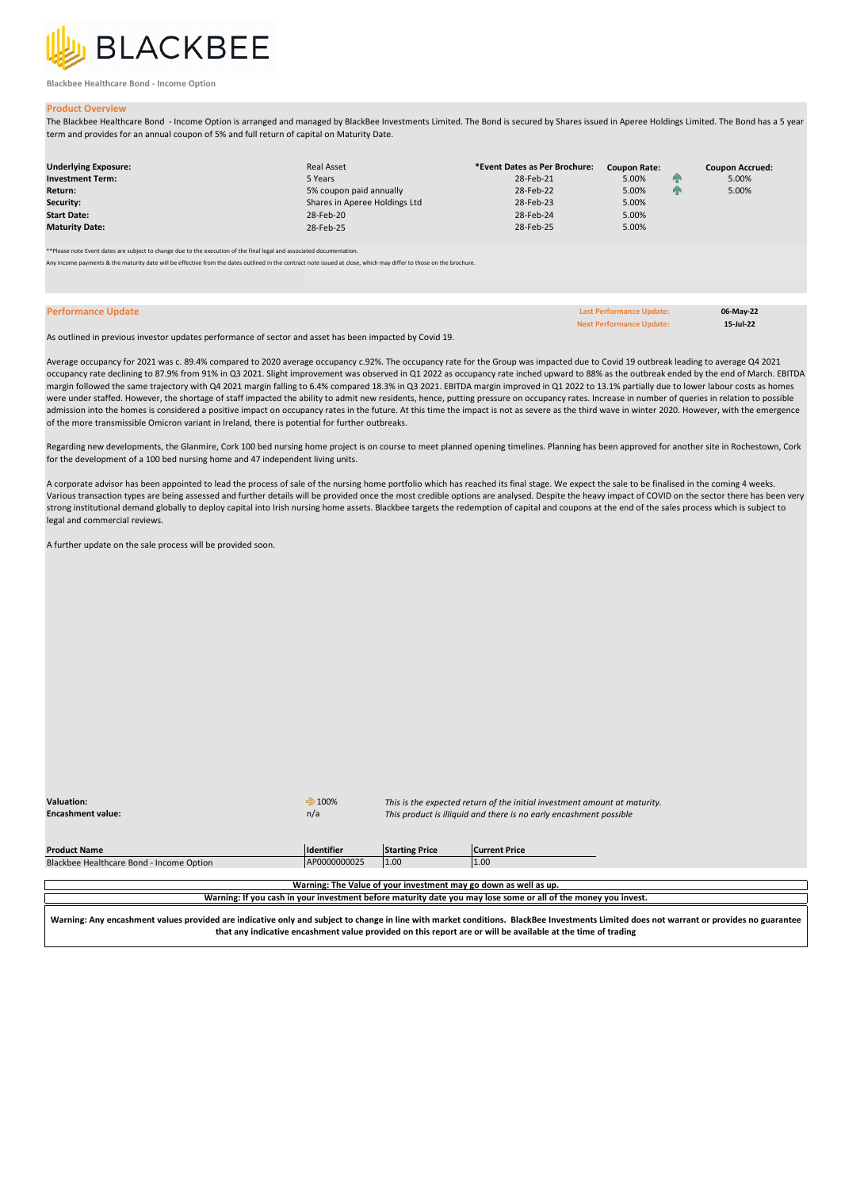BLACKBEE

Blackbee Healthcare Bond - Income Option

## Product Overview

The Blackbee Healthcare Bond - Income Option is arranged and managed by BlackBee Investments Limited. The Bond is secured by Shares issued in Aperee Holdings Limited. The Bond has a 5 year term and provides for an annual coupon of 5% and full return of capital on Maturity Date.

| | | *Event Dates as Per Brochure: | Coupon Rate: | | Coupon Accrued: |
|---|---|---|---|---|---|
| **Underlying Exposure:** | Real Asset | | | | |
| **Investment Term:** | 5 Years | 28-Feb-21 | 5.00% | ↑ | 5.00% |
| **Return:** | 5% coupon paid annually | 28-Feb-22 | 5.00% | ↑ | 5.00% |
| **Security:** | Shares in Aperee Holdings Ltd | 28-Feb-23 | 5.00% | | |
| **Start Date:** | 28-Feb-20 | 28-Feb-24 | 5.00% | | |
| **Maturity Date:** | 28-Feb-25 | 28-Feb-25 | 5.00% | | |

**Please note Event dates are subject to change due to the execution of the final legal and associated documentation.

Any income payments & the maturity date will be effective from the dates outlined in the contract note issued at close, which may differ to those on the brochure.

## Performance Update

| | |
|---|---|
| Last Performance Update: | 06-May-22 |
| Next Performance Update: | 15-Jul-22 |

As outlined in previous investor updates performance of sector and asset has been impacted by Covid 19.

Average occupancy for 2021 was c. 89.4% compared to 2020 average occupancy c.92%. The occupancy rate for the Group was impacted due to Covid 19 outbreak leading to average Q4 2021 occupancy rate declining to 87.9% from 91% in Q3 2021. Slight improvement was observed in Q1 2022 as occupancy rate inched upward to 88% as the outbreak ended by the end of March. EBITDA margin followed the same trajectory with Q4 2021 margin falling to 6.4% compared 18.3% in Q3 2021. EBITDA margin improved in Q1 2022 to 13.1% partially due to lower labour costs as homes were under staffed. However, the shortage of staff impacted the ability to admit new residents, hence, putting pressure on occupancy rates. Increase in number of queries in relation to possible admission into the homes is considered a positive impact on occupancy rates in the future. At this time the impact is not as severe as the third wave in winter 2020. However, with the emergence of the more transmissible Omicron variant in Ireland, there is potential for further outbreaks.

Regarding new developments, the Glanmire, Cork 100 bed nursing home project is on course to meet planned opening timelines. Planning has been approved for another site in Rochestown, Cork for the development of a 100 bed nursing home and 47 independent living units.

A corporate advisor has been appointed to lead the process of sale of the nursing home portfolio which has reached its final stage. We expect the sale to be finalised in the coming 4 weeks. Various transaction types are being assessed and further details will be provided once the most credible options are analysed. Despite the heavy impact of COVID on the sector there has been very strong institutional demand globally to deploy capital into Irish nursing home assets. Blackbee targets the redemption of capital and coupons at the end of the sales process which is subject to legal and commercial reviews.

A further update on the sale process will be provided soon.

| | | |
|---|---|---|
| **Valuation:** | ➡ 100% | *This is the expected return of the initial investment amount at maturity.* |
| **Encashment value:** | n/a | *This product is illiquid and there is no early encashment possible* |

| Product Name | Identifier | Starting Price | Current Price |
|---|---|---|---|
| Blackbee Healthcare Bond - Income Option | AP0000000025 | 1.00 | 1.00 |

**Warning: The Value of your investment may go down as well as up.**

**Warning: If you cash in your investment before maturity date you may lose some or all of the money you invest.**

**Warning: Any encashment values provided are indicative only and subject to change in line with market conditions. BlackBee Investments Limited does not warrant or provides no guarantee that any indicative encashment value provided on this report are or will be available at the time of trading**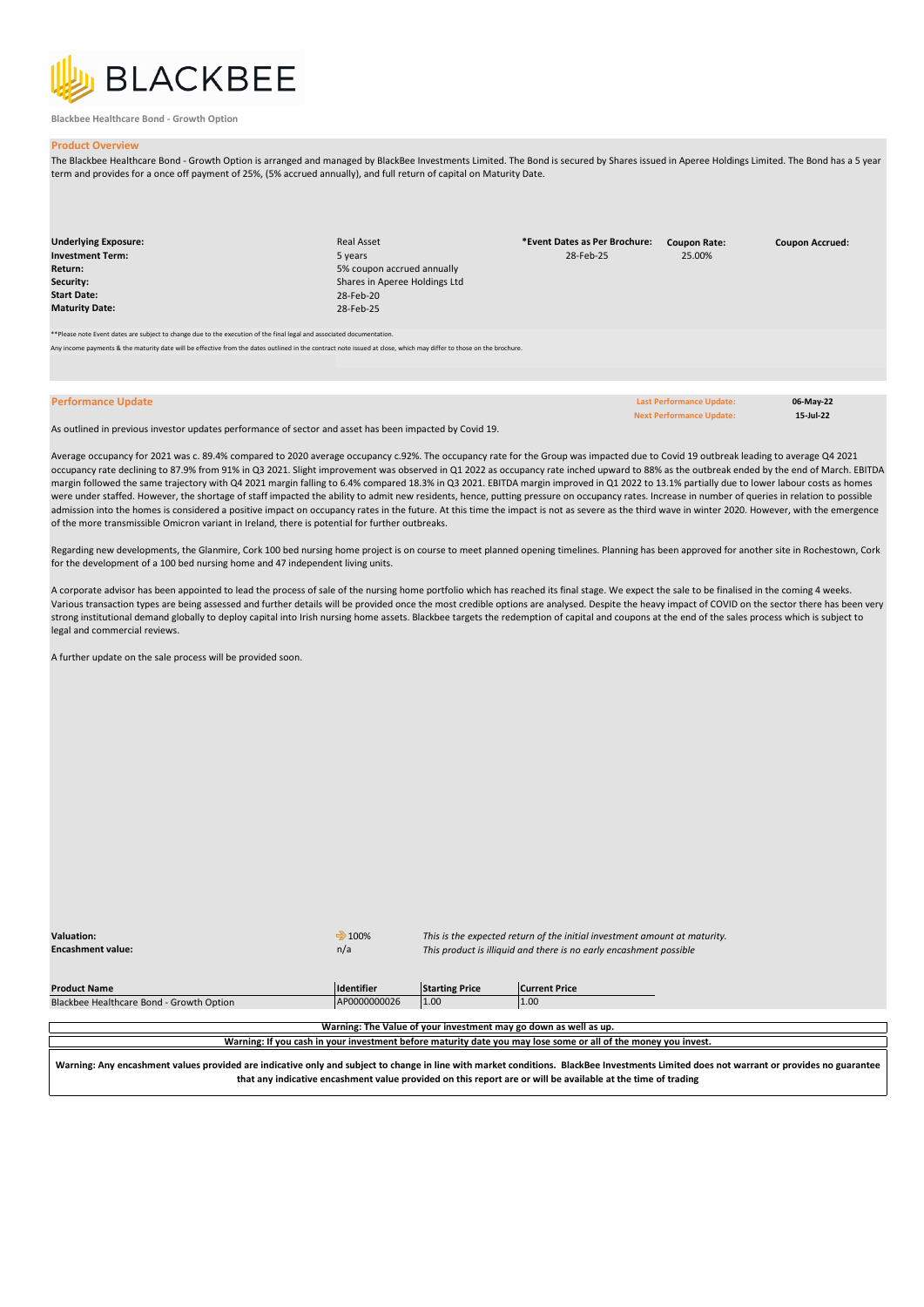BLACKBEE

**Blackbee Healthcare Bond - Growth Option**

## Product Overview

The Blackbee Healthcare Bond - Growth Option is arranged and managed by BlackBee Investments Limited. The Bond is secured by Shares issued in Aperee Holdings Limited. The Bond has a 5 year term and provides for a once off payment of 25%, (5% accrued annually), and full return of capital on Maturity Date.

| | | *Event Dates as Per Brochure: | Coupon Rate: | Coupon Accrued: |
|---|---|---|---|---|
| **Underlying Exposure:** | Real Asset | | | |
| **Investment Term:** | 5 years | 28-Feb-25 | 25.00% | |
| **Return:** | 5% coupon accrued annually | | | |
| **Security:** | Shares in Aperee Holdings Ltd | | | |
| **Start Date:** | 28-Feb-20 | | | |
| **Maturity Date:** | 28-Feb-25 | | | |

**Please note Event dates are subject to change due to the execution of the final legal and associated documentation.

Any income payments & the maturity date will be effective from the dates outlined in the contract note issued at close, which may differ to those on the brochure.

## Performance Update

**Last Performance Update:** 06-May-22
**Next Performance Update:** 15-Jul-22

As outlined in previous investor updates performance of sector and asset has been impacted by Covid 19.

Average occupancy for 2021 was c. 89.4% compared to 2020 average occupancy c.92%. The occupancy rate for the Group was impacted due to Covid 19 outbreak leading to average Q4 2021 occupancy rate declining to 87.9% from 91% in Q3 2021. Slight improvement was observed in Q1 2022 as occupancy rate inched upward to 88% as the outbreak ended by the end of March. EBITDA margin followed the same trajectory with Q4 2021 margin falling to 6.4% compared 18.3% in Q3 2021. EBITDA margin improved in Q1 2022 to 13.1% partially due to lower labour costs as homes were under staffed. However, the shortage of staff impacted the ability to admit new residents, hence, putting pressure on occupancy rates. Increase in number of queries in relation to possible admission into the homes is considered a positive impact on occupancy rates in the future. At this time the impact is not as severe as the third wave in winter 2020. However, with the emergence of the more transmissible Omicron variant in Ireland, there is potential for further outbreaks.

Regarding new developments, the Glanmire, Cork 100 bed nursing home project is on course to meet planned opening timelines. Planning has been approved for another site in Rochestown, Cork for the development of a 100 bed nursing home and 47 independent living units.

A corporate advisor has been appointed to lead the process of sale of the nursing home portfolio which has reached its final stage. We expect the sale to be finalised in the coming 4 weeks. Various transaction types are being assessed and further details will be provided once the most credible options are analysed. Despite the heavy impact of COVID on the sector there has been very strong institutional demand globally to deploy capital into Irish nursing home assets. Blackbee targets the redemption of capital and coupons at the end of the sales process which is subject to legal and commercial reviews.

A further update on the sale process will be provided soon.

| | | |
|---|---|---|
| **Valuation:** | ➔ 100% | *This is the expected return of the initial investment amount at maturity.* |
| **Encashment value:** | n/a | *This product is illiquid and there is no early encashment possible* |

| Product Name | Identifier | Starting Price | Current Price |
|---|---|---|---|
| Blackbee Healthcare Bond - Growth Option | AP0000000026 | 1.00 | 1.00 |

**Warning: The Value of your investment may go down as well as up.**

**Warning: If you cash in your investment before maturity date you may lose some or all of the money you invest.**

**Warning: Any encashment values provided are indicative only and subject to change in line with market conditions. BlackBee Investments Limited does not warrant or provides no guarantee that any indicative encashment value provided on this report are or will be available at the time of trading**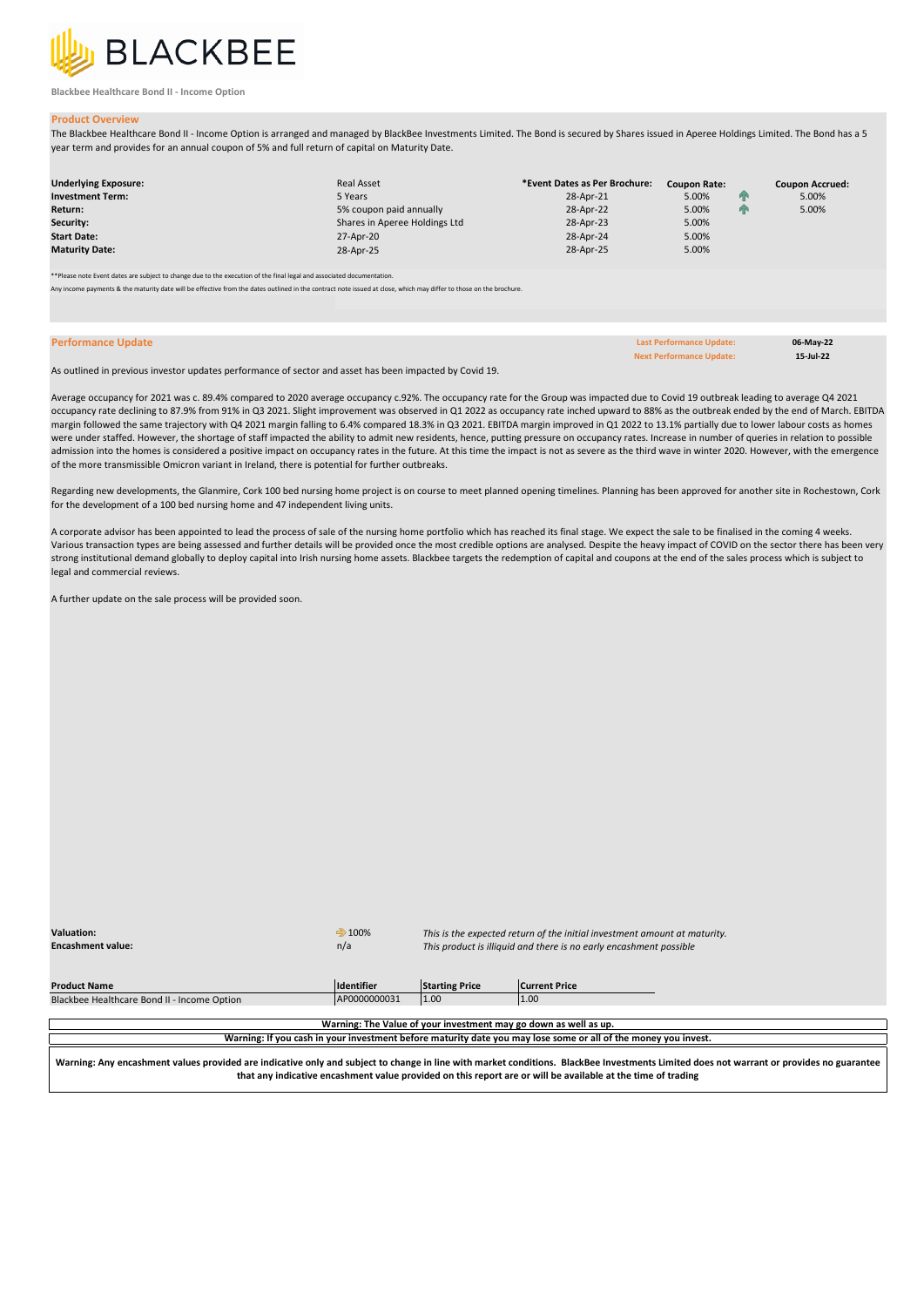BLACKBEE

Blackbee Healthcare Bond II - Income Option

## Product Overview

The Blackbee Healthcare Bond II - Income Option is arranged and managed by BlackBee Investments Limited. The Bond is secured by Shares issued in Aperee Holdings Limited. The Bond has a 5 year term and provides for an annual coupon of 5% and full return of capital on Maturity Date.

| | | *Event Dates as Per Brochure: | Coupon Rate: | | Coupon Accrued: |
|---|---|---|---|---|---|
| **Underlying Exposure:** | Real Asset | | | | |
| **Investment Term:** | 5 Years | 28-Apr-21 | 5.00% | ↑ | 5.00% |
| **Return:** | 5% coupon paid annually | 28-Apr-22 | 5.00% | ↑ | 5.00% |
| **Security:** | Shares in Aperee Holdings Ltd | 28-Apr-23 | 5.00% | | |
| **Start Date:** | 27-Apr-20 | 28-Apr-24 | 5.00% | | |
| **Maturity Date:** | 28-Apr-25 | 28-Apr-25 | 5.00% | | |

**Please note Event dates are subject to change due to the execution of the final legal and associated documentation.

Any income payments & the maturity date will be effective from the dates outlined in the contract note issued at close, which may differ to those on the brochure.

## Performance Update

| | |
|---|---|
| Last Performance Update: | 06-May-22 |
| Next Performance Update: | 15-Jul-22 |

As outlined in previous investor updates performance of sector and asset has been impacted by Covid 19.

Average occupancy for 2021 was c. 89.4% compared to 2020 average occupancy c.92%. The occupancy rate for the Group was impacted due to Covid 19 outbreak leading to average Q4 2021 occupancy rate declining to 87.9% from 91% in Q3 2021. Slight improvement was observed in Q1 2022 as occupancy rate inched upward to 88% as the outbreak ended by the end of March. EBITDA margin followed the same trajectory with Q4 2021 margin falling to 6.4% compared 18.3% in Q3 2021. EBITDA margin improved in Q1 2022 to 13.1% partially due to lower labour costs as homes were under staffed. However, the shortage of staff impacted the ability to admit new residents, hence, putting pressure on occupancy rates. Increase in number of queries in relation to possible admission into the homes is considered a positive impact on occupancy rates in the future. At this time the impact is not as severe as the third wave in winter 2020. However, with the emergence of the more transmissible Omicron variant in Ireland, there is potential for further outbreaks.

Regarding new developments, the Glanmire, Cork 100 bed nursing home project is on course to meet planned opening timelines. Planning has been approved for another site in Rochestown, Cork for the development of a 100 bed nursing home and 47 independent living units.

A corporate advisor has been appointed to lead the process of sale of the nursing home portfolio which has reached its final stage. We expect the sale to be finalised in the coming 4 weeks. Various transaction types are being assessed and further details will be provided once the most credible options are analysed. Despite the heavy impact of COVID on the sector there has been very strong institutional demand globally to deploy capital into Irish nursing home assets. Blackbee targets the redemption of capital and coupons at the end of the sales process which is subject to legal and commercial reviews.

A further update on the sale process will be provided soon.

| | | |
|---|---|---|
| **Valuation:** | ⇒ 100% | *This is the expected return of the initial investment amount at maturity.* |
| **Encashment value:** | n/a | *This product is illiquid and there is no early encashment possible* |

| Product Name | Identifier | Starting Price | Current Price |
|---|---|---|---|
| Blackbee Healthcare Bond II - Income Option | AP0000000031 | 1.00 | 1.00 |

**Warning: The Value of your investment may go down as well as up.**

**Warning: If you cash in your investment before maturity date you may lose some or all of the money you invest.**

**Warning: Any encashment values provided are indicative only and subject to change in line with market conditions. BlackBee Investments Limited does not warrant or provides no guarantee that any indicative encashment value provided on this report are or will be available at the time of trading**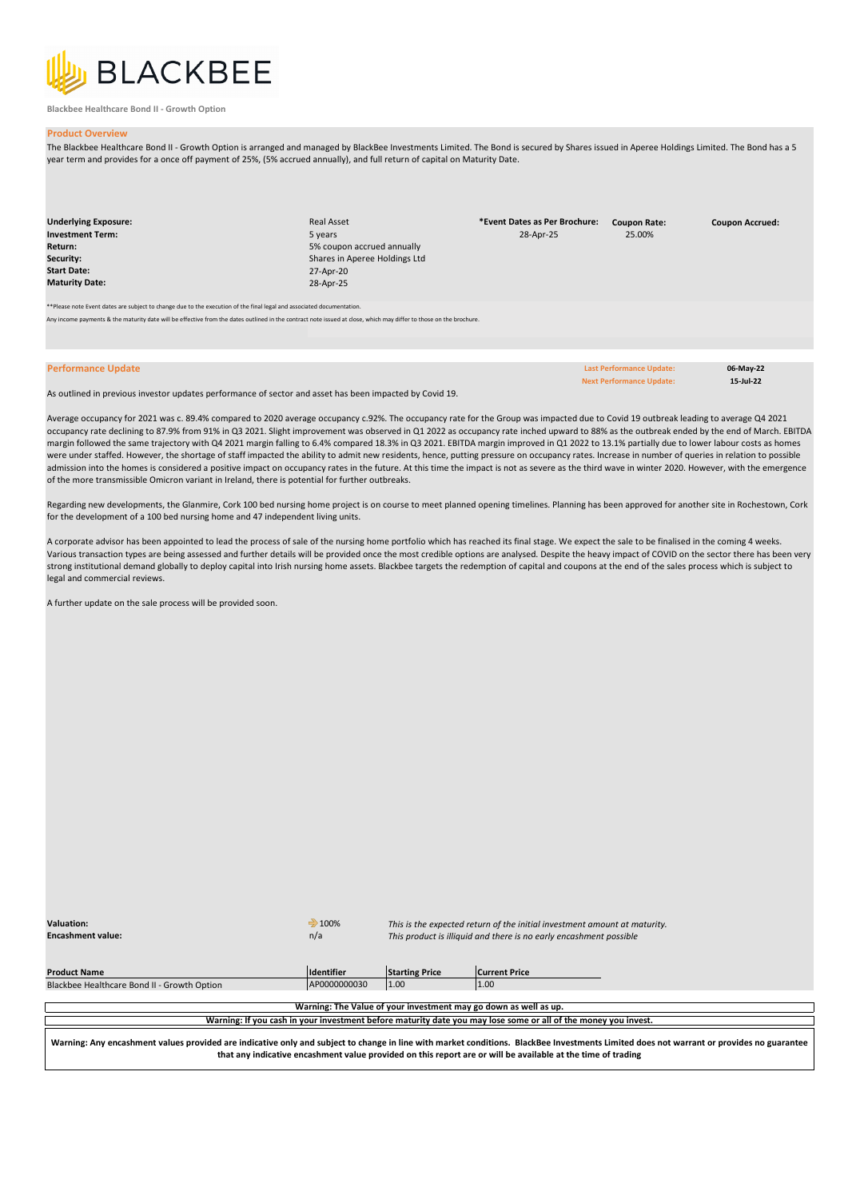BLACKBEE

Blackbee Healthcare Bond II - Growth Option

## Product Overview

The Blackbee Healthcare Bond II - Growth Option is arranged and managed by BlackBee Investments Limited. The Bond is secured by Shares issued in Aperee Holdings Limited. The Bond has a 5 year term and provides for a once off payment of 25%, (5% accrued annually), and full return of capital on Maturity Date.

| | | *Event Dates as Per Brochure: | Coupon Rate: | Coupon Accrued: |
|---|---|---|---|---|
| **Underlying Exposure:** | Real Asset | 28-Apr-25 | 25.00% | |
| **Investment Term:** | 5 years | | | |
| **Return:** | 5% coupon accrued annually | | | |
| **Security:** | Shares in Aperee Holdings Ltd | | | |
| **Start Date:** | 27-Apr-20 | | | |
| **Maturity Date:** | 28-Apr-25 | | | |

**Please note Event dates are subject to change due to the execution of the final legal and associated documentation.

Any income payments & the maturity date will be effective from the dates outlined in the contract note issued at close, which may differ to those on the brochure.

## Performance Update

**Last Performance Update:** 06-May-22
**Next Performance Update:** 15-Jul-22

As outlined in previous investor updates performance of sector and asset has been impacted by Covid 19.

Average occupancy for 2021 was c. 89.4% compared to 2020 average occupancy c.92%. The occupancy rate for the Group was impacted due to Covid 19 outbreak leading to average Q4 2021 occupancy rate declining to 87.9% from 91% in Q3 2021. Slight improvement was observed in Q1 2022 as occupancy rate inched upward to 88% as the outbreak ended by the end of March. EBITDA margin followed the same trajectory with Q4 2021 margin falling to 6.4% compared 18.3% in Q3 2021. EBITDA margin improved in Q1 2022 to 13.1% partially due to lower labour costs as homes were under staffed. However, the shortage of staff impacted the ability to admit new residents, hence, putting pressure on occupancy rates. Increase in number of queries in relation to possible admission into the homes is considered a positive impact on occupancy rates in the future. At this time the impact is not as severe as the third wave in winter 2020. However, with the emergence of the more transmissible Omicron variant in Ireland, there is potential for further outbreaks.

Regarding new developments, the Glanmire, Cork 100 bed nursing home project is on course to meet planned opening timelines. Planning has been approved for another site in Rochestown, Cork for the development of a 100 bed nursing home and 47 independent living units.

A corporate advisor has been appointed to lead the process of sale of the nursing home portfolio which has reached its final stage. We expect the sale to be finalised in the coming 4 weeks. Various transaction types are being assessed and further details will be provided once the most credible options are analysed. Despite the heavy impact of COVID on the sector there has been very strong institutional demand globally to deploy capital into Irish nursing home assets. Blackbee targets the redemption of capital and coupons at the end of the sales process which is subject to legal and commercial reviews.

A further update on the sale process will be provided soon.

| | | |
|---|---|---|
| **Valuation:** | 100% | *This is the expected return of the initial investment amount at maturity.* |
| **Encashment value:** | n/a | *This product is illiquid and there is no early encashment possible* |

| Product Name | Identifier | Starting Price | Current Price |
|---|---|---|---|
| Blackbee Healthcare Bond II - Growth Option | AP0000000030 | 1.00 | 1.00 |

**Warning: The Value of your investment may go down as well as up.**

**Warning: If you cash in your investment before maturity date you may lose some or all of the money you invest.**

**Warning: Any encashment values provided are indicative only and subject to change in line with market conditions. BlackBee Investments Limited does not warrant or provides no guarantee that any indicative encashment value provided on this report are or will be available at the time of trading**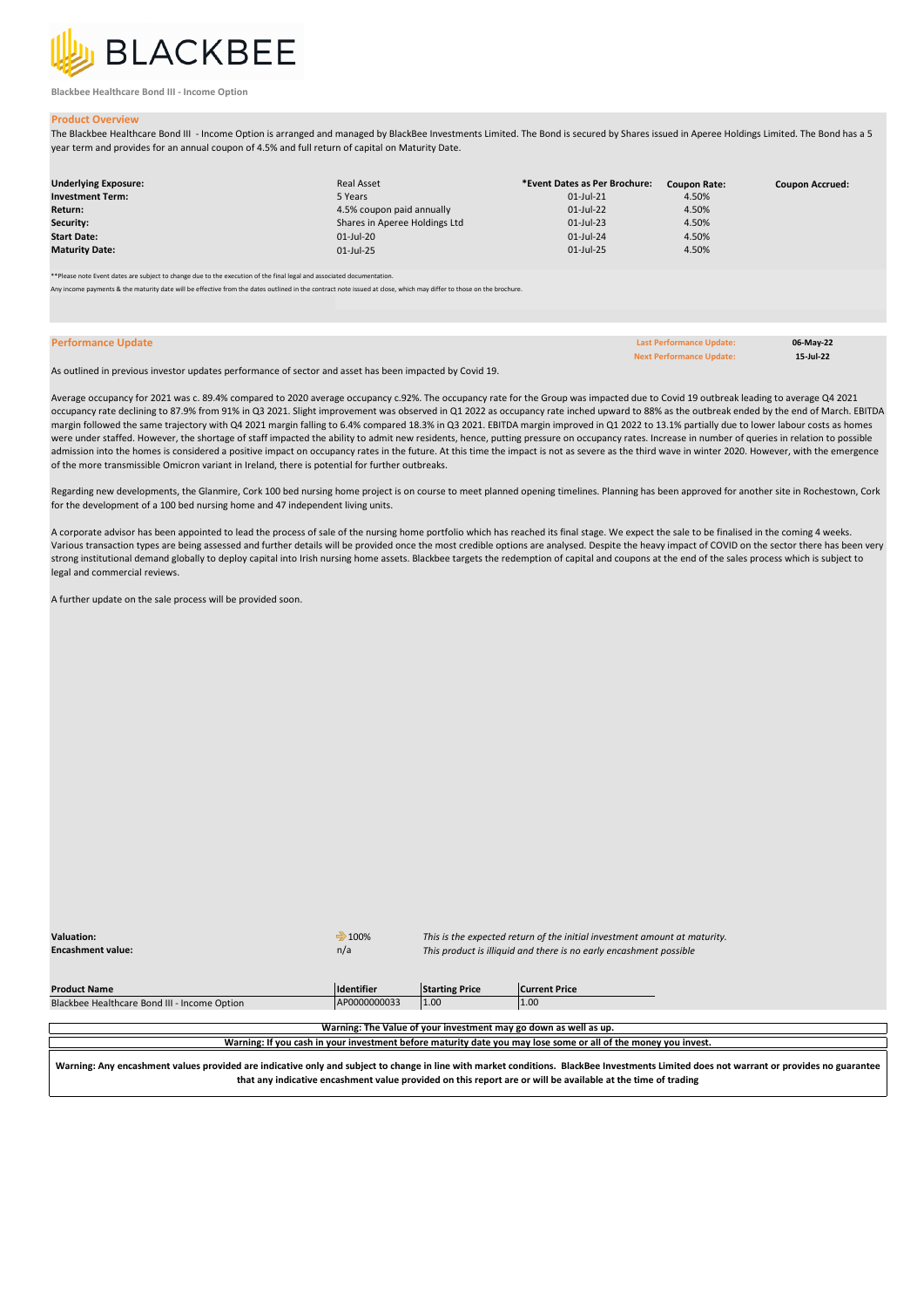BLACKBEE

Blackbee Healthcare Bond III - Income Option

## Product Overview

The Blackbee Healthcare Bond III - Income Option is arranged and managed by BlackBee Investments Limited. The Bond is secured by Shares issued in Aperee Holdings Limited. The Bond has a 5 year term and provides for an annual coupon of 4.5% and full return of capital on Maturity Date.

| | | *Event Dates as Per Brochure: | Coupon Rate: | Coupon Accrued: |
|---|---|---|---|---|
| **Underlying Exposure:** | Real Asset | | | |
| **Investment Term:** | 5 Years | 01-Jul-21 | 4.50% | |
| **Return:** | 4.5% coupon paid annually | 01-Jul-22 | 4.50% | |
| **Security:** | Shares in Aperee Holdings Ltd | 01-Jul-23 | 4.50% | |
| **Start Date:** | 01-Jul-20 | 01-Jul-24 | 4.50% | |
| **Maturity Date:** | 01-Jul-25 | 01-Jul-25 | 4.50% | |

**Please note Event dates are subject to change due to the execution of the final legal and associated documentation.

Any income payments & the maturity date will be effective from the dates outlined in the contract note issued at close, which may differ to those on the brochure.

## Performance Update

**Last Performance Update:** 06-May-22
**Next Performance Update:** 15-Jul-22

As outlined in previous investor updates performance of sector and asset has been impacted by Covid 19.

Average occupancy for 2021 was c. 89.4% compared to 2020 average occupancy c.92%. The occupancy rate for the Group was impacted due to Covid 19 outbreak leading to average Q4 2021 occupancy rate declining to 87.9% from 91% in Q3 2021. Slight improvement was observed in Q1 2022 as occupancy rate inched upward to 88% as the outbreak ended by the end of March. EBITDA margin followed the same trajectory with Q4 2021 margin falling to 6.4% compared 18.3% in Q3 2021. EBITDA margin improved in Q1 2022 to 13.1% partially due to lower labour costs as homes were under staffed. However, the shortage of staff impacted the ability to admit new residents, hence, putting pressure on occupancy rates. Increase in number of queries in relation to possible admission into the homes is considered a positive impact on occupancy rates in the future. At this time the impact is not as severe as the third wave in winter 2020. However, with the emergence of the more transmissible Omicron variant in Ireland, there is potential for further outbreaks.

Regarding new developments, the Glanmire, Cork 100 bed nursing home project is on course to meet planned opening timelines. Planning has been approved for another site in Rochestown, Cork for the development of a 100 bed nursing home and 47 independent living units.

A corporate advisor has been appointed to lead the process of sale of the nursing home portfolio which has reached its final stage. We expect the sale to be finalised in the coming 4 weeks. Various transaction types are being assessed and further details will be provided once the most credible options are analysed. Despite the heavy impact of COVID on the sector there has been very strong institutional demand globally to deploy capital into Irish nursing home assets. Blackbee targets the redemption of capital and coupons at the end of the sales process which is subject to legal and commercial reviews.

A further update on the sale process will be provided soon.

| | | |
|---|---|---|
| **Valuation:** | 100% | *This is the expected return of the initial investment amount at maturity.* |
| **Encashment value:** | n/a | *This product is illiquid and there is no early encashment possible* |

| Product Name | Identifier | Starting Price | Current Price |
|---|---|---|---|
| Blackbee Healthcare Bond III - Income Option | AP0000000033 | 1.00 | 1.00 |

**Warning: The Value of your investment may go down as well as up.**

**Warning: If you cash in your investment before maturity date you may lose some or all of the money you invest.**

**Warning: Any encashment values provided are indicative only and subject to change in line with market conditions. BlackBee Investments Limited does not warrant or provides no guarantee that any indicative encashment value provided on this report are or will be available at the time of trading**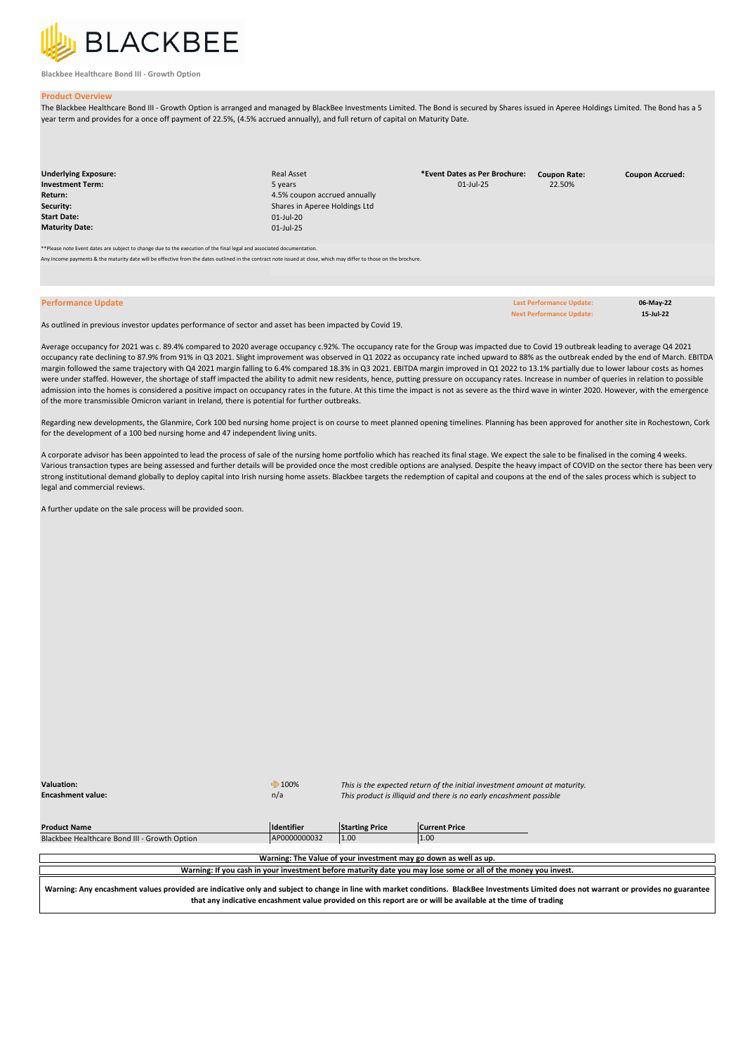BLACKBEE

Blackbee Healthcare Bond III - Growth Option

## Product Overview

The Blackbee Healthcare Bond III - Growth Option is arranged and managed by BlackBee Investments Limited. The Bond is secured by Shares issued in Aperee Holdings Limited. The Bond has a 5 year term and provides for a once off payment of 22.5%, (4.5% accrued annually), and full return of capital on Maturity Date.

| | | *Event Dates as Per Brochure: | Coupon Rate: | Coupon Accrued: |
|---|---|---|---|---|
| **Underlying Exposure:** | Real Asset | 01-Jul-25 | 22.50% | |
| **Investment Term:** | 5 years | | | |
| **Return:** | 4.5% coupon accrued annually | | | |
| **Security:** | Shares in Aperee Holdings Ltd | | | |
| **Start Date:** | 01-Jul-20 | | | |
| **Maturity Date:** | 01-Jul-25 | | | |

**Please note Event dates are subject to change due to the execution of the final legal and associated documentation.

Any income payments & the maturity date will be effective from the dates outlined in the contract note issued at close, which may differ to those on the brochure.

## Performance Update

**Last Performance Update:** 06-May-22
**Next Performance Update:** 15-Jul-22

As outlined in previous investor updates performance of sector and asset has been impacted by Covid 19.

Average occupancy for 2021 was c. 89.4% compared to 2020 average occupancy c.92%. The occupancy rate for the Group was impacted due to Covid 19 outbreak leading to average Q4 2021 occupancy rate declining to 87.9% from 91% in Q3 2021. Slight improvement was observed in Q1 2022 as occupancy rate inched upward to 88% as the outbreak ended by the end of March. EBITDA margin followed the same trajectory with Q4 2021 margin falling to 6.4% compared 18.3% in Q3 2021. EBITDA margin improved in Q1 2022 to 13.1% partially due to lower labour costs as homes were under staffed. However, the shortage of staff impacted the ability to admit new residents, hence, putting pressure on occupancy rates. Increase in number of queries in relation to possible admission into the homes is considered a positive impact on occupancy rates in the future. At this time the impact is not as severe as the third wave in winter 2020. However, with the emergence of the more transmissible Omicron variant in Ireland, there is potential for further outbreaks.

Regarding new developments, the Glanmire, Cork 100 bed nursing home project is on course to meet planned opening timelines. Planning has been approved for another site in Rochestown, Cork for the development of a 100 bed nursing home and 47 independent living units.

A corporate advisor has been appointed to lead the process of sale of the nursing home portfolio which has reached its final stage. We expect the sale to be finalised in the coming 4 weeks. Various transaction types are being assessed and further details will be provided once the most credible options are analysed. Despite the heavy impact of COVID on the sector there has been very strong institutional demand globally to deploy capital into Irish nursing home assets. Blackbee targets the redemption of capital and coupons at the end of the sales process which is subject to legal and commercial reviews.

A further update on the sale process will be provided soon.

| | | |
|---|---|---|
| **Valuation:** | ➡ 100% | *This is the expected return of the initial investment amount at maturity.* |
| **Encashment value:** | n/a | *This product is illiquid and there is no early encashment possible* |

| Product Name | Identifier | Starting Price | Current Price |
|---|---|---|---|
| Blackbee Healthcare Bond III - Growth Option | AP0000000032 | 1.00 | 1.00 |

**Warning: The Value of your investment may go down as well as up.**

**Warning: If you cash in your investment before maturity date you may lose some or all of the money you invest.**

**Warning: Any encashment values provided are indicative only and subject to change in line with market conditions. BlackBee Investments Limited does not warrant or provides no guarantee that any indicative encashment value provided on this report are or will be available at the time of trading**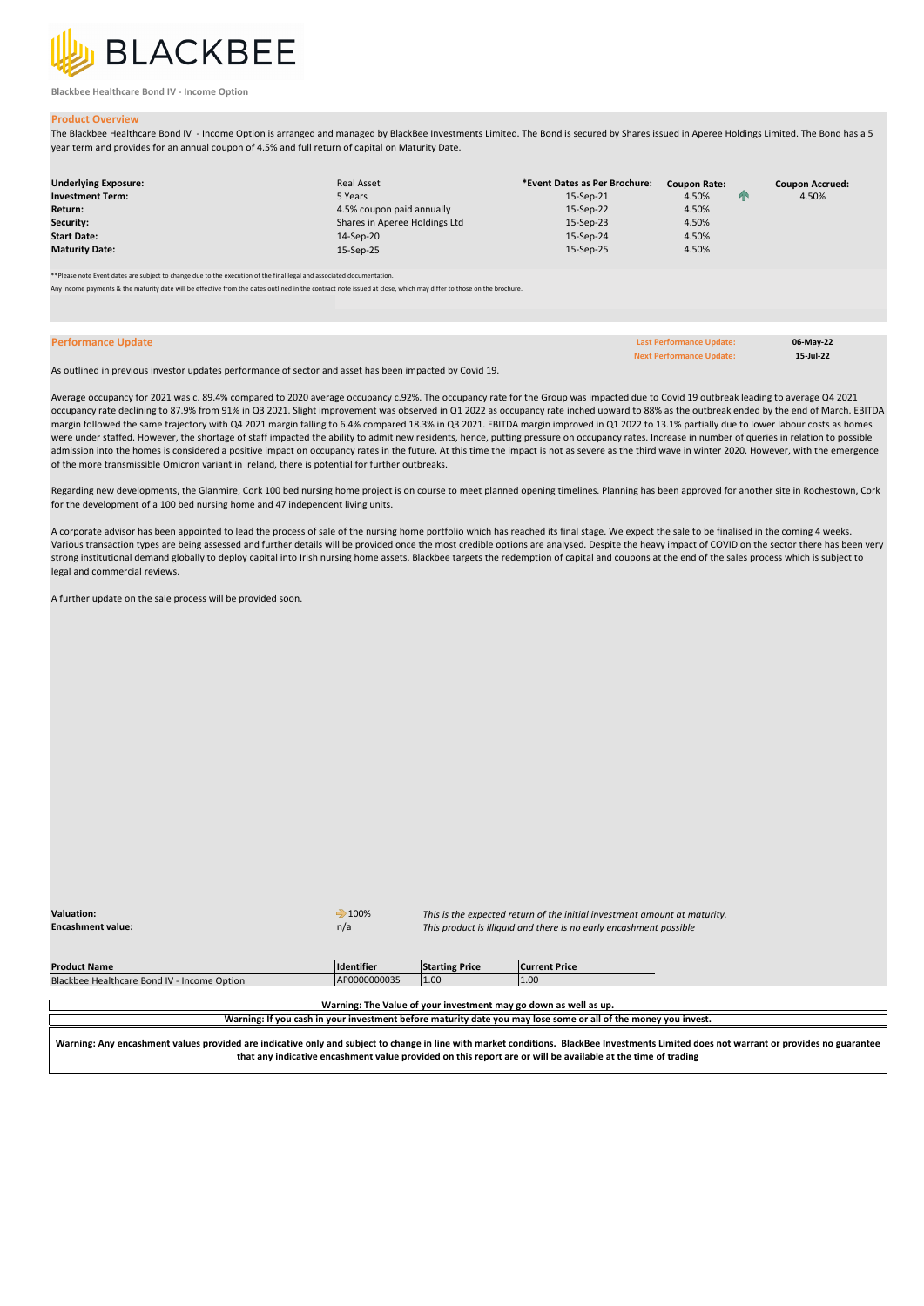BLACKBEE

Blackbee Healthcare Bond IV - Income Option

## Product Overview

The Blackbee Healthcare Bond IV - Income Option is arranged and managed by BlackBee Investments Limited. The Bond is secured by Shares issued in Aperee Holdings Limited. The Bond has a 5 year term and provides for an annual coupon of 4.5% and full return of capital on Maturity Date.

| | | *Event Dates as Per Brochure: | Coupon Rate: | Coupon Accrued: |
|---|---|---|---|---|
| **Underlying Exposure:** | Real Asset | | | |
| **Investment Term:** | 5 Years | 15-Sep-21 | 4.50% | 4.50% |
| **Return:** | 4.5% coupon paid annually | 15-Sep-22 | 4.50% | |
| **Security:** | Shares in Aperee Holdings Ltd | 15-Sep-23 | 4.50% | |
| **Start Date:** | 14-Sep-20 | 15-Sep-24 | 4.50% | |
| **Maturity Date:** | 15-Sep-25 | 15-Sep-25 | 4.50% | |

**Please note Event dates are subject to change due to the execution of the final legal and associated documentation.

Any income payments & the maturity date will be effective from the dates outlined in the contract note issued at close, which may differ to those on the brochure.

## Performance Update

| | |
|---|---|
| Last Performance Update: | 06-May-22 |
| Next Performance Update: | 15-Jul-22 |

As outlined in previous investor updates performance of sector and asset has been impacted by Covid 19.

Average occupancy for 2021 was c. 89.4% compared to 2020 average occupancy c.92%. The occupancy rate for the Group was impacted due to Covid 19 outbreak leading to average Q4 2021 occupancy rate declining to 87.9% from 91% in Q3 2021. Slight improvement was observed in Q1 2022 as occupancy rate inched upward to 88% as the outbreak ended by the end of March. EBITDA margin followed the same trajectory with Q4 2021 margin falling to 6.4% compared 18.3% in Q3 2021. EBITDA margin improved in Q1 2022 to 13.1% partially due to lower labour costs as homes were under staffed. However, the shortage of staff impacted the ability to admit new residents, hence, putting pressure on occupancy rates. Increase in number of queries in relation to possible admission into the homes is considered a positive impact on occupancy rates in the future. At this time the impact is not as severe as the third wave in winter 2020. However, with the emergence of the more transmissible Omicron variant in Ireland, there is potential for further outbreaks.

Regarding new developments, the Glanmire, Cork 100 bed nursing home project is on course to meet planned opening timelines. Planning has been approved for another site in Rochestown, Cork for the development of a 100 bed nursing home and 47 independent living units.

A corporate advisor has been appointed to lead the process of sale of the nursing home portfolio which has reached its final stage. We expect the sale to be finalised in the coming 4 weeks. Various transaction types are being assessed and further details will be provided once the most credible options are analysed. Despite the heavy impact of COVID on the sector there has been very strong institutional demand globally to deploy capital into Irish nursing home assets. Blackbee targets the redemption of capital and coupons at the end of the sales process which is subject to legal and commercial reviews.

A further update on the sale process will be provided soon.

| | | |
|---|---|---|
| **Valuation:** | 100% | *This is the expected return of the initial investment amount at maturity.* |
| **Encashment value:** | n/a | *This product is illiquid and there is no early encashment possible* |

| Product Name | Identifier | Starting Price | Current Price |
|---|---|---|---|
| Blackbee Healthcare Bond IV - Income Option | AP0000000035 | 1.00 | 1.00 |

**Warning: The Value of your investment may go down as well as up.**

**Warning: If you cash in your investment before maturity date you may lose some or all of the money you invest.**

**Warning: Any encashment values provided are indicative only and subject to change in line with market conditions. BlackBee Investments Limited does not warrant or provides no guarantee that any indicative encashment value provided on this report are or will be available at the time of trading**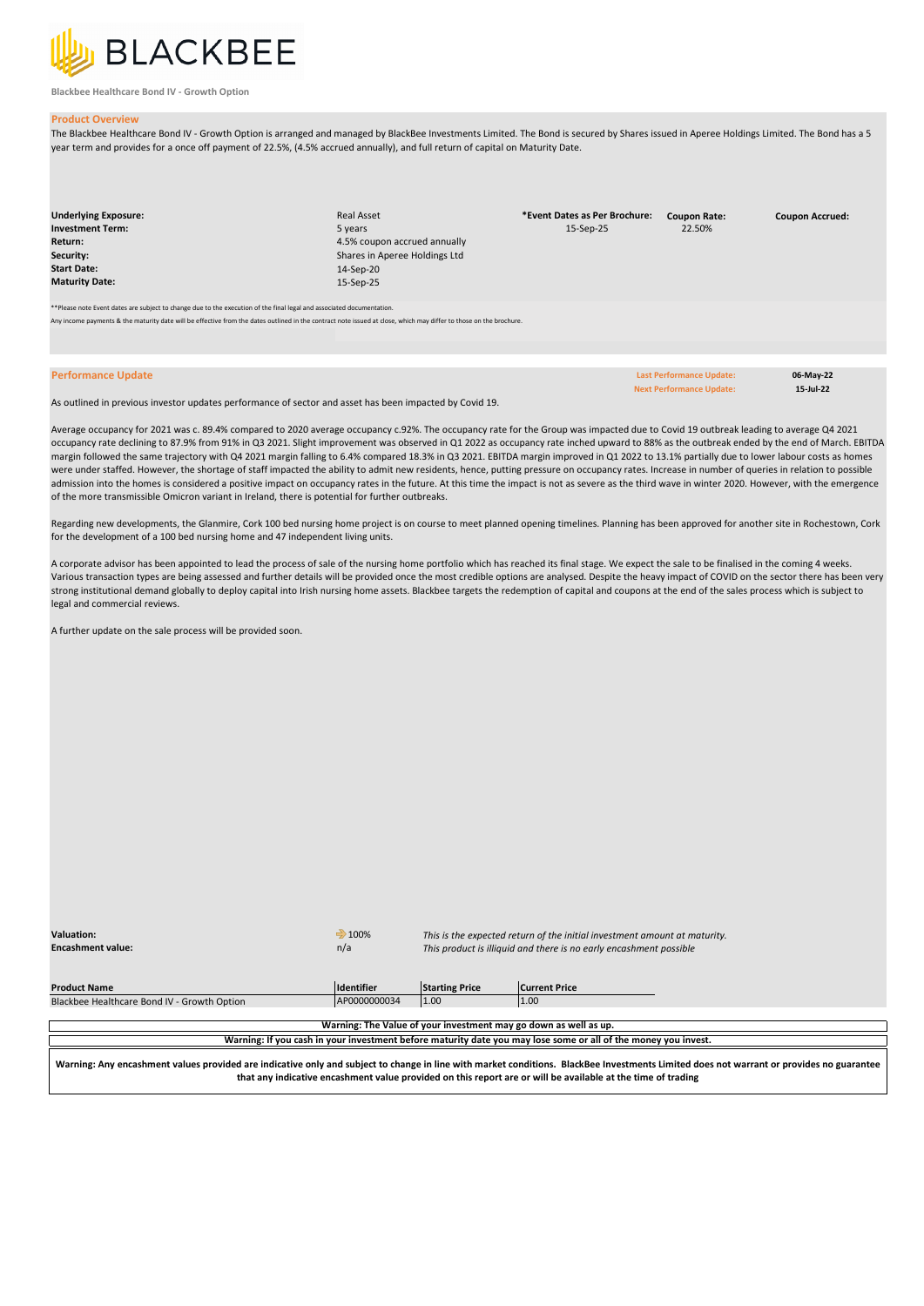# BLACKBEE

Blackbee Healthcare Bond IV - Growth Option

## Product Overview

The Blackbee Healthcare Bond IV - Growth Option is arranged and managed by BlackBee Investments Limited. The Bond is secured by Shares issued in Aperee Holdings Limited. The Bond has a 5 year term and provides for a once off payment of 22.5%, (4.5% accrued annually), and full return of capital on Maturity Date.

| | | *Event Dates as Per Brochure: | Coupon Rate: | Coupon Accrued: |
|---|---|---|---|---|
| **Underlying Exposure:** | Real Asset | 15-Sep-25 | 22.50% | |
| **Investment Term:** | 5 years | | | |
| **Return:** | 4.5% coupon accrued annually | | | |
| **Security:** | Shares in Aperee Holdings Ltd | | | |
| **Start Date:** | 14-Sep-20 | | | |
| **Maturity Date:** | 15-Sep-25 | | | |

**Please note Event dates are subject to change due to the execution of the final legal and associated documentation.

Any income payments & the maturity date will be effective from the dates outlined in the contract note issued at close, which may differ to those on the brochure.

## Performance Update

**Last Performance Update:** 06-May-22

**Next Performance Update:** 15-Jul-22

As outlined in previous investor updates performance of sector and asset has been impacted by Covid 19.

Average occupancy for 2021 was c. 89.4% compared to 2020 average occupancy c.92%. The occupancy rate for the Group was impacted due to Covid 19 outbreak leading to average Q4 2021 occupancy rate declining to 87.9% from 91% in Q3 2021. Slight improvement was observed in Q1 2022 as occupancy rate inched upward to 88% as the outbreak ended by the end of March. EBITDA margin followed the same trajectory with Q4 2021 margin falling to 6.4% compared 18.3% in Q3 2021. EBITDA margin improved in Q1 2022 to 13.1% partially due to lower labour costs as homes were under staffed. However, the shortage of staff impacted the ability to admit new residents, hence, putting pressure on occupancy rates. Increase in number of queries in relation to possible admission into the homes is considered a positive impact on occupancy rates in the future. At this time the impact is not as severe as the third wave in winter 2020. However, with the emergence of the more transmissible Omicron variant in Ireland, there is potential for further outbreaks.

Regarding new developments, the Glanmire, Cork 100 bed nursing home project is on course to meet planned opening timelines. Planning has been approved for another site in Rochestown, Cork for the development of a 100 bed nursing home and 47 independent living units.

A corporate advisor has been appointed to lead the process of sale of the nursing home portfolio which has reached its final stage. We expect the sale to be finalised in the coming 4 weeks. Various transaction types are being assessed and further details will be provided once the most credible options are analysed. Despite the heavy impact of COVID on the sector there has been very strong institutional demand globally to deploy capital into Irish nursing home assets. Blackbee targets the redemption of capital and coupons at the end of the sales process which is subject to legal and commercial reviews.

A further update on the sale process will be provided soon.

| | | |
|---|---|---|
| **Valuation:** | ➔ 100% | *This is the expected return of the initial investment amount at maturity.* |
| **Encashment value:** | n/a | *This product is illiquid and there is no early encashment possible* |

| Product Name | Identifier | Starting Price | Current Price |
|---|---|---|---|
| Blackbee Healthcare Bond IV - Growth Option | AP0000000034 | 1.00 | 1.00 |

**Warning: The Value of your investment may go down as well as up.**

**Warning: If you cash in your investment before maturity date you may lose some or all of the money you invest.**

**Warning: Any encashment values provided are indicative only and subject to change in line with market conditions. BlackBee Investments Limited does not warrant or provides no guarantee that any indicative encashment value provided on this report are or will be available at the time of trading**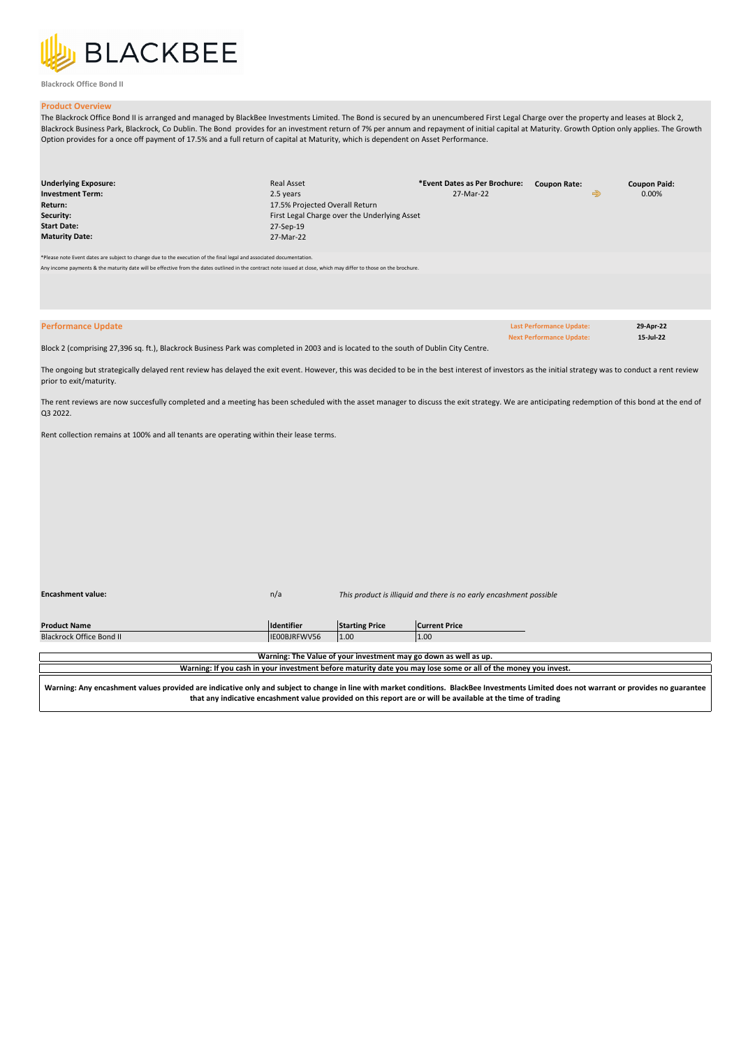BLACKBEE

Blackrock Office Bond II

## Product Overview

The Blackrock Office Bond II is arranged and managed by BlackBee Investments Limited. The Bond is secured by an unencumbered First Legal Charge over the property and leases at Block 2, Blackrock Business Park, Blackrock, Co Dublin. The Bond provides for an investment return of 7% per annum and repayment of initial capital at Maturity. Growth Option only applies. The Growth Option provides for a once off payment of 17.5% and a full return of capital at Maturity, which is dependent on Asset Performance.

| | | *Event Dates as Per Brochure: | Coupon Rate: | Coupon Paid: |
|---|---|---|---|---|
| **Underlying Exposure:** | Real Asset | 27-Mar-22 | ➩ | 0.00% |
| **Investment Term:** | 2.5 years | | | |
| **Return:** | 17.5% Projected Overall Return | | | |
| **Security:** | First Legal Charge over the Underlying Asset | | | |
| **Start Date:** | 27-Sep-19 | | | |
| **Maturity Date:** | 27-Mar-22 | | | |

*Please note Event dates are subject to change due to the execution of the final legal and associated documentation.

Any income payments & the maturity date will be effective from the dates outlined in the contract note issued at close, which may differ to those on the brochure.

## Performance Update

**Last Performance Update:** 29-Apr-22
**Next Performance Update:** 15-Jul-22

Block 2 (comprising 27,396 sq. ft.), Blackrock Business Park was completed in 2003 and is located to the south of Dublin City Centre.

The ongoing but strategically delayed rent review has delayed the exit event. However, this was decided to be in the best interest of investors as the initial strategy was to conduct a rent review prior to exit/maturity.

The rent reviews are now succesfully completed and a meeting has been scheduled with the asset manager to discuss the exit strategy. We are anticipating redemption of this bond at the end of Q3 2022.

Rent collection remains at 100% and all tenants are operating within their lease terms.

**Encashment value:** n/a *This product is illiquid and there is no early encashment possible*

| Product Name | Identifier | Starting Price | Current Price |
|---|---|---|---|
| Blackrock Office Bond II | IE00BJRFWV56 | 1.00 | 1.00 |

**Warning: The Value of your investment may go down as well as up.**

**Warning: If you cash in your investment before maturity date you may lose some or all of the money you invest.**

**Warning: Any encashment values provided are indicative only and subject to change in line with market conditions. BlackBee Investments Limited does not warrant or provides no guarantee that any indicative encashment value provided on this report are or will be available at the time of trading**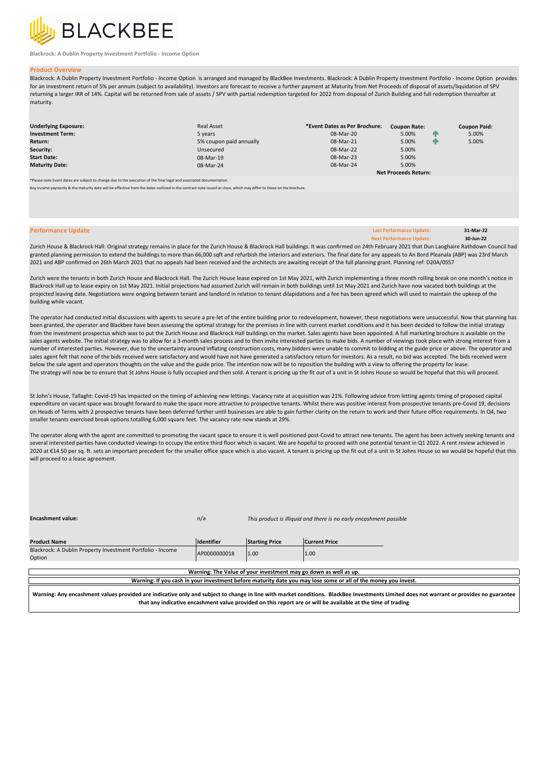BLACKBEE

Blackrock: A Dublin Property Investment Portfolio - Income Option

## Product Overview

Blackrock: A Dublin Property Investment Portfolio - Income Option is arranged and managed by BlackBee Investments. Blackrock: A Dublin Property Investment Portfolio - Income Option provides for an investment return of 5% per annum (subject to availability). Investors are forecast to receive a further payment at Maturity from Net Proceeds of disposal of assets/liquidation of SPV returning a larger IRR of 14%. Capital will be returned from sale of assets / SPV with partial redemption targeted for 2022 from disposal of Zurich Building and full redemption thereafter at maturity.

| | | *Event Dates as Per Brochure: | Coupon Rate: | | Coupon Paid: |
|---|---|---|---|---|---|
| **Underlying Exposure:** | Real Asset | | | | |
| **Investment Term:** | 5 years | 08-Mar-20 | 5.00% | ↑ | 5.00% |
| **Return:** | 5% coupon paid annually | 08-Mar-21 | 5.00% | ↑ | 5.00% |
| **Security:** | Unsecured | 08-Mar-22 | 5.00% | | |
| **Start Date:** | 08-Mar-19 | 08-Mar-23 | 5.00% | | |
| **Maturity Date:** | 08-Mar-24 | 08-Mar-24 | 5.00% | | |
| | | | **Net Proceeds Return:** | | |

*Please note Event dates are subject to change due to the execution of the final legal and associated documentation.

Any income payments & the maturity date will be effective from the dates outlined in the contract note issued at close, which may differ to those on the brochure.

## Performance Update

**Last Performance Update:** 31-Mar-22
**Next Performance Update:** 30-Jun-22

Zurich House & Blackrock Hall: Original strategy remains in place for the Zurich House & Blackrock Hall buildings. It was confirmed on 24th February 2021 that Dun Laoghaire Rathdown Council had granted planning permission to extend the buildings to more than 66,000 sqft and refurbish the interiors and exteriors. The final date for any appeals to An Bord Pleanala (ABP) was 23rd March 2021 and ABP confirmed on 26th March 2021 that no appeals had been received and the architects are awaiting receipt of the full planning grant. Planning ref: D20A/0557

Zurich were the tenants in both Zurich House and Blackrock Hall. The Zurich House lease expired on 1st May 2021, with Zurich implementing a three month rolling break on one month's notice in Blackrock Hall up to lease expiry on 1st May 2021. Initial projections had assumed Zurich will remain in both buildings until 1st May 2021 and Zurich have now vacated both buildings at the projected leaving date. Negotiations were ongoing between tenant and landlord in relation to tenant dilapidations and a fee has been agreed which will used to maintain the upkeep of the building while vacant.

The operator had conducted initial discussions with agents to secure a pre-let of the entire building prior to redevelopment, however, these negotiations were unsuccessful. Now that planning has been granted, the operator and Blackbee have been assessing the optimal strategy for the premises in line with current market conditions and it has been decided to follow the initial strategy from the investment prospectus which was to put the Zurich House and Blackrock Hall buildings on the market. Sales agents have been appointed. A full marketing brochure is available on the sales agents website. The initial strategy was to allow for a 3-month sales process and to then invite interested parties to make bids. A number of viewings took place with strong interest from a number of interested parties. However, due to the uncertainty around inflating construction costs, many bidders were unable to commit to bidding at the guide price or above. The operator and sales agent felt that none of the bids received were satisfactory and would have not have generated a satisfactory return for investors. As a result, no bid was accepted. The bids received were below the sale agent and operators thoughts on the value and the guide price. The intention now will be to reposition the building with a view to offering the property for lease.
The strategy will now be to ensure that St Johns House is fully occupied and then sold. A tenant is pricing up the fit out of a unit in St Johns House so would be hopeful that this will proceed.

St John's House, Tallaght: Covid-19 has impacted on the timing of achieving new lettings. Vacancy rate at acquisition was 21%. Following advice from letting agents timing of proposed capital expenditure on vacant space was brought forward to make the space more attractive to prospective tenants. Whilst there was positive interest from prospective tenants pre-Covid 19, decisions on Heads of Terms with 2 prospective tenants have been deferred further until businesses are able to gain further clarity on the return to work and their future office requirements. In Q4, two smaller tenants exercised break options totalling 6,000 square feet. The vacancy rate now stands at 29%.

The operator along with the agent are committed to promoting the vacant space to ensure it is well positioned post-Covid to attract new tenants. The agent has been actively seeking tenants and several interested parties have conducted viewings to occupy the entire third floor which is vacant. We are hopeful to proceed with one potential tenant in Q1 2022. A rent review achieved in 2020 at €14.50 per sq. ft. sets an important precedent for the smaller office space which is also vacant. A tenant is pricing up the fit out of a unit in St Johns House so we would be hopeful that this will proceed to a lease agreement.

**Encashment value:** n/a *This product is illiquid and there is no early encashment possible*

| Product Name | Identifier | Starting Price | Current Price |
|---|---|---|---|
| Blackrock: A Dublin Property Investment Portfolio - Income Option | AP0000000018 | 1.00 | 1.00 |

**Warning: The Value of your investment may go down as well as up.**

**Warning: If you cash in your investment before maturity date you may lose some or all of the money you invest.**

**Warning: Any encashment values provided are indicative only and subject to change in line with market conditions. BlackBee Investments Limited does not warrant or provides no guarantee that any indicative encashment value provided on this report are or will be available at the time of trading**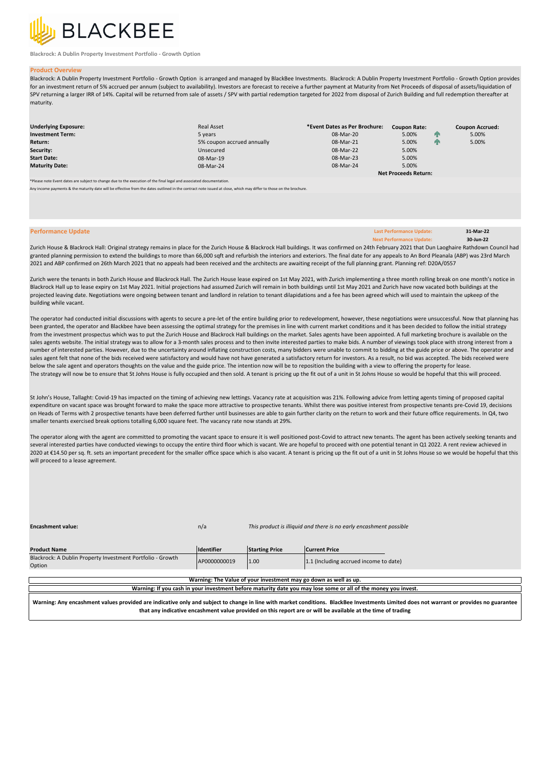BLACKBEE

**Blackrock: A Dublin Property Investment Portfolio - Growth Option**

## Product Overview

Blackrock: A Dublin Property Investment Portfolio - Growth Option is arranged and managed by BlackBee Investments. Blackrock: A Dublin Property Investment Portfolio - Growth Option provides for an investment return of 5% accrued per annum (subject to availability). Investors are forecast to receive a further payment at Maturity from Net Proceeds of disposal of assets/liquidation of SPV returning a larger IRR of 14%. Capital will be returned from sale of assets / SPV with partial redemption targeted for 2022 from disposal of Zurich Building and full redemption thereafter at maturity.

| | | *Event Dates as Per Brochure: | Coupon Rate: | | Coupon Accrued: |
|---|---|---|---|---|---|
| **Underlying Exposure:** | Real Asset | | | | |
| **Investment Term:** | 5 years | 08-Mar-20 | 5.00% | ↑ | 5.00% |
| **Return:** | 5% coupon accrued annually | 08-Mar-21 | 5.00% | ↑ | 5.00% |
| **Security:** | Unsecured | 08-Mar-22 | 5.00% | | |
| **Start Date:** | 08-Mar-19 | 08-Mar-23 | 5.00% | | |
| **Maturity Date:** | 08-Mar-24 | 08-Mar-24 | 5.00% | | |
| | | | **Net Proceeds Return:** | | |

*Please note Event dates are subject to change due to the execution of the final legal and associated documentation.

Any income payments & the maturity date will be effective from the dates outlined in the contract note issued at close, which may differ to those on the brochure.

## Performance Update

**Last Performance Update:** 31-Mar-22
**Next Performance Update:** 30-Jun-22

Zurich House & Blackrock Hall: Original strategy remains in place for the Zurich House & Blackrock Hall buildings. It was confirmed on 24th February 2021 that Dun Laoghaire Rathdown Council had granted planning permission to extend the buildings to more than 66,000 sqft and refurbish the interiors and exteriors. The final date for any appeals to An Bord Pleanala (ABP) was 23rd March 2021 and ABP confirmed on 26th March 2021 that no appeals had been received and the architects are awaiting receipt of the full planning grant. Planning ref: D20A/0557

Zurich were the tenants in both Zurich House and Blackrock Hall. The Zurich House lease expired on 1st May 2021, with Zurich implementing a three month rolling break on one month's notice in Blackrock Hall up to lease expiry on 1st May 2021. Initial projections had assumed Zurich will remain in both buildings until 1st May 2021 and Zurich have now vacated both buildings at the projected leaving date. Negotiations were ongoing between tenant and landlord in relation to tenant dilapidations and a fee has been agreed which will used to maintain the upkeep of the building while vacant.

The operator had conducted initial discussions with agents to secure a pre-let of the entire building prior to redevelopment, however, these negotiations were unsuccessful. Now that planning has been granted, the operator and Blackbee have been assessing the optimal strategy for the premises in line with current market conditions and it has been decided to follow the initial strategy from the investment prospectus which was to put the Zurich House and Blackrock Hall buildings on the market. Sales agents have been appointed. A full marketing brochure is available on the sales agents website. The initial strategy was to allow for a 3-month sales process and to then invite interested parties to make bids. A number of viewings took place with strong interest from a number of interested parties. However, due to the uncertainty around inflating construction costs, many bidders were unable to commit to bidding at the guide price or above. The operator and sales agent felt that none of the bids received were satisfactory and would have not have generated a satisfactory return for investors. As a result, no bid was accepted. The bids received were below the sale agent and operators thoughts on the value and the guide price. The intention now will be to reposition the building with a view to offering the property for lease.
The strategy will now be to ensure that St Johns House is fully occupied and then sold. A tenant is pricing up the fit out of a unit in St Johns House so would be hopeful that this will proceed.

St John's House, Tallaght: Covid-19 has impacted on the timing of achieving new lettings. Vacancy rate at acquisition was 21%. Following advice from letting agents timing of proposed capital expenditure on vacant space was brought forward to make the space more attractive to prospective tenants. Whilst there was positive interest from prospective tenants pre-Covid 19, decisions on Heads of Terms with 2 prospective tenants have been deferred further until businesses are able to gain further clarity on the return to work and their future office requirements. In Q4, two smaller tenants exercised break options totalling 6,000 square feet. The vacancy rate now stands at 29%.

The operator along with the agent are committed to promoting the vacant space to ensure it is well positioned post-Covid to attract new tenants. The agent has been actively seeking tenants and several interested parties have conducted viewings to occupy the entire third floor which is vacant. We are hopeful to proceed with one potential tenant in Q1 2022. A rent review achieved in 2020 at €14.50 per sq. ft. sets an important precedent for the smaller office space which is also vacant. A tenant is pricing up the fit out of a unit in St Johns House so we would be hopeful that this will proceed to a lease agreement.

**Encashment value:** n/a *This product is illiquid and there is no early encashment possible*

| Product Name | Identifier | Starting Price | Current Price |
|---|---|---|---|
| Blackrock: A Dublin Property Investment Portfolio - Growth Option | AP0000000019 | 1.00 | 1.1 (Including accrued income to date) |

**Warning: The Value of your investment may go down as well as up.**

**Warning: If you cash in your investment before maturity date you may lose some or all of the money you invest.**

**Warning: Any encashment values provided are indicative only and subject to change in line with market conditions. BlackBee Investments Limited does not warrant or provides no guarantee that any indicative encashment value provided on this report are or will be available at the time of trading**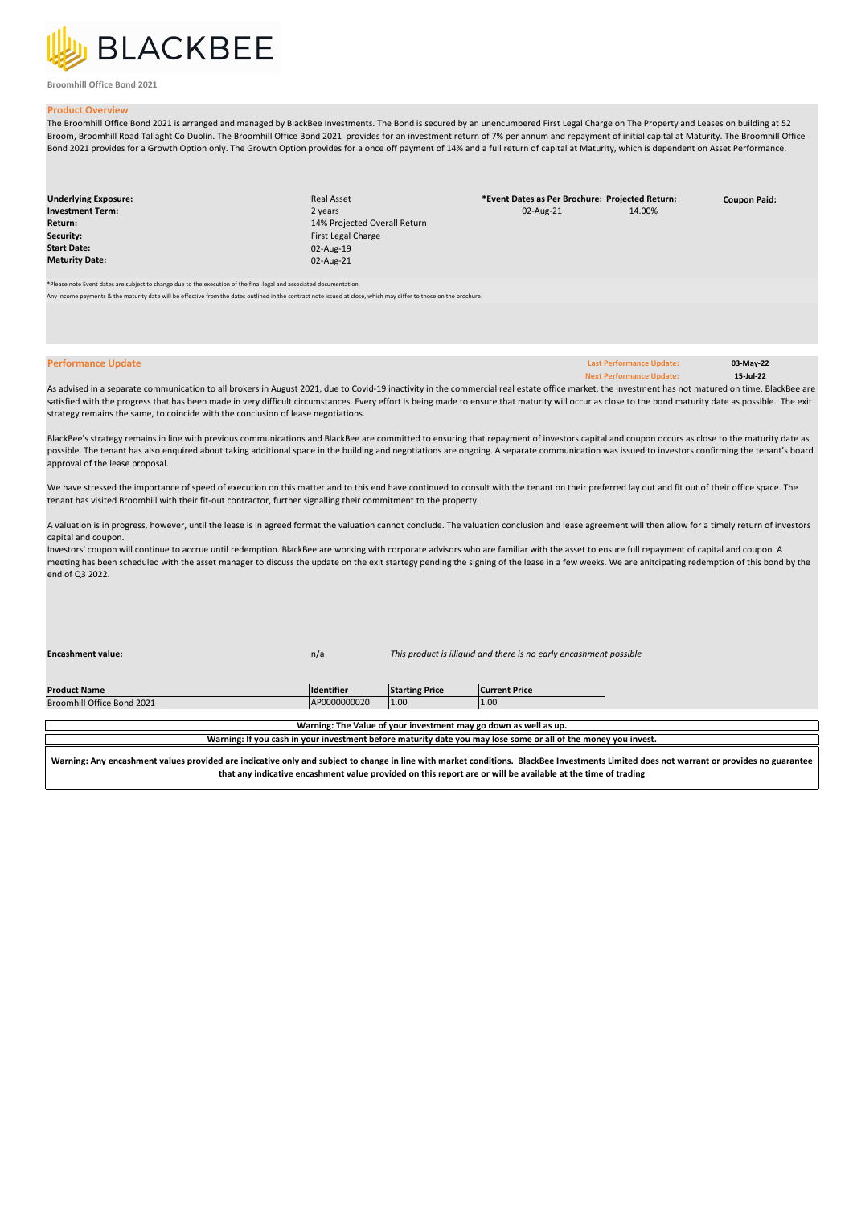BLACKBEE

Broomhill Office Bond 2021

## Product Overview

The Broomhill Office Bond 2021 is arranged and managed by BlackBee Investments. The Bond is secured by an unencumbered First Legal Charge on The Property and Leases on building at 52 Broom, Broomhill Road Tallaght Co Dublin. The Broomhill Office Bond 2021 provides for an investment return of 7% per annum and repayment of initial capital at Maturity. The Broomhill Office Bond 2021 provides for a Growth Option only. The Growth Option provides for a once off payment of 14% and a full return of capital at Maturity, which is dependent on Asset Performance.

| | | | | |
|---|---|---|---|---|
| **Underlying Exposure:** | Real Asset | ***Event Dates as Per Brochure:** | **Projected Return:** | **Coupon Paid:** |
| **Investment Term:** | 2 years | 02-Aug-21 | 14.00% | |
| **Return:** | 14% Projected Overall Return | | | |
| **Security:** | First Legal Charge | | | |
| **Start Date:** | 02-Aug-19 | | | |
| **Maturity Date:** | 02-Aug-21 | | | |

*Please note Event dates are subject to change due to the execution of the final legal and associated documentation.

Any income payments & the maturity date will be effective from the dates outlined in the contract note issued at close, which may differ to those on the brochure.

## Performance Update

**Last Performance Update:** 03-May-22
**Next Performance Update:** 15-Jul-22

As advised in a separate communication to all brokers in August 2021, due to Covid-19 inactivity in the commercial real estate office market, the investment has not matured on time. BlackBee are satisfied with the progress that has been made in very difficult circumstances. Every effort is being made to ensure that maturity will occur as close to the bond maturity date as possible. The exit strategy remains the same, to coincide with the conclusion of lease negotiations.

BlackBee's strategy remains in line with previous communications and BlackBee are committed to ensuring that repayment of investors capital and coupon occurs as close to the maturity date as possible. The tenant has also enquired about taking additional space in the building and negotiations are ongoing. A separate communication was issued to investors confirming the tenant's board approval of the lease proposal.

We have stressed the importance of speed of execution on this matter and to this end have continued to consult with the tenant on their preferred lay out and fit out of their office space. The tenant has visited Broomhill with their fit-out contractor, further signalling their commitment to the property.

A valuation is in progress, however, until the lease is in agreed format the valuation cannot conclude. The valuation conclusion and lease agreement will then allow for a timely return of investors capital and coupon.
Investors' coupon will continue to accrue until redemption. BlackBee are working with corporate advisors who are familiar with the asset to ensure full repayment of capital and coupon. A meeting has been scheduled with the asset manager to discuss the update on the exit startegy pending the signing of the lease in a few weeks. We are anitcipating redemption of this bond by the end of Q3 2022.

**Encashment value:** n/a *This product is illiquid and there is no early encashment possible*

| Product Name | Identifier | Starting Price | Current Price |
|---|---|---|---|
| Broomhill Office Bond 2021 | AP0000000020 | 1.00 | 1.00 |

**Warning: The Value of your investment may go down as well as up.**

**Warning: If you cash in your investment before maturity date you may lose some or all of the money you invest.**

**Warning: Any encashment values provided are indicative only and subject to change in line with market conditions. BlackBee Investments Limited does not warrant or provides no guarantee that any indicative encashment value provided on this report are or will be available at the time of trading**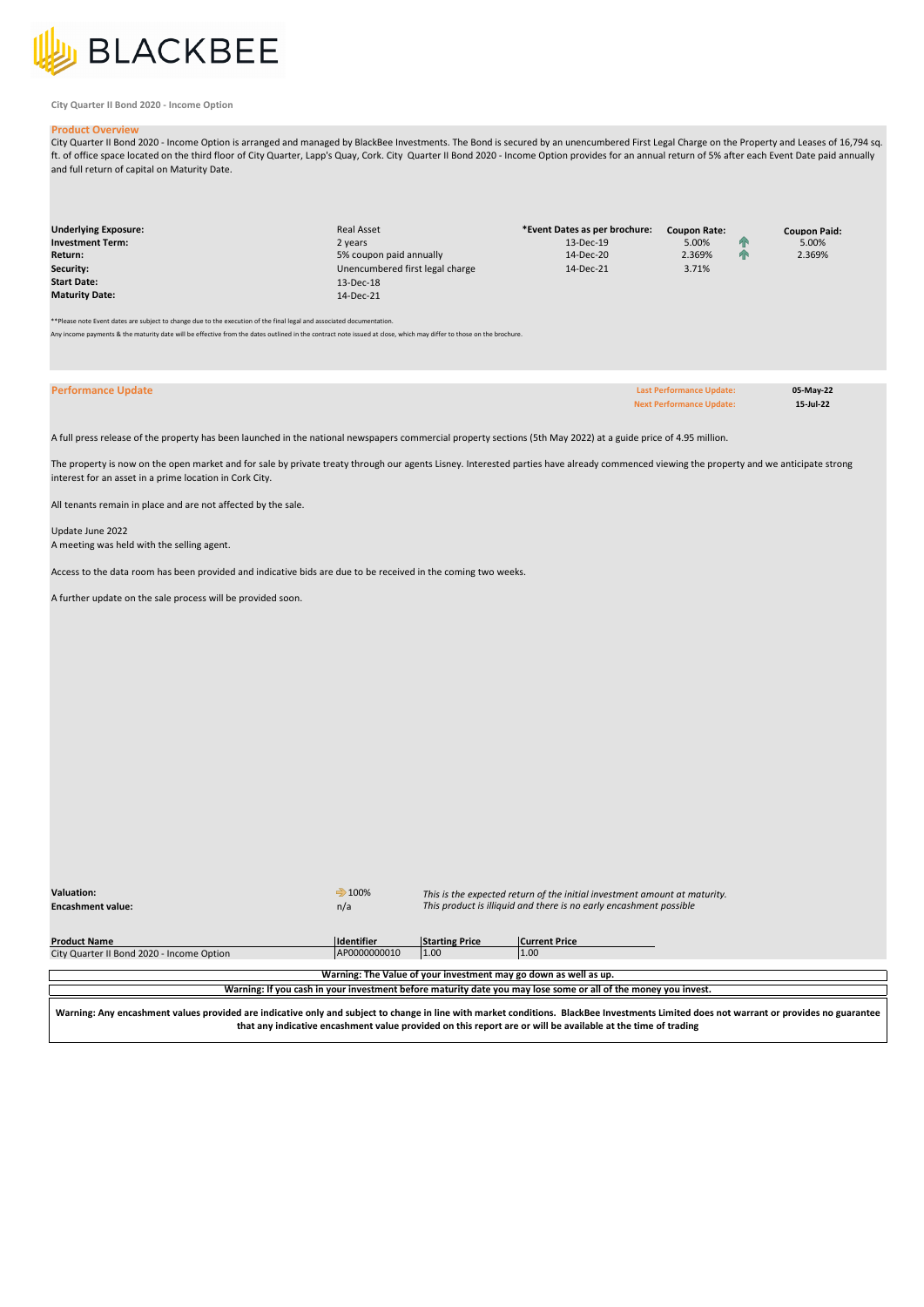BLACKBEE

City Quarter II Bond 2020 - Income Option

## Product Overview

City Quarter II Bond 2020 - Income Option is arranged and managed by BlackBee Investments. The Bond is secured by an unencumbered First Legal Charge on the Property and Leases of 16,794 sq. ft. of office space located on the third floor of City Quarter, Lapp's Quay, Cork. City Quarter II Bond 2020 - Income Option provides for an annual return of 5% after each Event Date paid annually and full return of capital on Maturity Date.

| | | *Event Dates as per brochure: | Coupon Rate: | Coupon Paid: |
|---|---|---|---|---|
| **Underlying Exposure:** | Real Asset | | | |
| **Investment Term:** | 2 years | 13-Dec-19 | 5.00% | 5.00% |
| **Return:** | 5% coupon paid annually | 14-Dec-20 | 2.369% | 2.369% |
| **Security:** | Unencumbered first legal charge | 14-Dec-21 | 3.71% | |
| **Start Date:** | 13-Dec-18 | | | |
| **Maturity Date:** | 14-Dec-21 | | | |

**Please note Event dates are subject to change due to the execution of the final legal and associated documentation.

Any income payments & the maturity date will be effective from the dates outlined in the contract note issued at close, which may differ to those on the brochure.

## Performance Update

**Last Performance Update:** 05-May-22
**Next Performance Update:** 15-Jul-22

A full press release of the property has been launched in the national newspapers commercial property sections (5th May 2022) at a guide price of 4.95 million.

The property is now on the open market and for sale by private treaty through our agents Lisney. Interested parties have already commenced viewing the property and we anticipate strong interest for an asset in a prime location in Cork City.

All tenants remain in place and are not affected by the sale.

Update June 2022
A meeting was held with the selling agent.

Access to the data room has been provided and indicative bids are due to be received in the coming two weeks.

A further update on the sale process will be provided soon.

**Valuation:** 100% — *This is the expected return of the initial investment amount at maturity.*
**Encashment value:** n/a — *This product is illiquid and there is no early encashment possible*

| Product Name | Identifier | Starting Price | Current Price |
|---|---|---|---|
| City Quarter II Bond 2020 - Income Option | AP0000000010 | 1.00 | 1.00 |

**Warning: The Value of your investment may go down as well as up.**

**Warning: If you cash in your investment before maturity date you may lose some or all of the money you invest.**

**Warning: Any encashment values provided are indicative only and subject to change in line with market conditions. BlackBee Investments Limited does not warrant or provides no guarantee that any indicative encashment value provided on this report are or will be available at the time of trading**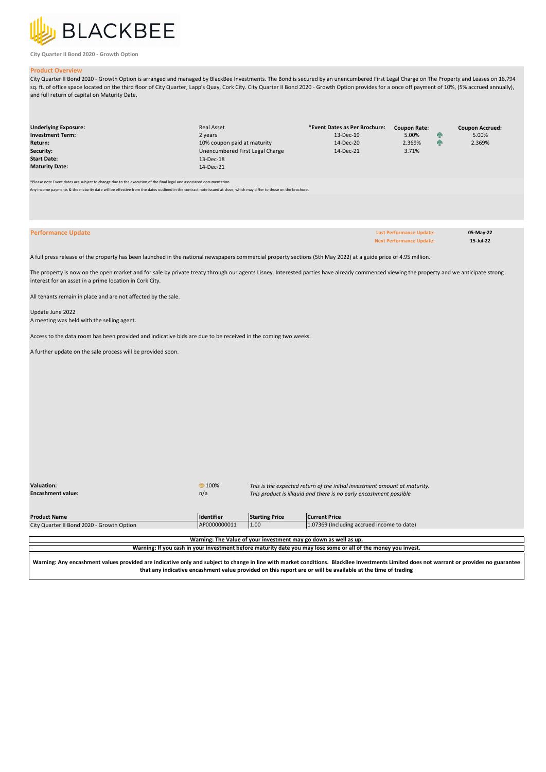BLACKBEE

City Quarter II Bond 2020 - Growth Option

## Product Overview

City Quarter II Bond 2020 - Growth Option is arranged and managed by BlackBee Investments. The Bond is secured by an unencumbered First Legal Charge on The Property and Leases on 16,794 sq. ft. of office space located on the third floor of City Quarter, Lapp's Quay, Cork City. City Quarter II Bond 2020 - Growth Option provides for a once off payment of 10%, (5% accrued annually), and full return of capital on Maturity Date.

| | | *Event Dates as Per Brochure: | Coupon Rate: | | Coupon Accrued: |
|---|---|---|---|---|---|
| **Underlying Exposure:** | Real Asset | | | | |
| **Investment Term:** | 2 years | 13-Dec-19 | 5.00% | ↑ | 5.00% |
| **Return:** | 10% coupon paid at maturity | 14-Dec-20 | 2.369% | ↑ | 2.369% |
| **Security:** | Unencumbered First Legal Charge | 14-Dec-21 | 3.71% | | |
| **Start Date:** | 13-Dec-18 | | | | |
| **Maturity Date:** | 14-Dec-21 | | | | |

*Please note Event dates are subject to change due to the execution of the final legal and associated documentation.

Any income payments & the maturity date will be effective from the dates outlined in the contract note issued at close, which may differ to those on the brochure.

## Performance Update

**Last Performance Update:** 05-May-22
**Next Performance Update:** 15-Jul-22

A full press release of the property has been launched in the national newspapers commercial property sections (5th May 2022) at a guide price of 4.95 million.

The property is now on the open market and for sale by private treaty through our agents Lisney. Interested parties have already commenced viewing the property and we anticipate strong interest for an asset in a prime location in Cork City.

All tenants remain in place and are not affected by the sale.

Update June 2022
A meeting was held with the selling agent.

Access to the data room has been provided and indicative bids are due to be received in the coming two weeks.

A further update on the sale process will be provided soon.

| | | |
|---|---|---|
| **Valuation:** | ➡ 100% | *This is the expected return of the initial investment amount at maturity.* |
| **Encashment value:** | n/a | *This product is illiquid and there is no early encashment possible* |

| Product Name | Identifier | Starting Price | Current Price |
|---|---|---|---|
| City Quarter II Bond 2020 - Growth Option | AP0000000011 | 1.00 | 1.07369 (Including accrued income to date) |

**Warning: The Value of your investment may go down as well as up.**

**Warning: If you cash in your investment before maturity date you may lose some or all of the money you invest.**

**Warning: Any encashment values provided are indicative only and subject to change in line with market conditions. BlackBee Investments Limited does not warrant or provides no guarantee that any indicative encashment value provided on this report are or will be available at the time of trading**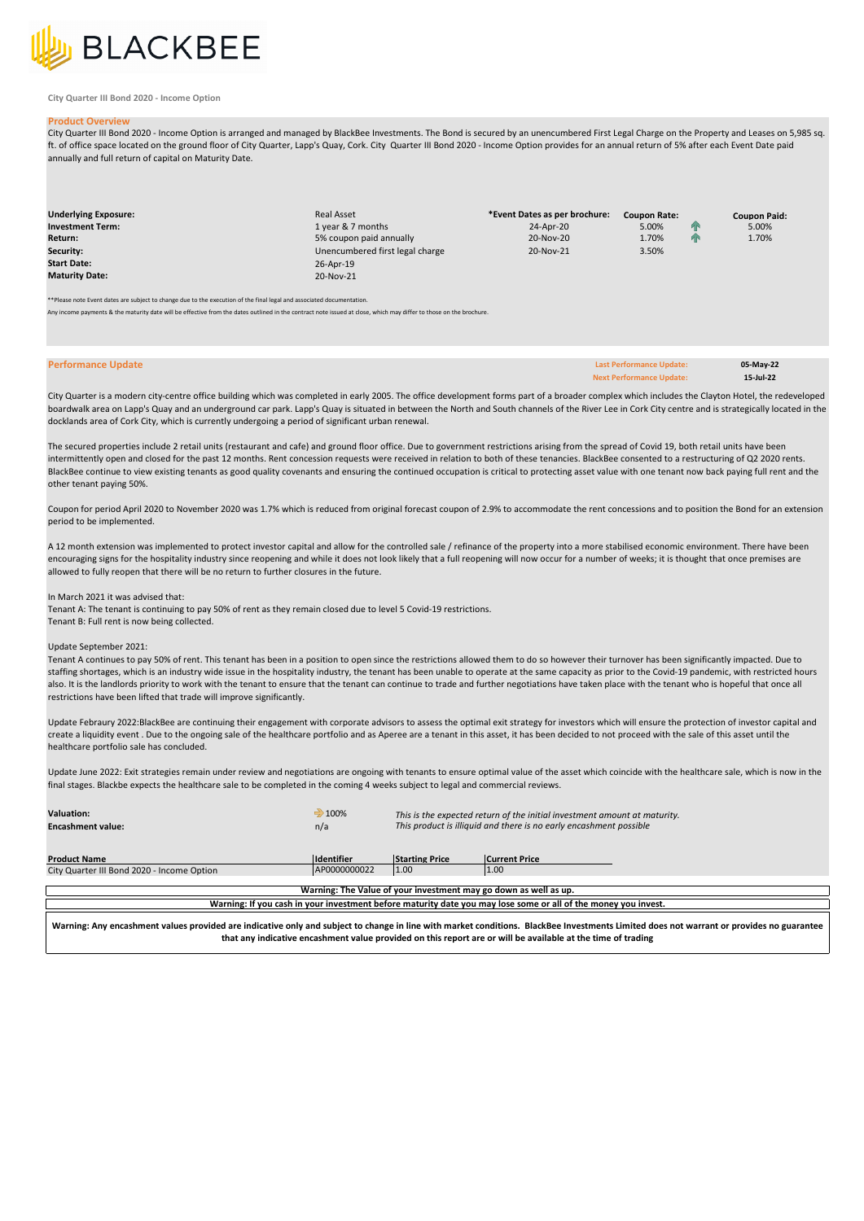BLACKBEE

City Quarter III Bond 2020 - Income Option

## Product Overview

City Quarter III Bond 2020 - Income Option is arranged and managed by BlackBee Investments. The Bond is secured by an unencumbered First Legal Charge on the Property and Leases on 5,985 sq. ft. of office space located on the ground floor of City Quarter, Lapp's Quay, Cork. City Quarter III Bond 2020 - Income Option provides for an annual return of 5% after each Event Date paid annually and full return of capital on Maturity Date.

| | | *Event Dates as per brochure: | Coupon Rate: | Coupon Paid: |
|---|---|---|---|---|
| **Underlying Exposure:** | Real Asset | | | |
| **Investment Term:** | 1 year & 7 months | 24-Apr-20 | 5.00% | 5.00% |
| **Return:** | 5% coupon paid annually | 20-Nov-20 | 1.70% | 1.70% |
| **Security:** | Unencumbered first legal charge | 20-Nov-21 | 3.50% | |
| **Start Date:** | 26-Apr-19 | | | |
| **Maturity Date:** | 20-Nov-21 | | | |

**Please note Event dates are subject to change due to the execution of the final legal and associated documentation.

Any income payments & the maturity date will be effective from the dates outlined in the contract note issued at close, which may differ to those on the brochure.

## Performance Update

**Last Performance Update:** 05-May-22
**Next Performance Update:** 15-Jul-22

City Quarter is a modern city-centre office building which was completed in early 2005. The office development forms part of a broader complex which includes the Clayton Hotel, the redeveloped boardwalk area on Lapp's Quay and an underground car park. Lapp's Quay is situated in between the North and South channels of the River Lee in Cork City centre and is strategically located in the docklands area of Cork City, which is currently undergoing a period of significant urban renewal.

The secured properties include 2 retail units (restaurant and cafe) and ground floor office. Due to government restrictions arising from the spread of Covid 19, both retail units have been intermittently open and closed for the past 12 months. Rent concession requests were received in relation to both of these tenancies. BlackBee consented to a restructuring of Q2 2020 rents. BlackBee continue to view existing tenants as good quality covenants and ensuring the continued occupation is critical to protecting asset value with one tenant now back paying full rent and the other tenant paying 50%.

Coupon for period April 2020 to November 2020 was 1.7% which is reduced from original forecast coupon of 2.9% to accommodate the rent concessions and to position the Bond for an extension period to be implemented.

A 12 month extension was implemented to protect investor capital and allow for the controlled sale / refinance of the property into a more stabilised economic environment. There have been encouraging signs for the hospitality industry since reopening and while it does not look likely that a full reopening will now occur for a number of weeks; it is thought that once premises are allowed to fully reopen that there will be no return to further closures in the future.

In March 2021 it was advised that:
Tenant A: The tenant is continuing to pay 50% of rent as they remain closed due to level 5 Covid-19 restrictions.
Tenant B: Full rent is now being collected.

Update September 2021:
Tenant A continues to pay 50% of rent. This tenant has been in a position to open since the restrictions allowed them to do so however their turnover has been significantly impacted. Due to staffing shortages, which is an industry wide issue in the hospitality industry, the tenant has been unable to operate at the same capacity as prior to the Covid-19 pandemic, with restricted hours also. It is the landlords priority to work with the tenant to ensure that the tenant can continue to trade and further negotiations have taken place with the tenant who is hopeful that once all restrictions have been lifted that trade will improve significantly.

Update Febraury 2022:BlackBee are continuing their engagement with corporate advisors to assess the optimal exit strategy for investors which will ensure the protection of investor capital and create a liquidity event . Due to the ongoing sale of the healthcare portfolio and as Aperee are a tenant in this asset, it has been decided to not proceed with the sale of this asset until the healthcare portfolio sale has concluded.

Update June 2022: Exit strategies remain under review and negotiations are ongoing with tenants to ensure optimal value of the asset which coincide with the healthcare sale, which is now in the final stages. Blackbe expects the healthcare sale to be completed in the coming 4 weeks subject to legal and commercial reviews.

| | | |
|---|---|---|
| **Valuation:** | 100% | *This is the expected return of the initial investment amount at maturity.* |
| **Encashment value:** | n/a | *This product is illiquid and there is no early encashment possible* |

| Product Name | Identifier | Starting Price | Current Price |
|---|---|---|---|
| City Quarter III Bond 2020 - Income Option | AP0000000022 | 1.00 | 1.00 |

**Warning: The Value of your investment may go down as well as up.**

**Warning: If you cash in your investment before maturity date you may lose some or all of the money you invest.**

**Warning: Any encashment values provided are indicative only and subject to change in line with market conditions. BlackBee Investments Limited does not warrant or provides no guarantee that any indicative encashment value provided on this report are or will be available at the time of trading**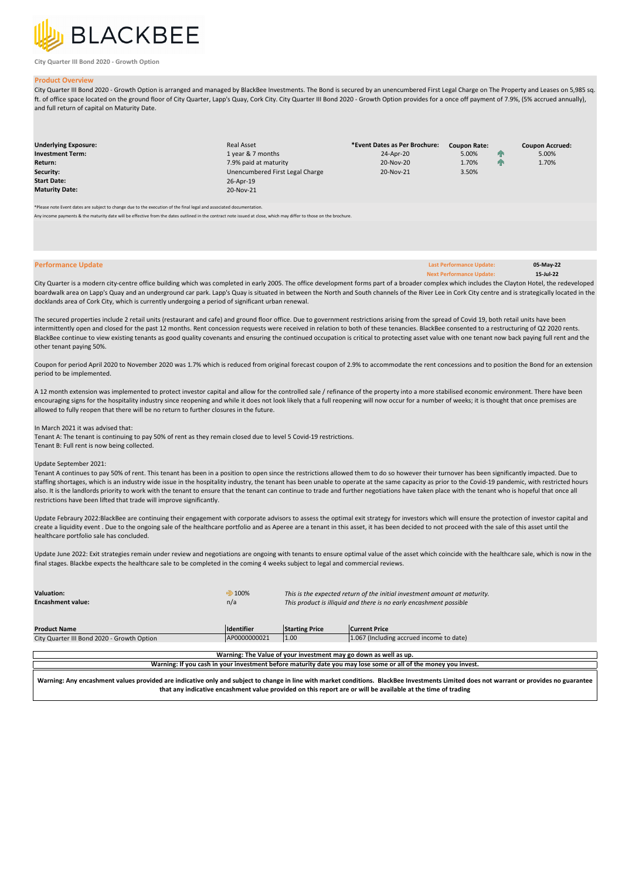BLACKBEE

City Quarter III Bond 2020 - Growth Option

## Product Overview

City Quarter III Bond 2020 - Growth Option is arranged and managed by BlackBee Investments. The Bond is secured by an unencumbered First Legal Charge on The Property and Leases on 5,985 sq. ft. of office space located on the ground floor of City Quarter, Lapp's Quay, Cork City. City Quarter III Bond 2020 - Growth Option provides for a once off payment of 7.9%, (5% accrued annually), and full return of capital on Maturity Date.

| | | *Event Dates as Per Brochure: | Coupon Rate: | | Coupon Accrued: |
|---|---|---|---|---|---|
| **Underlying Exposure:** | Real Asset | | | | |
| **Investment Term:** | 1 year & 7 months | 24-Apr-20 | 5.00% | ↑ | 5.00% |
| **Return:** | 7.9% paid at maturity | 20-Nov-20 | 1.70% | ↑ | 1.70% |
| **Security:** | Unencumbered First Legal Charge | 20-Nov-21 | 3.50% | | |
| **Start Date:** | 26-Apr-19 | | | | |
| **Maturity Date:** | 20-Nov-21 | | | | |

*Please note Event dates are subject to change due to the execution of the final legal and associated documentation.

Any income payments & the maturity date will be effective from the dates outlined in the contract note issued at close, which may differ to those on the brochure.

## Performance Update

**Last Performance Update:** 05-May-22
**Next Performance Update:** 15-Jul-22

City Quarter is a modern city-centre office building which was completed in early 2005. The office development forms part of a broader complex which includes the Clayton Hotel, the redeveloped boardwalk area on Lapp's Quay and an underground car park. Lapp's Quay is situated in between the North and South channels of the River Lee in Cork City centre and is strategically located in the docklands area of Cork City, which is currently undergoing a period of significant urban renewal.

The secured properties include 2 retail units (restaurant and cafe) and ground floor office. Due to government restrictions arising from the spread of Covid 19, both retail units have been intermittently open and closed for the past 12 months. Rent concession requests were received in relation to both of these tenancies. BlackBee consented to a restructuring of Q2 2020 rents. BlackBee continue to view existing tenants as good quality covenants and ensuring the continued occupation is critical to protecting asset value with one tenant now back paying full rent and the other tenant paying 50%.

Coupon for period April 2020 to November 2020 was 1.7% which is reduced from original forecast coupon of 2.9% to accommodate the rent concessions and to position the Bond for an extension period to be implemented.

A 12 month extension was implemented to protect investor capital and allow for the controlled sale / refinance of the property into a more stabilised economic environment. There have been encouraging signs for the hospitality industry since reopening and while it does not look likely that a full reopening will now occur for a number of weeks; it is thought that once premises are allowed to fully reopen that there will be no return to further closures in the future.

In March 2021 it was advised that:
Tenant A: The tenant is continuing to pay 50% of rent as they remain closed due to level 5 Covid-19 restrictions.
Tenant B: Full rent is now being collected.

Update September 2021:
Tenant A continues to pay 50% of rent. This tenant has been in a position to open since the restrictions allowed them to do so however their turnover has been significantly impacted. Due to staffing shortages, which is an industry wide issue in the hospitality industry, the tenant has been unable to operate at the same capacity as prior to the Covid-19 pandemic, with restricted hours also. It is the landlords priority to work with the tenant to ensure that the tenant can continue to trade and further negotiations have taken place with the tenant who is hopeful that once all restrictions have been lifted that trade will improve significantly.

Update Febraury 2022:BlackBee are continuing their engagement with corporate advisors to assess the optimal exit strategy for investors which will ensure the protection of investor capital and create a liquidity event . Due to the ongoing sale of the healthcare portfolio and as Aperee are a tenant in this asset, it has been decided to not proceed with the sale of this asset until the healthcare portfolio sale has concluded.

Update June 2022: Exit strategies remain under review and negotiations are ongoing with tenants to ensure optimal value of the asset which coincide with the healthcare sale, which is now in the final stages. Blackbe expects the healthcare sale to be completed in the coming 4 weeks subject to legal and commercial reviews.

| | | |
|---|---|---|
| **Valuation:** | ➡ 100% | *This is the expected return of the initial investment amount at maturity.* |
| **Encashment value:** | n/a | *This product is illiquid and there is no early encashment possible* |

| Product Name | Identifier | Starting Price | Current Price |
|---|---|---|---|
| City Quarter III Bond 2020 - Growth Option | AP0000000021 | 1.00 | 1.067 (Including accrued income to date) |

**Warning: The Value of your investment may go down as well as up.**

**Warning: If you cash in your investment before maturity date you may lose some or all of the money you invest.**

**Warning: Any encashment values provided are indicative only and subject to change in line with market conditions. BlackBee Investments Limited does not warrant or provides no guarantee that any indicative encashment value provided on this report are or will be available at the time of trading**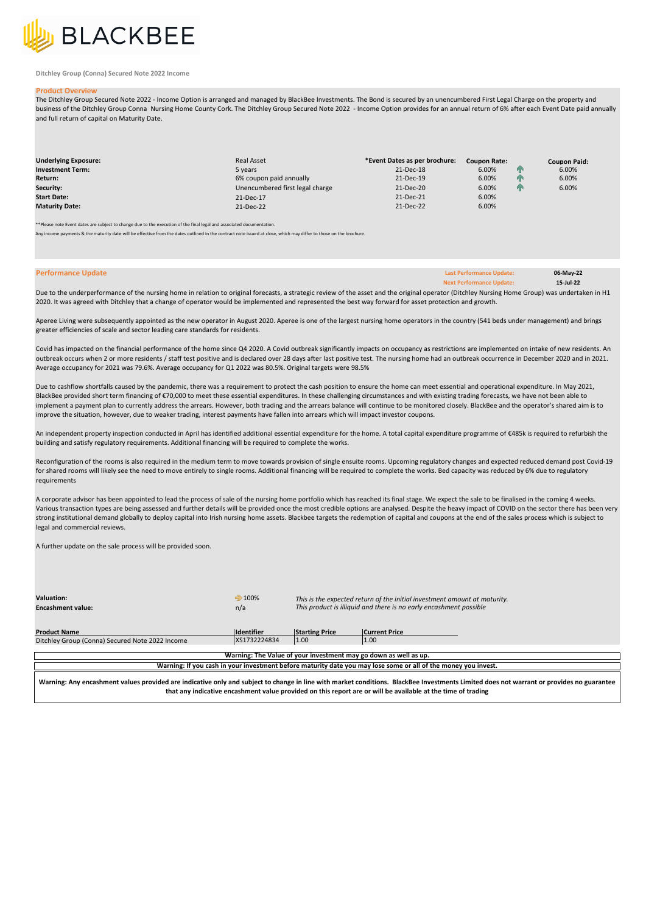BLACKBEE

**Ditchley Group (Conna) Secured Note 2022 Income**

## Product Overview

The Ditchley Group Secured Note 2022 - Income Option is arranged and managed by BlackBee Investments. The Bond is secured by an unencumbered First Legal Charge on the property and business of the Ditchley Group Conna Nursing Home County Cork. The Ditchley Group Secured Note 2022 - Income Option provides for an annual return of 6% after each Event Date paid annually and full return of capital on Maturity Date.

| | | *Event Dates as per brochure: | Coupon Rate: | Coupon Paid: |
|---|---|---|---|---|
| **Underlying Exposure:** | Real Asset | 21-Dec-18 | 6.00% | 6.00% |
| **Investment Term:** | 5 years | 21-Dec-19 | 6.00% | 6.00% |
| **Return:** | 6% coupon paid annually | 21-Dec-20 | 6.00% | 6.00% |
| **Security:** | Unencumbered first legal charge | 21-Dec-21 | 6.00% | |
| **Start Date:** | 21-Dec-17 | 21-Dec-22 | 6.00% | |
| **Maturity Date:** | 21-Dec-22 | | | |

**Please note Event dates are subject to change due to the execution of the final legal and associated documentation.

Any income payments & the maturity date will be effective from the dates outlined in the contract note issued at close, which may differ to those on the brochure.

## Performance Update

**Last Performance Update:** 06-May-22
**Next Performance Update:** 15-Jul-22

Due to the underperformance of the nursing home in relation to original forecasts, a strategic review of the asset and the original operator (Ditchley Nursing Home Group) was undertaken in H1 2020. It was agreed with Ditchley that a change of operator would be implemented and represented the best way forward for asset protection and growth.

Aperee Living were subsequently appointed as the new operator in August 2020. Aperee is one of the largest nursing home operators in the country (541 beds under management) and brings greater efficiencies of scale and sector leading care standards for residents.

Covid has impacted on the financial performance of the home since Q4 2020. A Covid outbreak significantly impacts on occupancy as restrictions are implemented on intake of new residents. An outbreak occurs when 2 or more residents / staff test positive and is declared over 28 days after last positive test. The nursing home had an outbreak occurrence in December 2020 and in 2021. Average occupancy for 2021 was 79.6%. Average occupancy for Q1 2022 was 80.5%. Original targets were 98.5%

Due to cashflow shortfalls caused by the pandemic, there was a requirement to protect the cash position to ensure the home can meet essential and operational expenditure. In May 2021, BlackBee provided short term financing of €70,000 to meet these essential expenditures. In these challenging circumstances and with existing trading forecasts, we have not been able to implement a payment plan to currently address the arrears. However, both trading and the arrears balance will continue to be monitored closely. BlackBee and the operator's shared aim is to improve the situation, however, due to weaker trading, interest payments have fallen into arrears which will impact investor coupons.

An independent property inspection conducted in April has identified additional essential expenditure for the home. A total capital expenditure programme of €485k is required to refurbish the building and satisfy regulatory requirements. Additional financing will be required to complete the works.

Reconfiguration of the rooms is also required in the medium term to move towards provision of single ensuite rooms. Upcoming regulatory changes and expected reduced demand post Covid-19 for shared rooms will likely see the need to move entirely to single rooms. Additional financing will be required to complete the works. Bed capacity was reduced by 6% due to regulatory requirements

A corporate advisor has been appointed to lead the process of sale of the nursing home portfolio which has reached its final stage. We expect the sale to be finalised in the coming 4 weeks. Various transaction types are being assessed and further details will be provided once the most credible options are analysed. Despite the heavy impact of COVID on the sector there has been very strong institutional demand globally to deploy capital into Irish nursing home assets. Blackbee targets the redemption of capital and coupons at the end of the sales process which is subject to legal and commercial reviews.

A further update on the sale process will be provided soon.

| | | |
|---|---|---|
| **Valuation:** | 100% | *This is the expected return of the initial investment amount at maturity.* |
| **Encashment value:** | n/a | *This product is illiquid and there is no early encashment possible* |

| Product Name | Identifier | Starting Price | Current Price |
|---|---|---|---|
| Ditchley Group (Conna) Secured Note 2022 Income | XS1732224834 | 1.00 | 1.00 |

**Warning: The Value of your investment may go down as well as up.**

**Warning: If you cash in your investment before maturity date you may lose some or all of the money you invest.**

**Warning: Any encashment values provided are indicative only and subject to change in line with market conditions. BlackBee Investments Limited does not warrant or provides no guarantee that any indicative encashment value provided on this report are or will be available at the time of trading**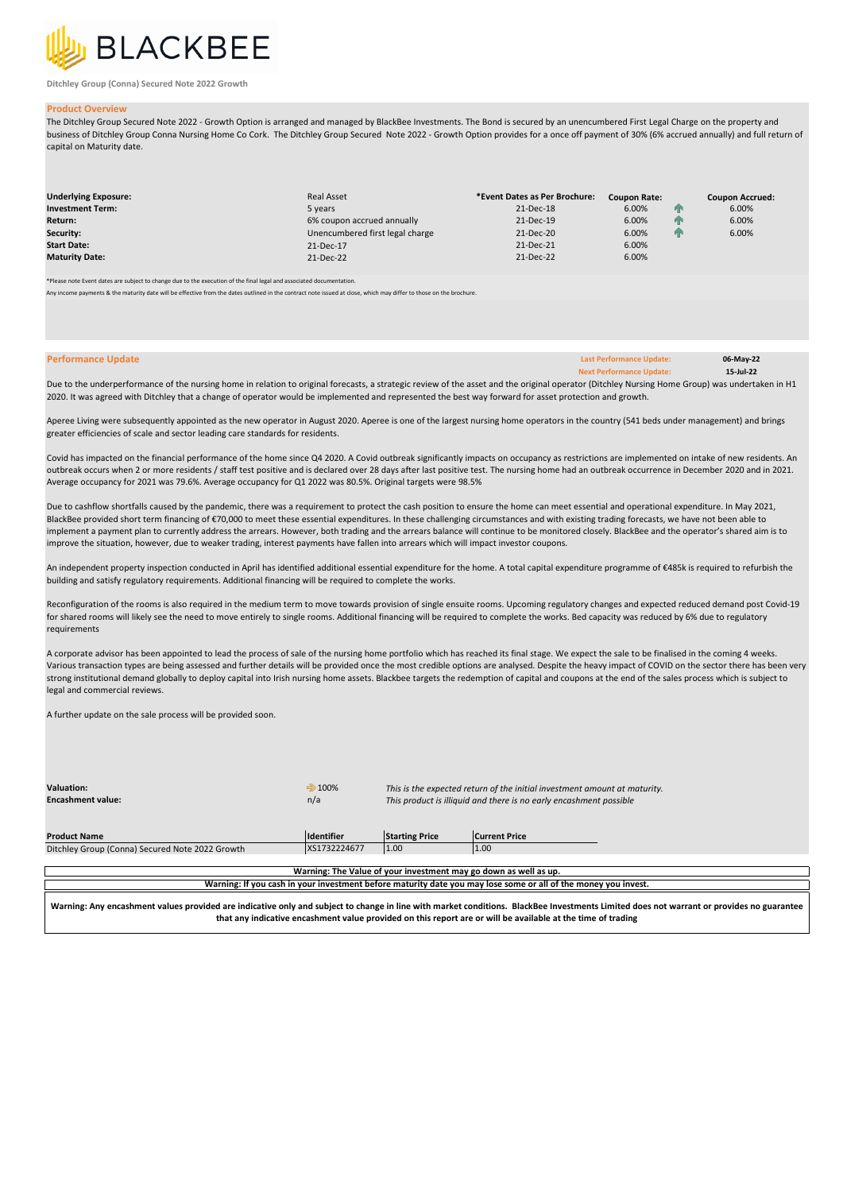BLACKBEE

Ditchley Group (Conna) Secured Note 2022 Growth

## Product Overview

The Ditchley Group Secured Note 2022 - Growth Option is arranged and managed by BlackBee Investments. The Bond is secured by an unencumbered First Legal Charge on the property and business of Ditchley Group Conna Nursing Home Co Cork. The Ditchley Group Secured Note 2022 - Growth Option provides for a once off payment of 30% (6% accrued annually) and full return of capital on Maturity date.

| | | *Event Dates as Per Brochure: | Coupon Rate: | | Coupon Accrued: |
|---|---|---|---|---|---|
| **Underlying Exposure:** | Real Asset | | | | |
| **Investment Term:** | 5 years | 21-Dec-18 | 6.00% | ↑ | 6.00% |
| **Return:** | 6% coupon accrued annually | 21-Dec-19 | 6.00% | ↑ | 6.00% |
| **Security:** | Unencumbered first legal charge | 21-Dec-20 | 6.00% | ↑ | 6.00% |
| **Start Date:** | 21-Dec-17 | 21-Dec-21 | 6.00% | | |
| **Maturity Date:** | 21-Dec-22 | 21-Dec-22 | 6.00% | | |

*Please note Event dates are subject to change due to the execution of the final legal and associated documentation.

Any income payments & the maturity date will be effective from the dates outlined in the contract note issued at close, which may differ to those on the brochure.

## Performance Update

**Last Performance Update:** 06-May-22
**Next Performance Update:** 15-Jul-22

Due to the underperformance of the nursing home in relation to original forecasts, a strategic review of the asset and the original operator (Ditchley Nursing Home Group) was undertaken in H1 2020. It was agreed with Ditchley that a change of operator would be implemented and represented the best way forward for asset protection and growth.

Aperee Living were subsequently appointed as the new operator in August 2020. Aperee is one of the largest nursing home operators in the country (541 beds under management) and brings greater efficiencies of scale and sector leading care standards for residents.

Covid has impacted on the financial performance of the home since Q4 2020. A Covid outbreak significantly impacts on occupancy as restrictions are implemented on intake of new residents. An outbreak occurs when 2 or more residents / staff test positive and is declared over 28 days after last positive test. The nursing home had an outbreak occurrence in December 2020 and in 2021. Average occupancy for 2021 was 79.6%. Average occupancy for Q1 2022 was 80.5%. Original targets were 98.5%

Due to cashflow shortfalls caused by the pandemic, there was a requirement to protect the cash position to ensure the home can meet essential and operational expenditure. In May 2021, BlackBee provided short term financing of €70,000 to meet these essential expenditures. In these challenging circumstances and with existing trading forecasts, we have not been able to implement a payment plan to currently address the arrears. However, both trading and the arrears balance will continue to be monitored closely. BlackBee and the operator's shared aim is to improve the situation, however, due to weaker trading, interest payments have fallen into arrears which will impact investor coupons.

An independent property inspection conducted in April has identified additional essential expenditure for the home. A total capital expenditure programme of €485k is required to refurbish the building and satisfy regulatory requirements. Additional financing will be required to complete the works.

Reconfiguration of the rooms is also required in the medium term to move towards provision of single ensuite rooms. Upcoming regulatory changes and expected reduced demand post Covid-19 for shared rooms will likely see the need to move entirely to single rooms. Additional financing will be required to complete the works. Bed capacity was reduced by 6% due to regulatory requirements

A corporate advisor has been appointed to lead the process of sale of the nursing home portfolio which has reached its final stage. We expect the sale to be finalised in the coming 4 weeks. Various transaction types are being assessed and further details will be provided once the most credible options are analysed. Despite the heavy impact of COVID on the sector there has been very strong institutional demand globally to deploy capital into Irish nursing home assets. Blackbee targets the redemption of capital and coupons at the end of the sales process which is subject to legal and commercial reviews.

A further update on the sale process will be provided soon.

| | | |
|---|---|---|
| **Valuation:** | ⇨ 100% | *This is the expected return of the initial investment amount at maturity.* |
| **Encashment value:** | n/a | *This product is illiquid and there is no early encashment possible* |

| Product Name | Identifier | Starting Price | Current Price |
|---|---|---|---|
| Ditchley Group (Conna) Secured Note 2022 Growth | XS1732224677 | 1.00 | 1.00 |

**Warning: The Value of your investment may go down as well as up.**

**Warning: If you cash in your investment before maturity date you may lose some or all of the money you invest.**

**Warning: Any encashment values provided are indicative only and subject to change in line with market conditions. BlackBee Investments Limited does not warrant or provides no guarantee that any indicative encashment value provided on this report are or will be available at the time of trading**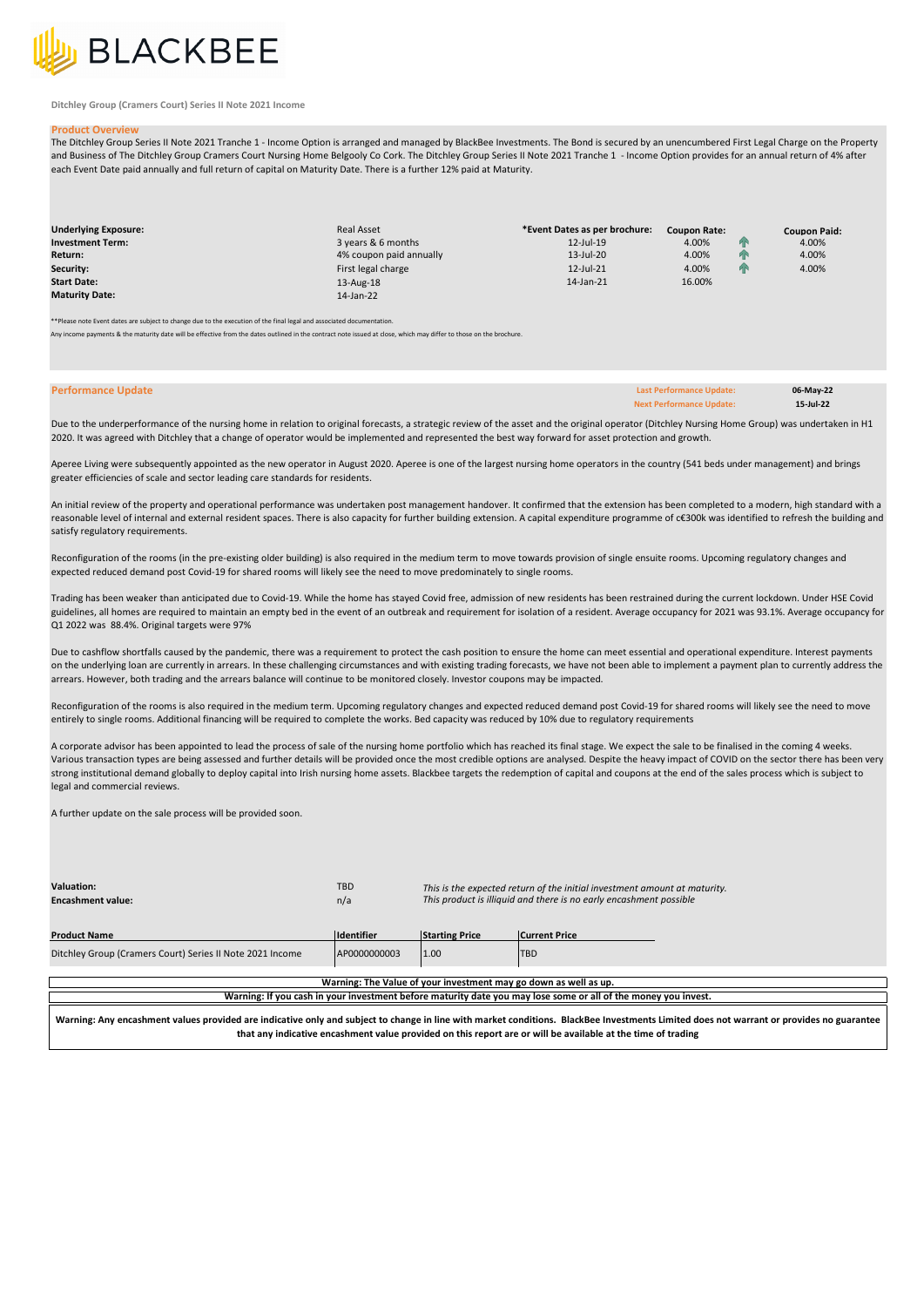BLACKBEE

**Ditchley Group (Cramers Court) Series II Note 2021 Income**

## Product Overview

The Ditchley Group Series II Note 2021 Tranche 1 - Income Option is arranged and managed by BlackBee Investments. The Bond is secured by an unencumbered First Legal Charge on the Property and Business of The Ditchley Group Cramers Court Nursing Home Belgooly Co Cork. The Ditchley Group Series II Note 2021 Tranche 1 - Income Option provides for an annual return of 4% after each Event Date paid annually and full return of capital on Maturity Date. There is a further 12% paid at Maturity.

| | | *Event Dates as per brochure: | Coupon Rate: | Coupon Paid: |
|---|---|---|---|---|
| **Underlying Exposure:** | Real Asset | 12-Jul-19 | 4.00% | 4.00% |
| **Investment Term:** | 3 years & 6 months | 13-Jul-20 | 4.00% | 4.00% |
| **Return:** | 4% coupon paid annually | 12-Jul-21 | 4.00% | 4.00% |
| **Security:** | First legal charge | 14-Jan-21 | 16.00% | |
| **Start Date:** | 13-Aug-18 | | | |
| **Maturity Date:** | 14-Jan-22 | | | |

**Please note Event dates are subject to change due to the execution of the final legal and associated documentation.

Any income payments & the maturity date will be effective from the dates outlined in the contract note issued at close, which may differ to those on the brochure.

## Performance Update

**Last Performance Update:** 06-May-22
**Next Performance Update:** 15-Jul-22

Due to the underperformance of the nursing home in relation to original forecasts, a strategic review of the asset and the original operator (Ditchley Nursing Home Group) was undertaken in H1 2020. It was agreed with Ditchley that a change of operator would be implemented and represented the best way forward for asset protection and growth.

Aperee Living were subsequently appointed as the new operator in August 2020. Aperee is one of the largest nursing home operators in the country (541 beds under management) and brings greater efficiencies of scale and sector leading care standards for residents.

An initial review of the property and operational performance was undertaken post management handover. It confirmed that the extension has been completed to a modern, high standard with a reasonable level of internal and external resident spaces. There is also capacity for further building extension. A capital expenditure programme of c€300k was identified to refresh the building and satisfy regulatory requirements.

Reconfiguration of the rooms (in the pre-existing older building) is also required in the medium term to move towards provision of single ensuite rooms. Upcoming regulatory changes and expected reduced demand post Covid-19 for shared rooms will likely see the need to move predominately to single rooms.

Trading has been weaker than anticipated due to Covid-19. While the home has stayed Covid free, admission of new residents has been restrained during the current lockdown. Under HSE Covid guidelines, all homes are required to maintain an empty bed in the event of an outbreak and requirement for isolation of a resident. Average occupancy for 2021 was 93.1%. Average occupancy for Q1 2022 was 88.4%. Original targets were 97%

Due to cashflow shortfalls caused by the pandemic, there was a requirement to protect the cash position to ensure the home can meet essential and operational expenditure. Interest payments on the underlying loan are currently in arrears. In these challenging circumstances and with existing trading forecasts, we have not been able to implement a payment plan to currently address the arrears. However, both trading and the arrears balance will continue to be monitored closely. Investor coupons may be impacted.

Reconfiguration of the rooms is also required in the medium term. Upcoming regulatory changes and expected reduced demand post Covid-19 for shared rooms will likely see the need to move entirely to single rooms. Additional financing will be required to complete the works. Bed capacity was reduced by 10% due to regulatory requirements

A corporate advisor has been appointed to lead the process of sale of the nursing home portfolio which has reached its final stage. We expect the sale to be finalised in the coming 4 weeks. Various transaction types are being assessed and further details will be provided once the most credible options are analysed. Despite the heavy impact of COVID on the sector there has been very strong institutional demand globally to deploy capital into Irish nursing home assets. Blackbee targets the redemption of capital and coupons at the end of the sales process which is subject to legal and commercial reviews.

A further update on the sale process will be provided soon.

| | | |
|---|---|---|
| **Valuation:** | TBD | *This is the expected return of the initial investment amount at maturity.* |
| **Encashment value:** | n/a | *This product is illiquid and there is no early encashment possible* |

| Product Name | Identifier | Starting Price | Current Price |
|---|---|---|---|
| Ditchley Group (Cramers Court) Series II Note 2021 Income | AP0000000003 | 1.00 | TBD |

**Warning: The Value of your investment may go down as well as up.**

**Warning: If you cash in your investment before maturity date you may lose some or all of the money you invest.**

**Warning: Any encashment values provided are indicative only and subject to change in line with market conditions. BlackBee Investments Limited does not warrant or provides no guarantee that any indicative encashment value provided on this report are or will be available at the time of trading**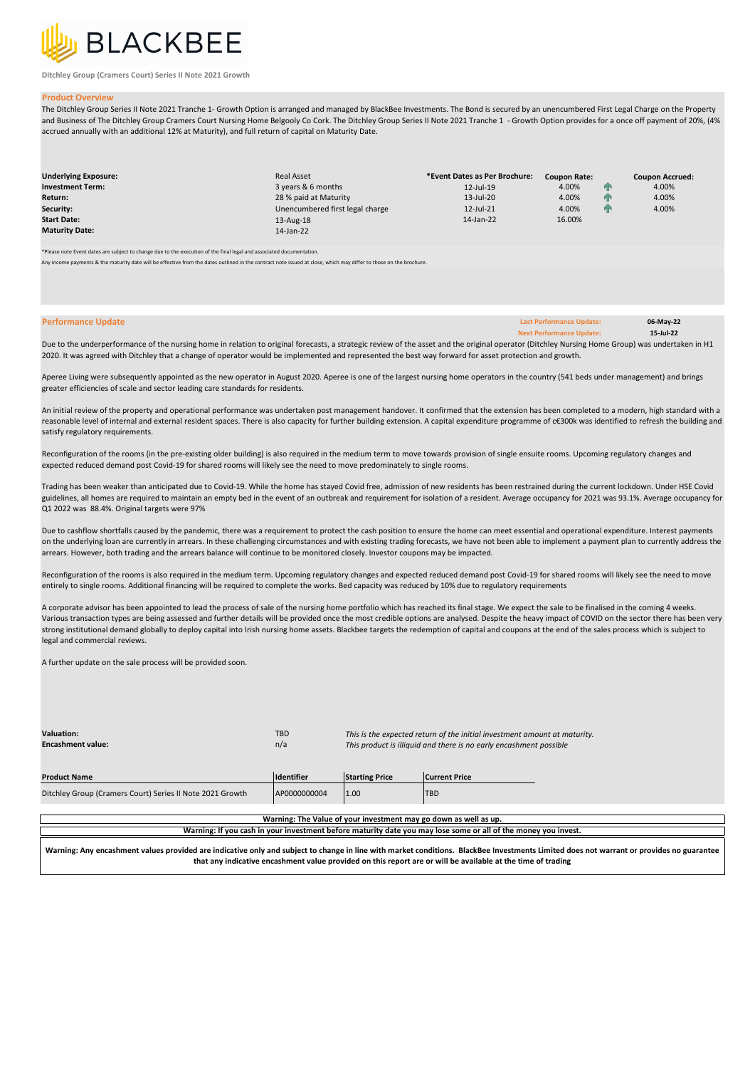BLACKBEE

Ditchley Group (Cramers Court) Series II Note 2021 Growth

## Product Overview

The Ditchley Group Series II Note 2021 Tranche 1- Growth Option is arranged and managed by BlackBee Investments. The Bond is secured by an unencumbered First Legal Charge on the Property and Business of The Ditchley Group Cramers Court Nursing Home Belgooly Co Cork. The Ditchley Group Series II Note 2021 Tranche 1 - Growth Option provides for a once off payment of 20%, (4% accrued annually with an additional 12% at Maturity), and full return of capital on Maturity Date.

| | | *Event Dates as Per Brochure: | Coupon Rate: | | Coupon Accrued: |
|---|---|---|---|---|---|
| **Underlying Exposure:** | Real Asset | 12-Jul-19 | 4.00% | ↑ | 4.00% |
| **Investment Term:** | 3 years & 6 months | 13-Jul-20 | 4.00% | ↑ | 4.00% |
| **Return:** | 28 % paid at Maturity | 12-Jul-21 | 4.00% | ↑ | 4.00% |
| **Security:** | Unencumbered first legal charge | 14-Jan-22 | 16.00% | | |
| **Start Date:** | 13-Aug-18 | | | | |
| **Maturity Date:** | 14-Jan-22 | | | | |

*Please note Event dates are subject to change due to the execution of the final legal and associated documentation.

Any income payments & the maturity date will be effective from the dates outlined in the contract note issued at close, which may differ to those on the brochure.

## Performance Update

**Last Performance Update:** 06-May-22
**Next Performance Update:** 15-Jul-22

Due to the underperformance of the nursing home in relation to original forecasts, a strategic review of the asset and the original operator (Ditchley Nursing Home Group) was undertaken in H1 2020. It was agreed with Ditchley that a change of operator would be implemented and represented the best way forward for asset protection and growth.

Aperee Living were subsequently appointed as the new operator in August 2020. Aperee is one of the largest nursing home operators in the country (541 beds under management) and brings greater efficiencies of scale and sector leading care standards for residents.

An initial review of the property and operational performance was undertaken post management handover. It confirmed that the extension has been completed to a modern, high standard with a reasonable level of internal and external resident spaces. There is also capacity for further building extension. A capital expenditure programme of c€300k was identified to refresh the building and satisfy regulatory requirements.

Reconfiguration of the rooms (in the pre-existing older building) is also required in the medium term to move towards provision of single ensuite rooms. Upcoming regulatory changes and expected reduced demand post Covid-19 for shared rooms will likely see the need to move predominately to single rooms.

Trading has been weaker than anticipated due to Covid-19. While the home has stayed Covid free, admission of new residents has been restrained during the current lockdown. Under HSE Covid guidelines, all homes are required to maintain an empty bed in the event of an outbreak and requirement for isolation of a resident. Average occupancy for 2021 was 93.1%. Average occupancy for Q1 2022 was 88.4%. Original targets were 97%

Due to cashflow shortfalls caused by the pandemic, there was a requirement to protect the cash position to ensure the home can meet essential and operational expenditure. Interest payments on the underlying loan are currently in arrears. In these challenging circumstances and with existing trading forecasts, we have not been able to implement a payment plan to currently address the arrears. However, both trading and the arrears balance will continue to be monitored closely. Investor coupons may be impacted.

Reconfiguration of the rooms is also required in the medium term. Upcoming regulatory changes and expected reduced demand post Covid-19 for shared rooms will likely see the need to move entirely to single rooms. Additional financing will be required to complete the works. Bed capacity was reduced by 10% due to regulatory requirements

A corporate advisor has been appointed to lead the process of sale of the nursing home portfolio which has reached its final stage. We expect the sale to be finalised in the coming 4 weeks. Various transaction types are being assessed and further details will be provided once the most credible options are analysed. Despite the heavy impact of COVID on the sector there has been very strong institutional demand globally to deploy capital into Irish nursing home assets. Blackbee targets the redemption of capital and coupons at the end of the sales process which is subject to legal and commercial reviews.

A further update on the sale process will be provided soon.

| | | |
|---|---|---|
| **Valuation:** | TBD | *This is the expected return of the initial investment amount at maturity.* |
| **Encashment value:** | n/a | *This product is illiquid and there is no early encashment possible* |

| Product Name | Identifier | Starting Price | Current Price |
|---|---|---|---|
| Ditchley Group (Cramers Court) Series II Note 2021 Growth | AP0000000004 | 1.00 | TBD |

**Warning: The Value of your investment may go down as well as up.**

**Warning: If you cash in your investment before maturity date you may lose some or all of the money you invest.**

**Warning: Any encashment values provided are indicative only and subject to change in line with market conditions. BlackBee Investments Limited does not warrant or provides no guarantee that any indicative encashment value provided on this report are or will be available at the time of trading**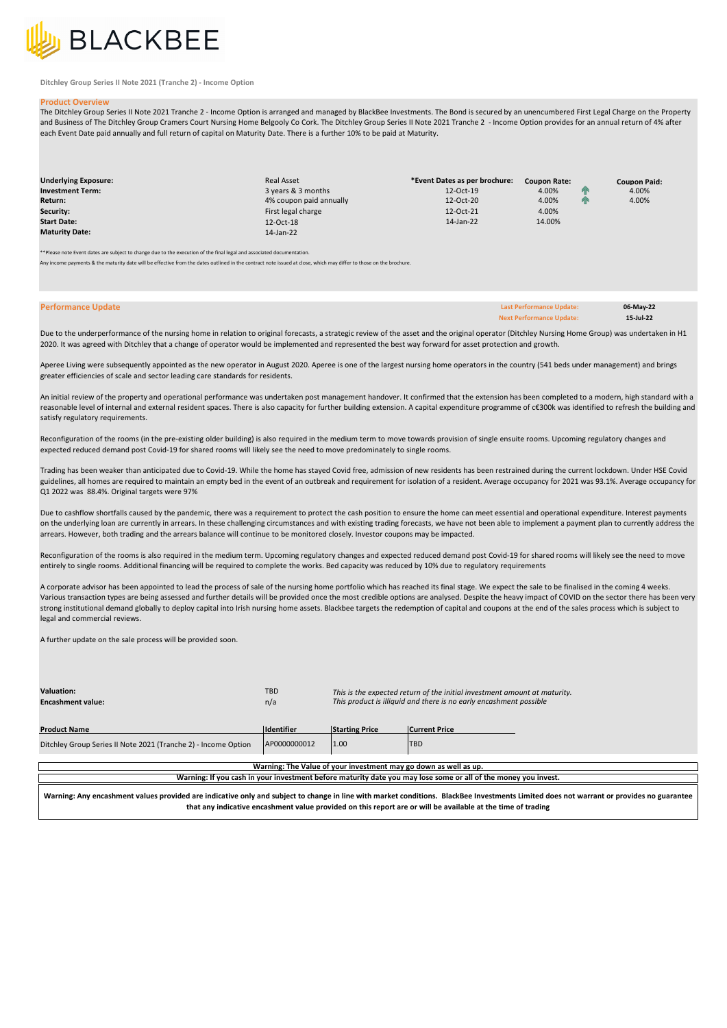BLACKBEE

Ditchley Group Series II Note 2021 (Tranche 2) - Income Option

## Product Overview

The Ditchley Group Series II Note 2021 Tranche 2 - Income Option is arranged and managed by BlackBee Investments. The Bond is secured by an unencumbered First Legal Charge on the Property and Business of The Ditchley Group Cramers Court Nursing Home Belgooly Co Cork. The Ditchley Group Series II Note 2021 Tranche 2 - Income Option provides for an annual return of 4% after each Event Date paid annually and full return of capital on Maturity Date. There is a further 10% to be paid at Maturity.

| | | *Event Dates as per brochure: | Coupon Rate: | Coupon Paid: |
|---|---|---|---|---|
| **Underlying Exposure:** | Real Asset | 12-Oct-19 | 4.00% | 4.00% |
| **Investment Term:** | 3 years & 3 months | 12-Oct-20 | 4.00% | 4.00% |
| **Return:** | 4% coupon paid annually | 12-Oct-21 | 4.00% | |
| **Security:** | First legal charge | 14-Jan-22 | 14.00% | |
| **Start Date:** | 12-Oct-18 | | | |
| **Maturity Date:** | 14-Jan-22 | | | |

**Please note Event dates are subject to change due to the execution of the final legal and associated documentation.

Any income payments & the maturity date will be effective from the dates outlined in the contract note issued at close, which may differ to those on the brochure.

## Performance Update

**Last Performance Update:** 06-May-22
**Next Performance Update:** 15-Jul-22

Due to the underperformance of the nursing home in relation to original forecasts, a strategic review of the asset and the original operator (Ditchley Nursing Home Group) was undertaken in H1 2020. It was agreed with Ditchley that a change of operator would be implemented and represented the best way forward for asset protection and growth.

Aperee Living were subsequently appointed as the new operator in August 2020. Aperee is one of the largest nursing home operators in the country (541 beds under management) and brings greater efficiencies of scale and sector leading care standards for residents.

An initial review of the property and operational performance was undertaken post management handover. It confirmed that the extension has been completed to a modern, high standard with a reasonable level of internal and external resident spaces. There is also capacity for further building extension. A capital expenditure programme of c€300k was identified to refresh the building and satisfy regulatory requirements.

Reconfiguration of the rooms (in the pre-existing older building) is also required in the medium term to move towards provision of single ensuite rooms. Upcoming regulatory changes and expected reduced demand post Covid-19 for shared rooms will likely see the need to move predominately to single rooms.

Trading has been weaker than anticipated due to Covid-19. While the home has stayed Covid free, admission of new residents has been restrained during the current lockdown. Under HSE Covid guidelines, all homes are required to maintain an empty bed in the event of an outbreak and requirement for isolation of a resident. Average occupancy for 2021 was 93.1%. Average occupancy for Q1 2022 was 88.4%. Original targets were 97%

Due to cashflow shortfalls caused by the pandemic, there was a requirement to protect the cash position to ensure the home can meet essential and operational expenditure. Interest payments on the underlying loan are currently in arrears. In these challenging circumstances and with existing trading forecasts, we have not been able to implement a payment plan to currently address the arrears. However, both trading and the arrears balance will continue to be monitored closely. Investor coupons may be impacted.

Reconfiguration of the rooms is also required in the medium term. Upcoming regulatory changes and expected reduced demand post Covid-19 for shared rooms will likely see the need to move entirely to single rooms. Additional financing will be required to complete the works. Bed capacity was reduced by 10% due to regulatory requirements

A corporate advisor has been appointed to lead the process of sale of the nursing home portfolio which has reached its final stage. We expect the sale to be finalised in the coming 4 weeks. Various transaction types are being assessed and further details will be provided once the most credible options are analysed. Despite the heavy impact of COVID on the sector there has been very strong institutional demand globally to deploy capital into Irish nursing home assets. Blackbee targets the redemption of capital and coupons at the end of the sales process which is subject to legal and commercial reviews.

A further update on the sale process will be provided soon.

**Valuation:** TBD — *This is the expected return of the initial investment amount at maturity.*
**Encashment value:** n/a — *This product is illiquid and there is no early encashment possible*

| Product Name | Identifier | Starting Price | Current Price |
|---|---|---|---|
| Ditchley Group Series II Note 2021 (Tranche 2) - Income Option | AP0000000012 | 1.00 | TBD |

**Warning: The Value of your investment may go down as well as up.**

**Warning: If you cash in your investment before maturity date you may lose some or all of the money you invest.**

**Warning: Any encashment values provided are indicative only and subject to change in line with market conditions. BlackBee Investments Limited does not warrant or provides no guarantee that any indicative encashment value provided on this report are or will be available at the time of trading**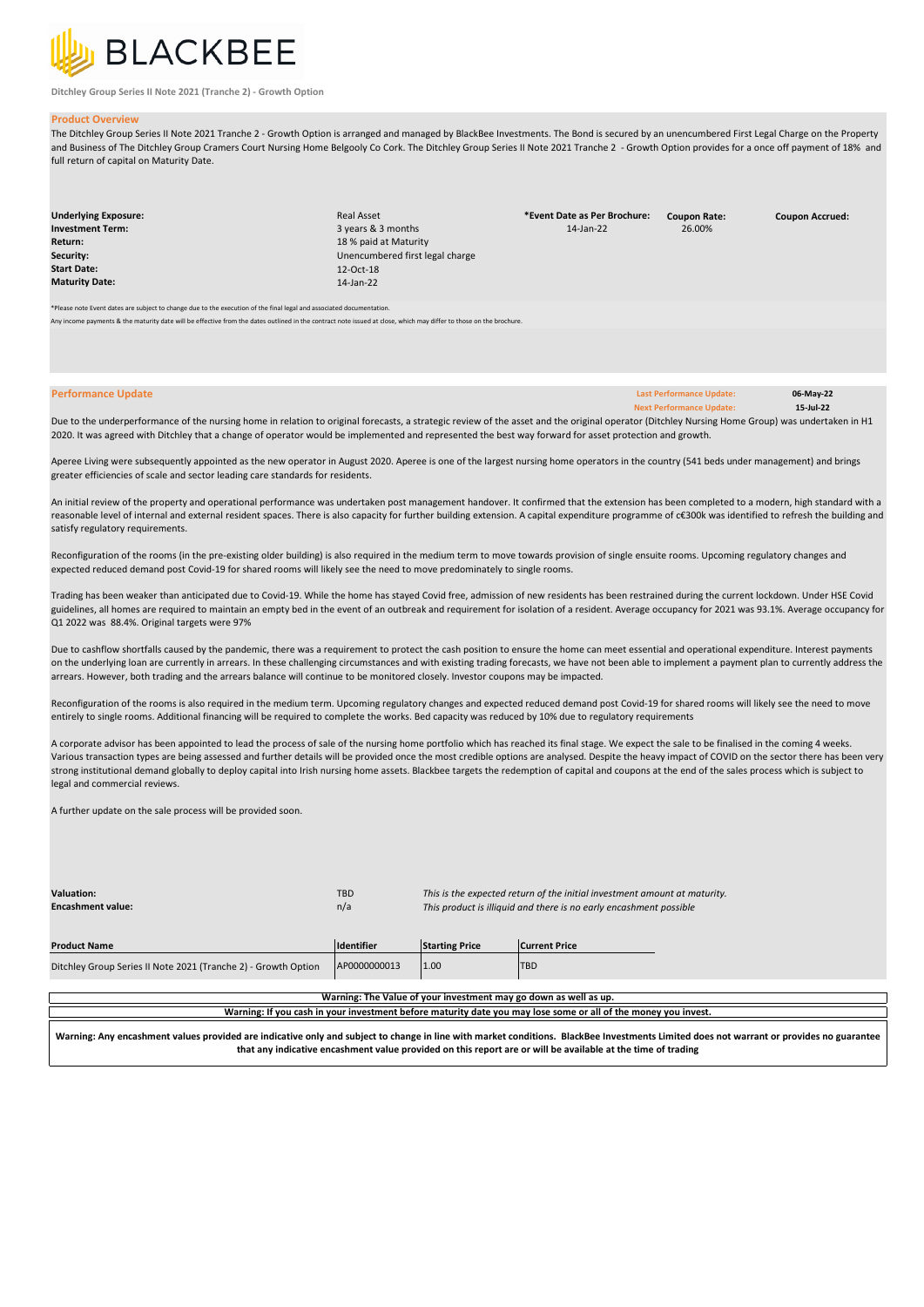**BLACKBEE**

**Ditchley Group Series II Note 2021 (Tranche 2) - Growth Option**

## Product Overview

The Ditchley Group Series II Note 2021 Tranche 2 - Growth Option is arranged and managed by BlackBee Investments. The Bond is secured by an unencumbered First Legal Charge on the Property and Business of The Ditchley Group Cramers Court Nursing Home Belgooly Co Cork. The Ditchley Group Series II Note 2021 Tranche 2 - Growth Option provides for a once off payment of 18% and full return of capital on Maturity Date.

| | | *Event Date as Per Brochure: | Coupon Rate: | Coupon Accrued: |
|---|---|---|---|---|
| **Underlying Exposure:** | Real Asset | 14-Jan-22 | 26.00% | |
| **Investment Term:** | 3 years & 3 months | | | |
| **Return:** | 18 % paid at Maturity | | | |
| **Security:** | Unencumbered first legal charge | | | |
| **Start Date:** | 12-Oct-18 | | | |
| **Maturity Date:** | 14-Jan-22 | | | |

*Please note Event dates are subject to change due to the execution of the final legal and associated documentation.

Any income payments & the maturity date will be effective from the dates outlined in the contract note issued at close, which may differ to those on the brochure.

## Performance Update

**Last Performance Update:** 06-May-22
**Next Performance Update:** 15-Jul-22

Due to the underperformance of the nursing home in relation to original forecasts, a strategic review of the asset and the original operator (Ditchley Nursing Home Group) was undertaken in H1 2020. It was agreed with Ditchley that a change of operator would be implemented and represented the best way forward for asset protection and growth.

Aperee Living were subsequently appointed as the new operator in August 2020. Aperee is one of the largest nursing home operators in the country (541 beds under management) and brings greater efficiencies of scale and sector leading care standards for residents.

An initial review of the property and operational performance was undertaken post management handover. It confirmed that the extension has been completed to a modern, high standard with a reasonable level of internal and external resident spaces. There is also capacity for further building extension. A capital expenditure programme of c€300k was identified to refresh the building and satisfy regulatory requirements.

Reconfiguration of the rooms (in the pre-existing older building) is also required in the medium term to move towards provision of single ensuite rooms. Upcoming regulatory changes and expected reduced demand post Covid-19 for shared rooms will likely see the need to move predominately to single rooms.

Trading has been weaker than anticipated due to Covid-19. While the home has stayed Covid free, admission of new residents has been restrained during the current lockdown. Under HSE Covid guidelines, all homes are required to maintain an empty bed in the event of an outbreak and requirement for isolation of a resident. Average occupancy for 2021 was 93.1%. Average occupancy for Q1 2022 was 88.4%. Original targets were 97%

Due to cashflow shortfalls caused by the pandemic, there was a requirement to protect the cash position to ensure the home can meet essential and operational expenditure. Interest payments on the underlying loan are currently in arrears. In these challenging circumstances and with existing trading forecasts, we have not been able to implement a payment plan to currently address the arrears. However, both trading and the arrears balance will continue to be monitored closely. Investor coupons may be impacted.

Reconfiguration of the rooms is also required in the medium term. Upcoming regulatory changes and expected reduced demand post Covid-19 for shared rooms will likely see the need to move entirely to single rooms. Additional financing will be required to complete the works. Bed capacity was reduced by 10% due to regulatory requirements

A corporate advisor has been appointed to lead the process of sale of the nursing home portfolio which has reached its final stage. We expect the sale to be finalised in the coming 4 weeks. Various transaction types are being assessed and further details will be provided once the most credible options are analysed. Despite the heavy impact of COVID on the sector there has been very strong institutional demand globally to deploy capital into Irish nursing home assets. Blackbee targets the redemption of capital and coupons at the end of the sales process which is subject to legal and commercial reviews.

A further update on the sale process will be provided soon.

| | | |
|---|---|---|
| **Valuation:** | TBD | *This is the expected return of the initial investment amount at maturity.* |
| **Encashment value:** | n/a | *This product is illiquid and there is no early encashment possible* |

| Product Name | Identifier | Starting Price | Current Price |
|---|---|---|---|
| Ditchley Group Series II Note 2021 (Tranche 2) - Growth Option | AP0000000013 | 1.00 | TBD |

**Warning: The Value of your investment may go down as well as up.**

**Warning: If you cash in your investment before maturity date you may lose some or all of the money you invest.**

**Warning: Any encashment values provided are indicative only and subject to change in line with market conditions. BlackBee Investments Limited does not warrant or provides no guarantee that any indicative encashment value provided on this report are or will be available at the time of trading**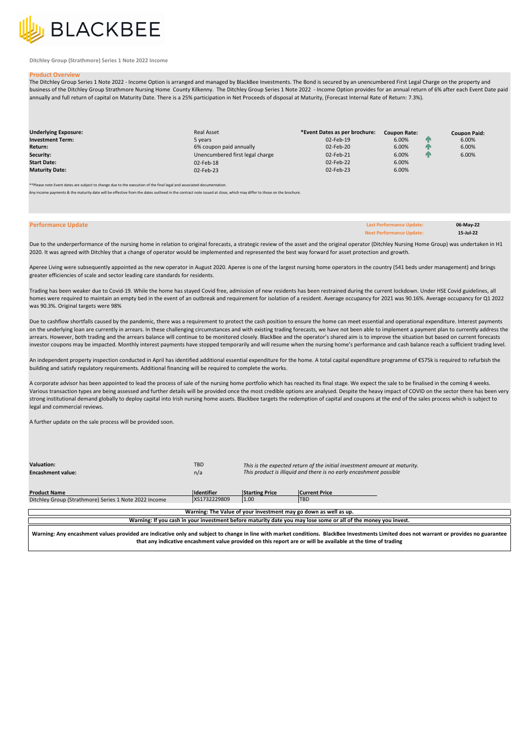BLACKBEE

Ditchley Group (Strathmore) Series 1 Note 2022 Income

## Product Overview

The Ditchley Group Series 1 Note 2022 - Income Option is arranged and managed by BlackBee Investments. The Bond is secured by an unencumbered First Legal Charge on the property and business of the Ditchley Group Strathmore Nursing Home County Kilkenny. The Ditchley Group Series 1 Note 2022 - Income Option provides for an annual return of 6% after each Event Date paid annually and full return of capital on Maturity Date. There is a 25% participation in Net Proceeds of disposal at Maturity, (Forecast Internal Rate of Return: 7.3%).

| | | *Event Dates as per brochure: | Coupon Rate: | Coupon Paid: |
|---|---|---|---|---|
| **Underlying Exposure:** | Real Asset | | | |
| **Investment Term:** | 5 years | 02-Feb-19 | 6.00% | 6.00% |
| **Return:** | 6% coupon paid annually | 02-Feb-20 | 6.00% | 6.00% |
| **Security:** | Unencumbered first legal charge | 02-Feb-21 | 6.00% | 6.00% |
| **Start Date:** | 02-Feb-18 | 02-Feb-22 | 6.00% | |
| **Maturity Date:** | 02-Feb-23 | 02-Feb-23 | 6.00% | |

**Please note Event dates are subject to change due to the execution of the final legal and associated documentation.

Any income payments & the maturity date will be effective from the dates outlined in the contract note issued at close, which may differ to those on the brochure.

## Performance Update

Last Performance Update: **06-May-22**
Next Performance Update: **15-Jul-22**

Due to the underperformance of the nursing home in relation to original forecasts, a strategic review of the asset and the original operator (Ditchley Nursing Home Group) was undertaken in H1 2020. It was agreed with Ditchley that a change of operator would be implemented and represented the best way forward for asset protection and growth.

Aperee Living were subsequently appointed as the new operator in August 2020. Aperee is one of the largest nursing home operators in the country (541 beds under management) and brings greater efficiencies of scale and sector leading care standards for residents.

Trading has been weaker due to Covid-19. While the home has stayed Covid free, admission of new residents has been restrained during the current lockdown. Under HSE Covid guidelines, all homes were required to maintain an empty bed in the event of an outbreak and requirement for isolation of a resident. Average occupancy for 2021 was 90.16%. Average occupancy for Q1 2022 was 90.3%. Original targets were 98%

Due to cashflow shortfalls caused by the pandemic, there was a requirement to protect the cash position to ensure the home can meet essential and operational expenditure. Interest payments on the underlying loan are currently in arrears. In these challenging circumstances and with existing trading forecasts, we have not been able to implement a payment plan to currently address the arrears. However, both trading and the arrears balance will continue to be monitored closely. BlackBee and the operator's shared aim is to improve the situation but based on current forecasts investor coupons may be impacted. Monthly interest payments have stopped temporarily and will resume when the nursing home's performance and cash balance reach a sufficient trading level.

An independent property inspection conducted in April has identified additional essential expenditure for the home. A total capital expenditure programme of €575k is required to refurbish the building and satisfy regulatory requirements. Additional financing will be required to complete the works.

A corporate advisor has been appointed to lead the process of sale of the nursing home portfolio which has reached its final stage. We expect the sale to be finalised in the coming 4 weeks. Various transaction types are being assessed and further details will be provided once the most credible options are analysed. Despite the heavy impact of COVID on the sector there has been very strong institutional demand globally to deploy capital into Irish nursing home assets. Blackbee targets the redemption of capital and coupons at the end of the sales process which is subject to legal and commercial reviews.

A further update on the sale process will be provided soon.

| | | |
|---|---|---|
| **Valuation:** | TBD | *This is the expected return of the initial investment amount at maturity.* |
| **Encashment value:** | n/a | *This product is illiquid and there is no early encashment possible* |

| Product Name | Identifier | Starting Price | Current Price |
|---|---|---|---|
| Ditchley Group (Strathmore) Series 1 Note 2022 Income | XS1732229809 | 1.00 | TBD |

**Warning: The Value of your investment may go down as well as up.**

**Warning: If you cash in your investment before maturity date you may lose some or all of the money you invest.**

**Warning: Any encashment values provided are indicative only and subject to change in line with market conditions. BlackBee Investments Limited does not warrant or provides no guarantee that any indicative encashment value provided on this report are or will be available at the time of trading**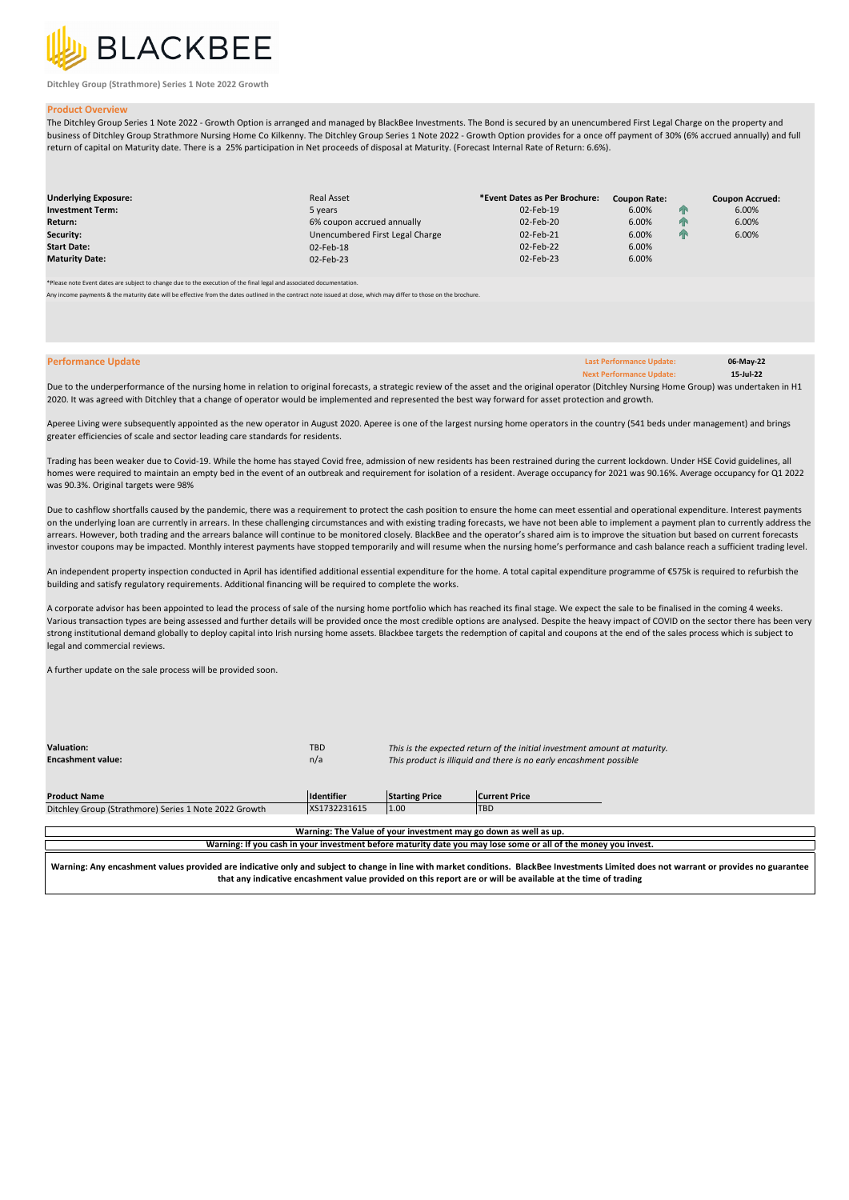# BLACKBEE

**Ditchley Group (Strathmore) Series 1 Note 2022 Growth**

## Product Overview

The Ditchley Group Series 1 Note 2022 - Growth Option is arranged and managed by BlackBee Investments. The Bond is secured by an unencumbered First Legal Charge on the property and business of Ditchley Group Strathmore Nursing Home Co Kilkenny. The Ditchley Group Series 1 Note 2022 - Growth Option provides for a once off payment of 30% (6% accrued annually) and full return of capital on Maturity date. There is a 25% participation in Net proceeds of disposal at Maturity. (Forecast Internal Rate of Return: 6.6%).

| | | *Event Dates as Per Brochure: | Coupon Rate: | Coupon Accrued: |
|---|---|---|---|---|
| **Underlying Exposure:** | Real Asset | | | |
| **Investment Term:** | 5 years | 02-Feb-19 | 6.00% | 6.00% |
| **Return:** | 6% coupon accrued annually | 02-Feb-20 | 6.00% | 6.00% |
| **Security:** | Unencumbered First Legal Charge | 02-Feb-21 | 6.00% | 6.00% |
| **Start Date:** | 02-Feb-18 | 02-Feb-22 | 6.00% | |
| **Maturity Date:** | 02-Feb-23 | 02-Feb-23 | 6.00% | |

*Please note Event dates are subject to change due to the execution of the final legal and associated documentation.

Any income payments & the maturity date will be effective from the dates outlined in the contract note issued at close, which may differ to those on the brochure.

## Performance Update

**Last Performance Update:** 06-May-22
**Next Performance Update:** 15-Jul-22

Due to the underperformance of the nursing home in relation to original forecasts, a strategic review of the asset and the original operator (Ditchley Nursing Home Group) was undertaken in H1 2020. It was agreed with Ditchley that a change of operator would be implemented and represented the best way forward for asset protection and growth.

Aperee Living were subsequently appointed as the new operator in August 2020. Aperee is one of the largest nursing home operators in the country (541 beds under management) and brings greater efficiencies of scale and sector leading care standards for residents.

Trading has been weaker due to Covid-19. While the home has stayed Covid free, admission of new residents has been restrained during the current lockdown. Under HSE Covid guidelines, all homes were required to maintain an empty bed in the event of an outbreak and requirement for isolation of a resident. Average occupancy for 2021 was 90.16%. Average occupancy for Q1 2022 was 90.3%. Original targets were 98%

Due to cashflow shortfalls caused by the pandemic, there was a requirement to protect the cash position to ensure the home can meet essential and operational expenditure. Interest payments on the underlying loan are currently in arrears. In these challenging circumstances and with existing trading forecasts, we have not been able to implement a payment plan to currently address the arrears. However, both trading and the arrears balance will continue to be monitored closely. BlackBee and the operator's shared aim is to improve the situation but based on current forecasts investor coupons may be impacted. Monthly interest payments have stopped temporarily and will resume when the nursing home's performance and cash balance reach a sufficient trading level.

An independent property inspection conducted in April has identified additional essential expenditure for the home. A total capital expenditure programme of €575k is required to refurbish the building and satisfy regulatory requirements. Additional financing will be required to complete the works.

A corporate advisor has been appointed to lead the process of sale of the nursing home portfolio which has reached its final stage. We expect the sale to be finalised in the coming 4 weeks. Various transaction types are being assessed and further details will be provided once the most credible options are analysed. Despite the heavy impact of COVID on the sector there has been very strong institutional demand globally to deploy capital into Irish nursing home assets. Blackbee targets the redemption of capital and coupons at the end of the sales process which is subject to legal and commercial reviews.

A further update on the sale process will be provided soon.

| | | |
|---|---|---|
| **Valuation:** | TBD | *This is the expected return of the initial investment amount at maturity.* |
| **Encashment value:** | n/a | *This product is illiquid and there is no early encashment possible* |

| Product Name | Identifier | Starting Price | Current Price |
|---|---|---|---|
| Ditchley Group (Strathmore) Series 1 Note 2022 Growth | XS1732231615 | 1.00 | TBD |

**Warning: The Value of your investment may go down as well as up.**

**Warning: If you cash in your investment before maturity date you may lose some or all of the money you invest.**

**Warning: Any encashment values provided are indicative only and subject to change in line with market conditions. BlackBee Investments Limited does not warrant or provides no guarantee that any indicative encashment value provided on this report are or will be available at the time of trading**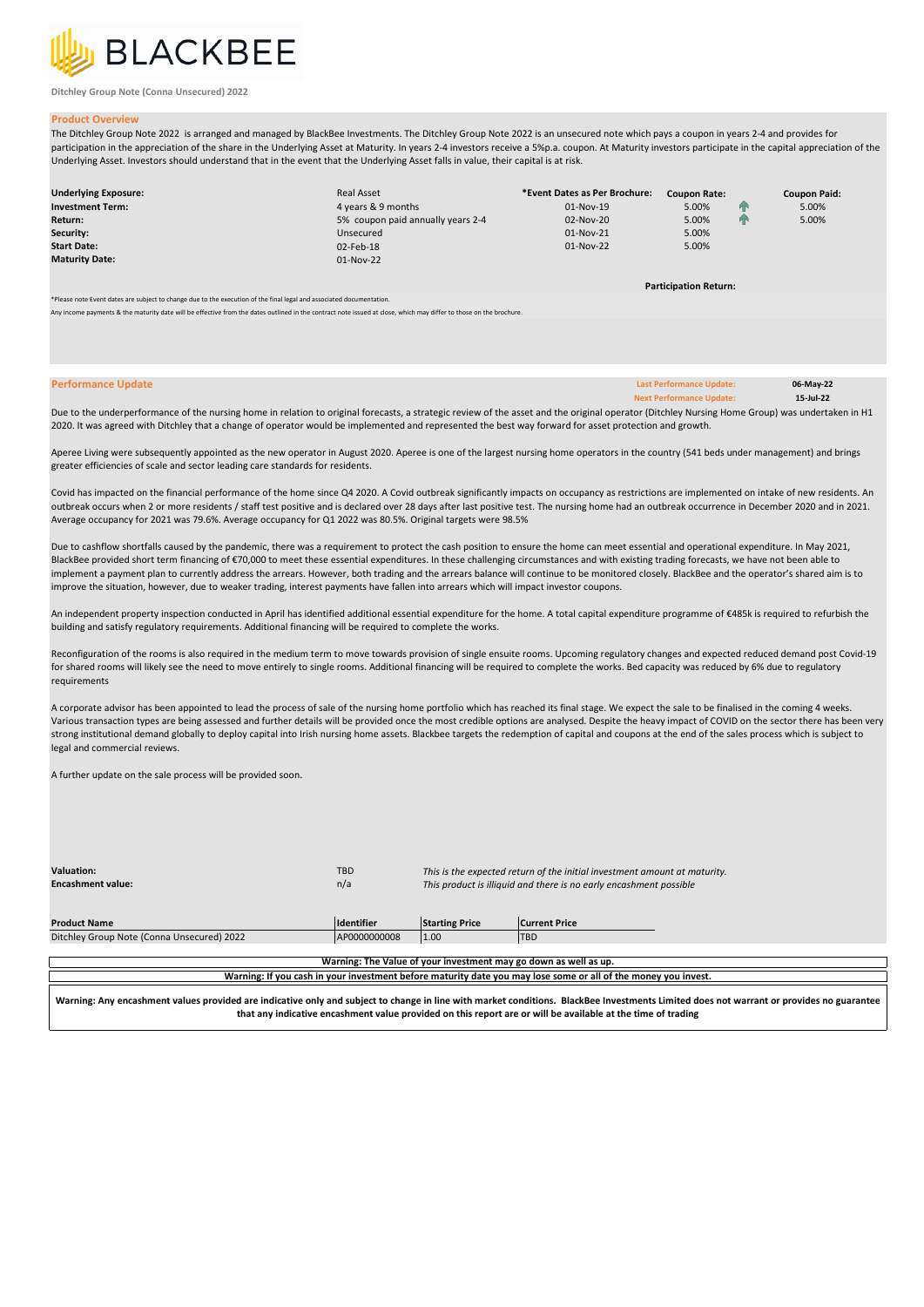BLACKBEE

Ditchley Group Note (Conna Unsecured) 2022

## Product Overview

The Ditchley Group Note 2022 is arranged and managed by BlackBee Investments. The Ditchley Group Note 2022 is an unsecured note which pays a coupon in years 2-4 and provides for participation in the appreciation of the share in the Underlying Asset at Maturity. In years 2-4 investors receive a 5%p.a. coupon. At Maturity investors participate in the capital appreciation of the Underlying Asset. Investors should understand that in the event that the Underlying Asset falls in value, their capital is at risk.

| | | *Event Dates as Per Brochure: | Coupon Rate: | Coupon Paid: |
|---|---|---|---|---|
| **Underlying Exposure:** | Real Asset | | | |
| **Investment Term:** | 4 years & 9 months | 01-Nov-19 | 5.00% | 5.00% |
| **Return:** | 5% coupon paid annually years 2-4 | 02-Nov-20 | 5.00% | 5.00% |
| **Security:** | Unsecured | 01-Nov-21 | 5.00% | |
| **Start Date:** | 02-Feb-18 | 01-Nov-22 | 5.00% | |
| **Maturity Date:** | 01-Nov-22 | | | |

**Participation Return:**

*Please note Event dates are subject to change due to the execution of the final legal and associated documentation.

Any income payments & the maturity date will be effective from the dates outlined in the contract note issued at close, which may differ to those on the brochure.

## Performance Update

**Last Performance Update:** 06-May-22
**Next Performance Update:** 15-Jul-22

Due to the underperformance of the nursing home in relation to original forecasts, a strategic review of the asset and the original operator (Ditchley Nursing Home Group) was undertaken in H1 2020. It was agreed with Ditchley that a change of operator would be implemented and represented the best way forward for asset protection and growth.

Aperee Living were subsequently appointed as the new operator in August 2020. Aperee is one of the largest nursing home operators in the country (541 beds under management) and brings greater efficiencies of scale and sector leading care standards for residents.

Covid has impacted on the financial performance of the home since Q4 2020. A Covid outbreak significantly impacts on occupancy as restrictions are implemented on intake of new residents. An outbreak occurs when 2 or more residents / staff test positive and is declared over 28 days after last positive test. The nursing home had an outbreak occurrence in December 2020 and in 2021. Average occupancy for 2021 was 79.6%. Average occupancy for Q1 2022 was 80.5%. Original targets were 98.5%

Due to cashflow shortfalls caused by the pandemic, there was a requirement to protect the cash position to ensure the home can meet essential and operational expenditure. In May 2021, BlackBee provided short term financing of €70,000 to meet these essential expenditures. In these challenging circumstances and with existing trading forecasts, we have not been able to implement a payment plan to currently address the arrears. However, both trading and the arrears balance will continue to be monitored closely. BlackBee and the operator's shared aim is to improve the situation, however, due to weaker trading, interest payments have fallen into arrears which will impact investor coupons.

An independent property inspection conducted in April has identified additional essential expenditure for the home. A total capital expenditure programme of €485k is required to refurbish the building and satisfy regulatory requirements. Additional financing will be required to complete the works.

Reconfiguration of the rooms is also required in the medium term to move towards provision of single ensuite rooms. Upcoming regulatory changes and expected reduced demand post Covid-19 for shared rooms will likely see the need to move entirely to single rooms. Additional financing will be required to complete the works. Bed capacity was reduced by 6% due to regulatory requirements

A corporate advisor has been appointed to lead the process of sale of the nursing home portfolio which has reached its final stage. We expect the sale to be finalised in the coming 4 weeks. Various transaction types are being assessed and further details will be provided once the most credible options are analysed. Despite the heavy impact of COVID on the sector there has been very strong institutional demand globally to deploy capital into Irish nursing home assets. Blackbee targets the redemption of capital and coupons at the end of the sales process which is subject to legal and commercial reviews.

A further update on the sale process will be provided soon.

| | | |
|---|---|---|
| **Valuation:** | TBD | *This is the expected return of the initial investment amount at maturity.* |
| **Encashment value:** | n/a | *This product is illiquid and there is no early encashment possible* |

| Product Name | Identifier | Starting Price | Current Price |
|---|---|---|---|
| Ditchley Group Note (Conna Unsecured) 2022 | AP0000000008 | 1.00 | TBD |

**Warning: The Value of your investment may go down as well as up.**

**Warning: If you cash in your investment before maturity date you may lose some or all of the money you invest.**

**Warning: Any encashment values provided are indicative only and subject to change in line with market conditions. BlackBee Investments Limited does not warrant or provides no guarantee that any indicative encashment value provided on this report are or will be available at the time of trading**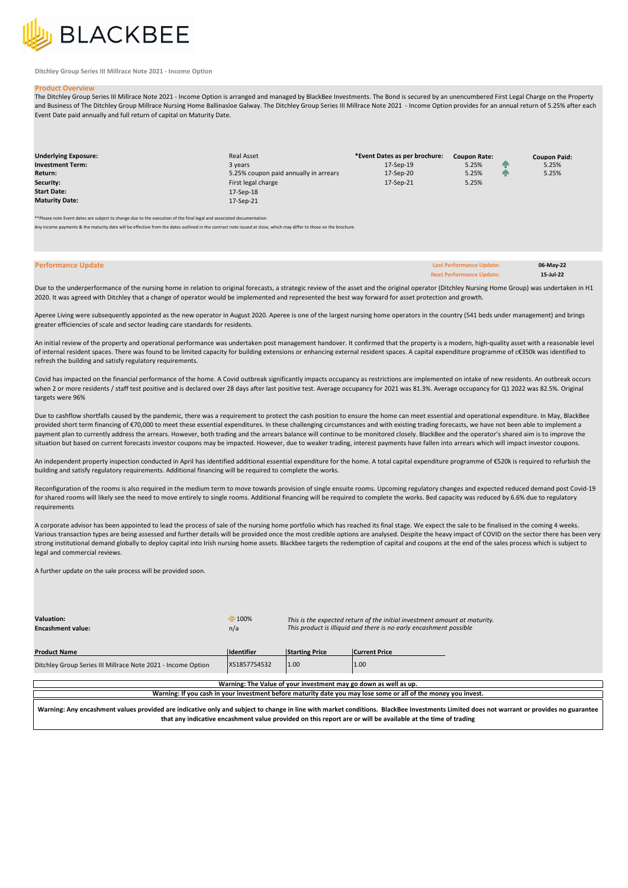**Ditchley Group Series III Millrace Note 2021 - Income Option**

## Product Overview

The Ditchley Group Series III Millrace Note 2021 - Income Option is arranged and managed by BlackBee Investments. The Bond is secured by an unencumbered First Legal Charge on the Property and Business of The Ditchley Group Millrace Nursing Home Ballinasloe Galway. The Ditchley Group Series III Millrace Note 2021 - Income Option provides for an annual return of 5.25% after each Event Date paid annually and full return of capital on Maturity Date.

| | | *Event Dates as per brochure: | Coupon Rate: | Coupon Paid: |
|---|---|---|---|---|
| **Underlying Exposure:** | Real Asset | | | |
| **Investment Term:** | 3 years | 17-Sep-19 | 5.25% | 5.25% |
| **Return:** | 5.25% coupon paid annually in arrears | 17-Sep-20 | 5.25% | 5.25% |
| **Security:** | First legal charge | 17-Sep-21 | 5.25% | |
| **Start Date:** | 17-Sep-18 | | | |
| **Maturity Date:** | 17-Sep-21 | | | |

**Please note Event dates are subject to change due to the execution of the final legal and associated documentation.

Any income payments & the maturity date will be effective from the dates outlined in the contract note issued at close, which may differ to those on the brochure.

## Performance Update

**Last Performance Update:** 06-May-22
**Next Performance Update:** 15-Jul-22

Due to the underperformance of the nursing home in relation to original forecasts, a strategic review of the asset and the original operator (Ditchley Nursing Home Group) was undertaken in H1 2020. It was agreed with Ditchley that a change of operator would be implemented and represented the best way forward for asset protection and growth.

Aperee Living were subsequently appointed as the new operator in August 2020. Aperee is one of the largest nursing home operators in the country (541 beds under management) and brings greater efficiencies of scale and sector leading care standards for residents.

An initial review of the property and operational performance was undertaken post management handover. It confirmed that the property is a modern, high-quality asset with a reasonable level of internal resident spaces. There was found to be limited capacity for building extensions or enhancing external resident spaces. A capital expenditure programme of c€350k was identified to refresh the building and satisfy regulatory requirements.

Covid has impacted on the financial performance of the home. A Covid outbreak significantly impacts occupancy as restrictions are implemented on intake of new residents. An outbreak occurs when 2 or more residents / staff test positive and is declared over 28 days after last positive test. Average occupancy for 2021 was 81.3%. Average occupancy for Q1 2022 was 82.5%. Original targets were 96%

Due to cashflow shortfalls caused by the pandemic, there was a requirement to protect the cash position to ensure the home can meet essential and operational expenditure. In May, BlackBee provided short term financing of €70,000 to meet these essential expenditures. In these challenging circumstances and with existing trading forecasts, we have not been able to implement a payment plan to currently address the arrears. However, both trading and the arrears balance will continue to be monitored closely. BlackBee and the operator's shared aim is to improve the situation but based on current forecasts investor coupons may be impacted. However, due to weaker trading, interest payments have fallen into arrears which will impact investor coupons.

An independent property inspection conducted in April has identified additional essential expenditure for the home. A total capital expenditure programme of €520k is required to refurbish the building and satisfy regulatory requirements. Additional financing will be required to complete the works.

Reconfiguration of the rooms is also required in the medium term to move towards provision of single ensuite rooms. Upcoming regulatory changes and expected reduced demand post Covid-19 for shared rooms will likely see the need to move entirely to single rooms. Additional financing will be required to complete the works. Bed capacity was reduced by 6.6% due to regulatory requirements

A corporate advisor has been appointed to lead the process of sale of the nursing home portfolio which has reached its final stage. We expect the sale to be finalised in the coming 4 weeks. Various transaction types are being assessed and further details will be provided once the most credible options are analysed. Despite the heavy impact of COVID on the sector there has been very strong institutional demand globally to deploy capital into Irish nursing home assets. Blackbee targets the redemption of capital and coupons at the end of the sales process which is subject to legal and commercial reviews.

A further update on the sale process will be provided soon.

| | | |
|---|---|---|
| **Valuation:** | 100% | *This is the expected return of the initial investment amount at maturity.* |
| **Encashment value:** | n/a | *This product is illiquid and there is no early encashment possible* |

| Product Name | Identifier | Starting Price | Current Price |
|---|---|---|---|
| Ditchley Group Series III Millrace Note 2021 - Income Option | XS1857754532 | 1.00 | 1.00 |

**Warning: The Value of your investment may go down as well as up.**

**Warning: If you cash in your investment before maturity date you may lose some or all of the money you invest.**

**Warning: Any encashment values provided are indicative only and subject to change in line with market conditions. BlackBee Investments Limited does not warrant or provides no guarantee that any indicative encashment value provided on this report are or will be available at the time of trading**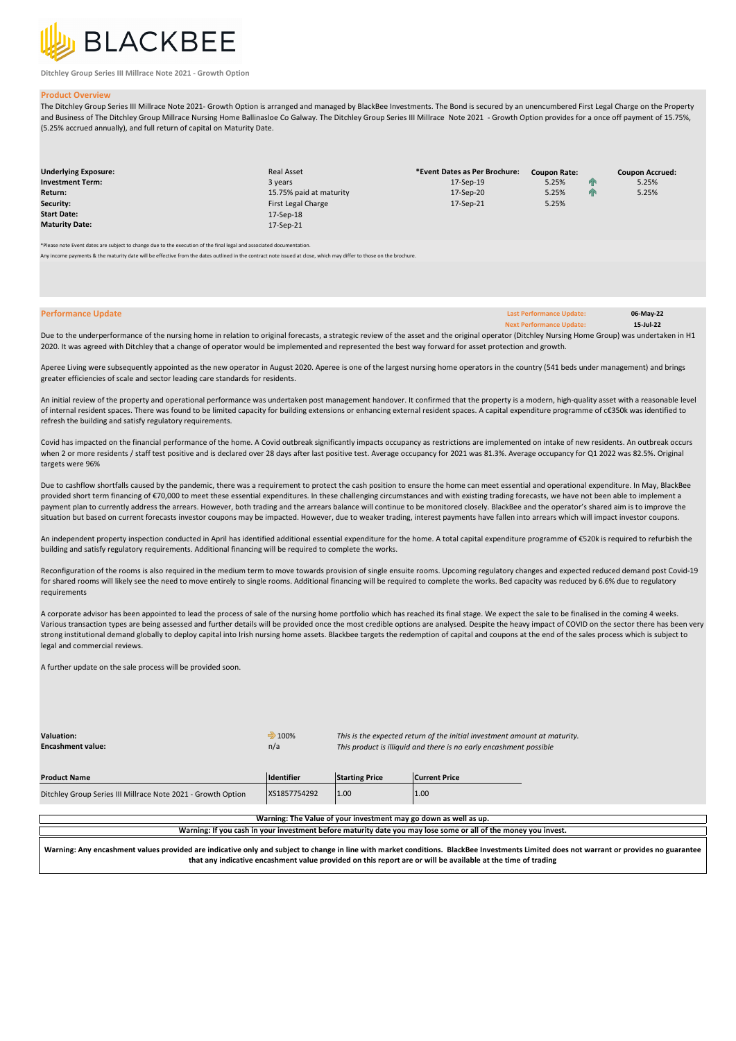BLACKBEE

Ditchley Group Series III Millrace Note 2021 - Growth Option

## Product Overview

The Ditchley Group Series III Millrace Note 2021- Growth Option is arranged and managed by BlackBee Investments. The Bond is secured by an unencumbered First Legal Charge on the Property and Business of The Ditchley Group Millrace Nursing Home Ballinasloe Co Galway. The Ditchley Group Series III Millrace Note 2021 - Growth Option provides for a once off payment of 15.75%, (5.25% accrued annually), and full return of capital on Maturity Date.

| | | *Event Dates as Per Brochure: | Coupon Rate: | | Coupon Accrued: |
|---|---|---|---|---|---|
| **Underlying Exposure:** | Real Asset | | | | |
| **Investment Term:** | 3 years | 17-Sep-19 | 5.25% | ↑ | 5.25% |
| **Return:** | 15.75% paid at maturity | 17-Sep-20 | 5.25% | ↑ | 5.25% |
| **Security:** | First Legal Charge | 17-Sep-21 | 5.25% | | |
| **Start Date:** | 17-Sep-18 | | | | |
| **Maturity Date:** | 17-Sep-21 | | | | |

*Please note Event dates are subject to change due to the execution of the final legal and associated documentation.

Any income payments & the maturity date will be effective from the dates outlined in the contract note issued at close, which may differ to those on the brochure.

## Performance Update

**Last Performance Update:** 06-May-22
**Next Performance Update:** 15-Jul-22

Due to the underperformance of the nursing home in relation to original forecasts, a strategic review of the asset and the original operator (Ditchley Nursing Home Group) was undertaken in H1 2020. It was agreed with Ditchley that a change of operator would be implemented and represented the best way forward for asset protection and growth.

Aperee Living were subsequently appointed as the new operator in August 2020. Aperee is one of the largest nursing home operators in the country (541 beds under management) and brings greater efficiencies of scale and sector leading care standards for residents.

An initial review of the property and operational performance was undertaken post management handover. It confirmed that the property is a modern, high-quality asset with a reasonable level of internal resident spaces. There was found to be limited capacity for building extensions or enhancing external resident spaces. A capital expenditure programme of c€350k was identified to refresh the building and satisfy regulatory requirements.

Covid has impacted on the financial performance of the home. A Covid outbreak significantly impacts occupancy as restrictions are implemented on intake of new residents. An outbreak occurs when 2 or more residents / staff test positive and is declared over 28 days after last positive test. Average occupancy for 2021 was 81.3%. Average occupancy for Q1 2022 was 82.5%. Original targets were 96%

Due to cashflow shortfalls caused by the pandemic, there was a requirement to protect the cash position to ensure the home can meet essential and operational expenditure. In May, BlackBee provided short term financing of €70,000 to meet these essential expenditures. In these challenging circumstances and with existing trading forecasts, we have not been able to implement a payment plan to currently address the arrears. However, both trading and the arrears balance will continue to be monitored closely. BlackBee and the operator's shared aim is to improve the situation but based on current forecasts investor coupons may be impacted. However, due to weaker trading, interest payments have fallen into arrears which will impact investor coupons.

An independent property inspection conducted in April has identified additional essential expenditure for the home. A total capital expenditure programme of €520k is required to refurbish the building and satisfy regulatory requirements. Additional financing will be required to complete the works.

Reconfiguration of the rooms is also required in the medium term to move towards provision of single ensuite rooms. Upcoming regulatory changes and expected reduced demand post Covid-19 for shared rooms will likely see the need to move entirely to single rooms. Additional financing will be required to complete the works. Bed capacity was reduced by 6.6% due to regulatory requirements

A corporate advisor has been appointed to lead the process of sale of the nursing home portfolio which has reached its final stage. We expect the sale to be finalised in the coming 4 weeks. Various transaction types are being assessed and further details will be provided once the most credible options are analysed. Despite the heavy impact of COVID on the sector there has been very strong institutional demand globally to deploy capital into Irish nursing home assets. Blackbee targets the redemption of capital and coupons at the end of the sales process which is subject to legal and commercial reviews.

A further update on the sale process will be provided soon.

| | | |
|---|---|---|
| **Valuation:** | → 100% | *This is the expected return of the initial investment amount at maturity.* |
| **Encashment value:** | n/a | *This product is illiquid and there is no early encashment possible* |

| Product Name | Identifier | Starting Price | Current Price |
|---|---|---|---|
| Ditchley Group Series III Millrace Note 2021 - Growth Option | XS1857754292 | 1.00 | 1.00 |

**Warning: The Value of your investment may go down as well as up.**

**Warning: If you cash in your investment before maturity date you may lose some or all of the money you invest.**

**Warning: Any encashment values provided are indicative only and subject to change in line with market conditions. BlackBee Investments Limited does not warrant or provides no guarantee that any indicative encashment value provided on this report are or will be available at the time of trading**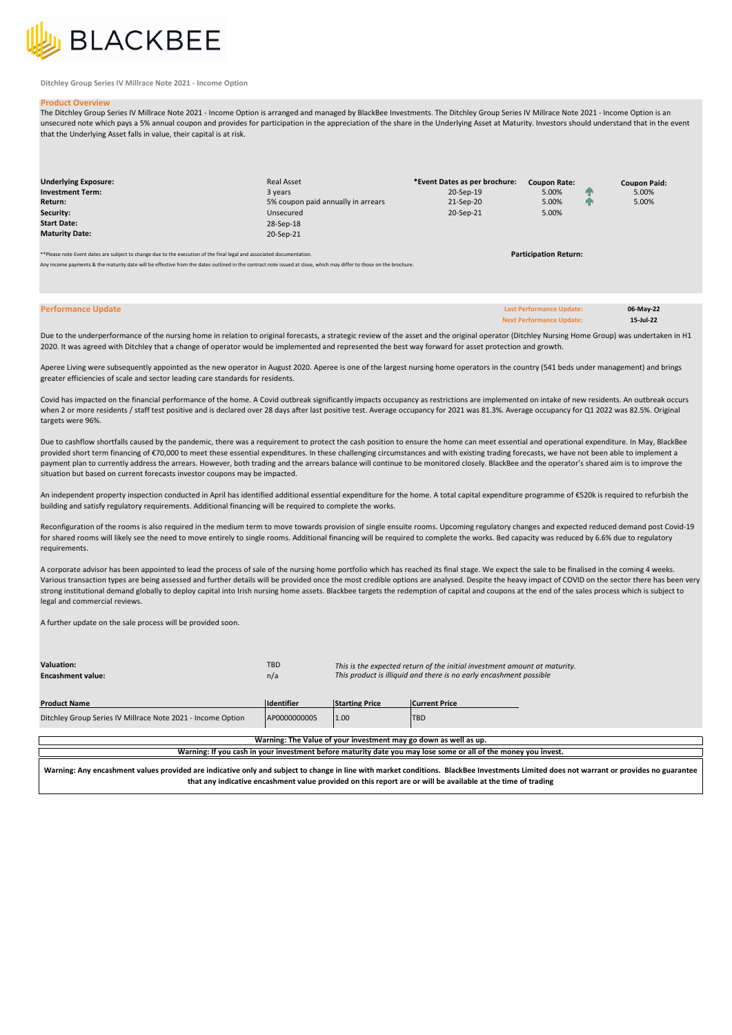BLACKBEE

Ditchley Group Series IV Millrace Note 2021 - Income Option

## Product Overview

The Ditchley Group Series IV Millrace Note 2021 - Income Option is arranged and managed by BlackBee Investments. The Ditchley Group Series IV Millrace Note 2021 - Income Option is an unsecured note which pays a 5% annual coupon and provides for participation in the appreciation of the share in the Underlying Asset at Maturity. Investors should understand that in the event that the Underlying Asset falls in value, their capital is at risk.

| | | *Event Dates as per brochure: | Coupon Rate: | Coupon Paid: |
|---|---|---|---|---|
| **Underlying Exposure:** | Real Asset | 20-Sep-19 | 5.00% | 5.00% |
| **Investment Term:** | 3 years | 21-Sep-20 | 5.00% | 5.00% |
| **Return:** | 5% coupon paid annually in arrears | 20-Sep-21 | 5.00% | |
| **Security:** | Unsecured | | | |
| **Start Date:** | 28-Sep-18 | | | |
| **Maturity Date:** | 20-Sep-21 | | | |

**Participation Return:**

**Please note Event dates are subject to change due to the execution of the final legal and associated documentation.
Any income payments & the maturity date will be effective from the dates outlined in the contract note issued at close, which may differ to those on the brochure.

## Performance Update

**Last Performance Update:** 06-May-22
**Next Performance Update:** 15-Jul-22

Due to the underperformance of the nursing home in relation to original forecasts, a strategic review of the asset and the original operator (Ditchley Nursing Home Group) was undertaken in H1 2020. It was agreed with Ditchley that a change of operator would be implemented and represented the best way forward for asset protection and growth.

Aperee Living were subsequently appointed as the new operator in August 2020. Aperee is one of the largest nursing home operators in the country (541 beds under management) and brings greater efficiencies of scale and sector leading care standards for residents.

Covid has impacted on the financial performance of the home. A Covid outbreak significantly impacts occupancy as restrictions are implemented on intake of new residents. An outbreak occurs when 2 or more residents / staff test positive and is declared over 28 days after last positive test. Average occupancy for 2021 was 81.3%. Average occupancy for Q1 2022 was 82.5%. Original targets were 96%.

Due to cashflow shortfalls caused by the pandemic, there was a requirement to protect the cash position to ensure the home can meet essential and operational expenditure. In May, BlackBee provided short term financing of €70,000 to meet these essential expenditures. In these challenging circumstances and with existing trading forecasts, we have not been able to implement a payment plan to currently address the arrears. However, both trading and the arrears balance will continue to be monitored closely. BlackBee and the operator's shared aim is to improve the situation but based on current forecasts investor coupons may be impacted.

An independent property inspection conducted in April has identified additional essential expenditure for the home. A total capital expenditure programme of €520k is required to refurbish the building and satisfy regulatory requirements. Additional financing will be required to complete the works.

Reconfiguration of the rooms is also required in the medium term to move towards provision of single ensuite rooms. Upcoming regulatory changes and expected reduced demand post Covid-19 for shared rooms will likely see the need to move entirely to single rooms. Additional financing will be required to complete the works. Bed capacity was reduced by 6.6% due to regulatory requirements.

A corporate advisor has been appointed to lead the process of sale of the nursing home portfolio which has reached its final stage. We expect the sale to be finalised in the coming 4 weeks. Various transaction types are being assessed and further details will be provided once the most credible options are analysed. Despite the heavy impact of COVID on the sector there has been very strong institutional demand globally to deploy capital into Irish nursing home assets. Blackbee targets the redemption of capital and coupons at the end of the sales process which is subject to legal and commercial reviews.

A further update on the sale process will be provided soon.

**Valuation:** TBD — *This is the expected return of the initial investment amount at maturity.*
**Encashment value:** n/a — *This product is illiquid and there is no early encashment possible*

| Product Name | Identifier | Starting Price | Current Price |
|---|---|---|---|
| Ditchley Group Series IV Millrace Note 2021 - Income Option | AP0000000005 | 1.00 | TBD |

**Warning: The Value of your investment may go down as well as up.**

**Warning: If you cash in your investment before maturity date you may lose some or all of the money you invest.**

**Warning: Any encashment values provided are indicative only and subject to change in line with market conditions. BlackBee Investments Limited does not warrant or provides no guarantee that any indicative encashment value provided on this report are or will be available at the time of trading**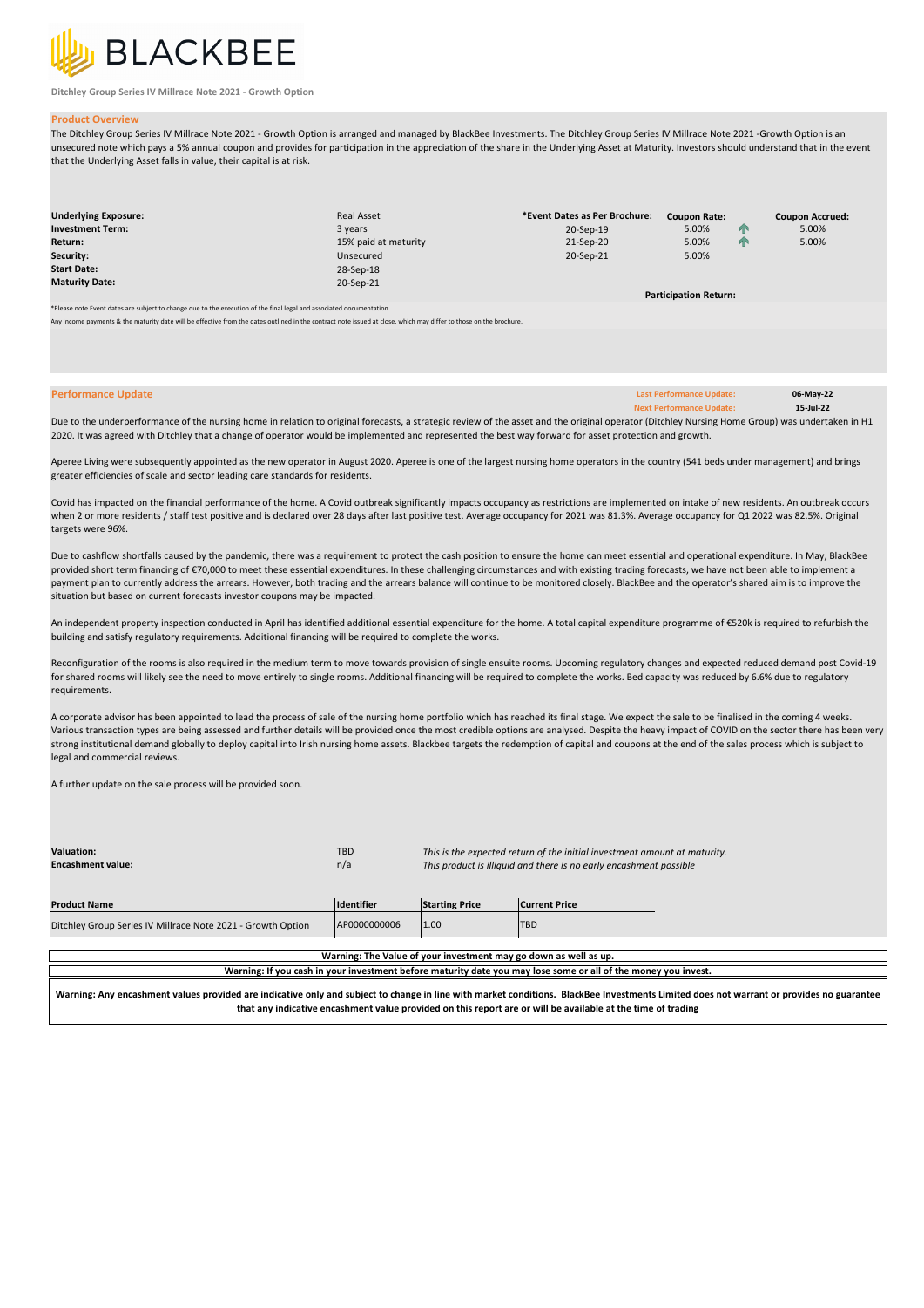# BLACKBEE

Ditchley Group Series IV Millrace Note 2021 - Growth Option

## Product Overview

The Ditchley Group Series IV Millrace Note 2021 - Growth Option is arranged and managed by BlackBee Investments. The Ditchley Group Series IV Millrace Note 2021 -Growth Option is an unsecured note which pays a 5% annual coupon and provides for participation in the appreciation of the share in the Underlying Asset at Maturity. Investors should understand that in the event that the Underlying Asset falls in value, their capital is at risk.

| | | *Event Dates as Per Brochure: | Coupon Rate: | Coupon Accrued: |
|---|---|---|---|---|
| **Underlying Exposure:** | Real Asset | 20-Sep-19 | 5.00% | 5.00% |
| **Investment Term:** | 3 years | 21-Sep-20 | 5.00% | 5.00% |
| **Return:** | 15% paid at maturity | 20-Sep-21 | 5.00% | |
| **Security:** | Unsecured | | | |
| **Start Date:** | 28-Sep-18 | | | |
| **Maturity Date:** | 20-Sep-21 | | | |
| | | | **Participation Return:** | |

*Please note Event dates are subject to change due to the execution of the final legal and associated documentation.

Any income payments & the maturity date will be effective from the dates outlined in the contract note issued at close, which may differ to those on the brochure.

## Performance Update

**Last Performance Update:** 06-May-22
**Next Performance Update:** 15-Jul-22

Due to the underperformance of the nursing home in relation to original forecasts, a strategic review of the asset and the original operator (Ditchley Nursing Home Group) was undertaken in H1 2020. It was agreed with Ditchley that a change of operator would be implemented and represented the best way forward for asset protection and growth.

Aperee Living were subsequently appointed as the new operator in August 2020. Aperee is one of the largest nursing home operators in the country (541 beds under management) and brings greater efficiencies of scale and sector leading care standards for residents.

Covid has impacted on the financial performance of the home. A Covid outbreak significantly impacts occupancy as restrictions are implemented on intake of new residents. An outbreak occurs when 2 or more residents / staff test positive and is declared over 28 days after last positive test. Average occupancy for 2021 was 81.3%. Average occupancy for Q1 2022 was 82.5%. Original targets were 96%.

Due to cashflow shortfalls caused by the pandemic, there was a requirement to protect the cash position to ensure the home can meet essential and operational expenditure. In May, BlackBee provided short term financing of €70,000 to meet these essential expenditures. In these challenging circumstances and with existing trading forecasts, we have not been able to implement a payment plan to currently address the arrears. However, both trading and the arrears balance will continue to be monitored closely. BlackBee and the operator's shared aim is to improve the situation but based on current forecasts investor coupons may be impacted.

An independent property inspection conducted in April has identified additional essential expenditure for the home. A total capital expenditure programme of €520k is required to refurbish the building and satisfy regulatory requirements. Additional financing will be required to complete the works.

Reconfiguration of the rooms is also required in the medium term to move towards provision of single ensuite rooms. Upcoming regulatory changes and expected reduced demand post Covid-19 for shared rooms will likely see the need to move entirely to single rooms. Additional financing will be required to complete the works. Bed capacity was reduced by 6.6% due to regulatory requirements.

A corporate advisor has been appointed to lead the process of sale of the nursing home portfolio which has reached its final stage. We expect the sale to be finalised in the coming 4 weeks. Various transaction types are being assessed and further details will be provided once the most credible options are analysed. Despite the heavy impact of COVID on the sector there has been very strong institutional demand globally to deploy capital into Irish nursing home assets. Blackbee targets the redemption of capital and coupons at the end of the sales process which is subject to legal and commercial reviews.

A further update on the sale process will be provided soon.

| | | |
|---|---|---|
| **Valuation:** | TBD | *This is the expected return of the initial investment amount at maturity.* |
| **Encashment value:** | n/a | *This product is illiquid and there is no early encashment possible* |

| Product Name | Identifier | Starting Price | Current Price |
|---|---|---|---|
| Ditchley Group Series IV Millrace Note 2021 - Growth Option | AP0000000006 | 1.00 | TBD |

**Warning: The Value of your investment may go down as well as up.**

**Warning: If you cash in your investment before maturity date you may lose some or all of the money you invest.**

**Warning: Any encashment values provided are indicative only and subject to change in line with market conditions. BlackBee Investments Limited does not warrant or provides no guarantee that any indicative encashment value provided on this report are or will be available at the time of trading**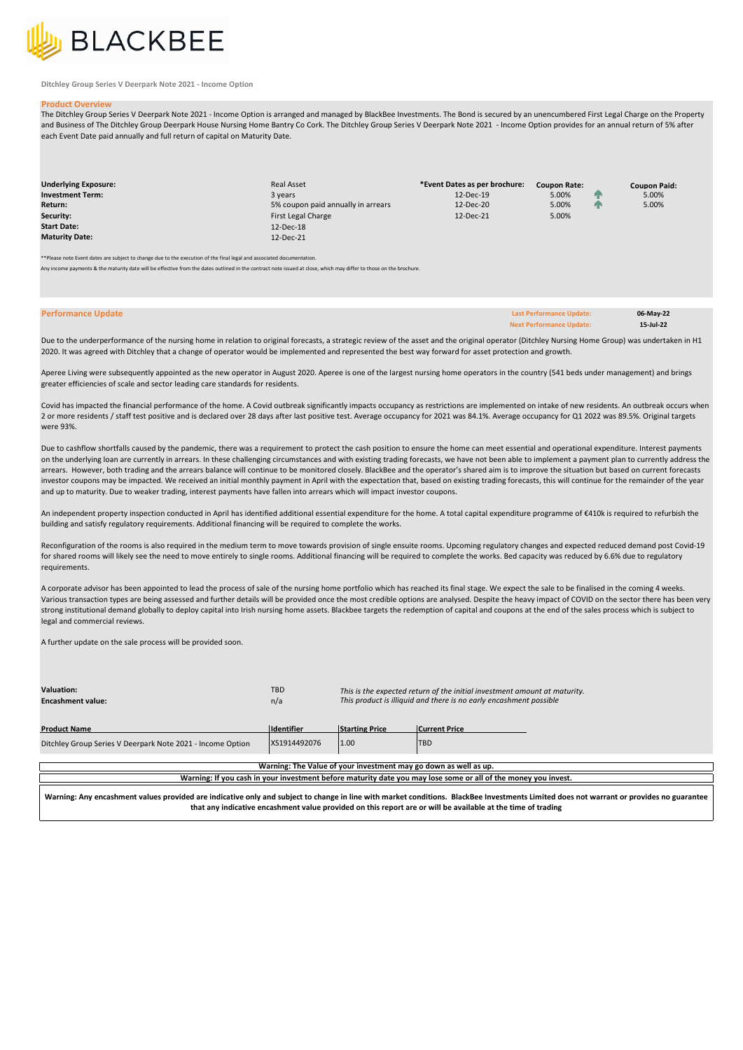BLACKBEE

Ditchley Group Series V Deerpark Note 2021 - Income Option

## Product Overview

The Ditchley Group Series V Deerpark Note 2021 - Income Option is arranged and managed by BlackBee Investments. The Bond is secured by an unencumbered First Legal Charge on the Property and Business of The Ditchley Group Deerpark House Nursing Home Bantry Co Cork. The Ditchley Group Series V Deerpark Note 2021 - Income Option provides for an annual return of 5% after each Event Date paid annually and full return of capital on Maturity Date.

| | | *Event Dates as per brochure: | Coupon Rate: | Coupon Paid: |
|---|---|---|---|---|
| **Underlying Exposure:** | Real Asset | | | |
| **Investment Term:** | 3 years | 12-Dec-19 | 5.00% | 5.00% |
| **Return:** | 5% coupon paid annually in arrears | 12-Dec-20 | 5.00% | 5.00% |
| **Security:** | First Legal Charge | 12-Dec-21 | 5.00% | |
| **Start Date:** | 12-Dec-18 | | | |
| **Maturity Date:** | 12-Dec-21 | | | |

**Please note Event dates are subject to change due to the execution of the final legal and associated documentation.

Any income payments & the maturity date will be effective from the dates outlined in the contract note issued at close, which may differ to those on the brochure.

## Performance Update

**Last Performance Update:** 06-May-22
**Next Performance Update:** 15-Jul-22

Due to the underperformance of the nursing home in relation to original forecasts, a strategic review of the asset and the original operator (Ditchley Nursing Home Group) was undertaken in H1 2020. It was agreed with Ditchley that a change of operator would be implemented and represented the best way forward for asset protection and growth.

Aperee Living were subsequently appointed as the new operator in August 2020. Aperee is one of the largest nursing home operators in the country (541 beds under management) and brings greater efficiencies of scale and sector leading care standards for residents.

Covid has impacted the financial performance of the home. A Covid outbreak significantly impacts occupancy as restrictions are implemented on intake of new residents. An outbreak occurs when 2 or more residents / staff test positive and is declared over 28 days after last positive test. Average occupancy for 2021 was 84.1%. Average occupancy for Q1 2022 was 89.5%. Original targets were 93%.

Due to cashflow shortfalls caused by the pandemic, there was a requirement to protect the cash position to ensure the home can meet essential and operational expenditure. Interest payments on the underlying loan are currently in arrears. In these challenging circumstances and with existing trading forecasts, we have not been able to implement a payment plan to currently address the arrears. However, both trading and the arrears balance will continue to be monitored closely. BlackBee and the operator's shared aim is to improve the situation but based on current forecasts investor coupons may be impacted. We received an initial monthly payment in April with the expectation that, based on existing trading forecasts, this will continue for the remainder of the year and up to maturity. Due to weaker trading, interest payments have fallen into arrears which will impact investor coupons.

An independent property inspection conducted in April has identified additional essential expenditure for the home. A total capital expenditure programme of €410k is required to refurbish the building and satisfy regulatory requirements. Additional financing will be required to complete the works.

Reconfiguration of the rooms is also required in the medium term to move towards provision of single ensuite rooms. Upcoming regulatory changes and expected reduced demand post Covid-19 for shared rooms will likely see the need to move entirely to single rooms. Additional financing will be required to complete the works. Bed capacity was reduced by 6.6% due to regulatory requirements.

A corporate advisor has been appointed to lead the process of sale of the nursing home portfolio which has reached its final stage. We expect the sale to be finalised in the coming 4 weeks. Various transaction types are being assessed and further details will be provided once the most credible options are analysed. Despite the heavy impact of COVID on the sector there has been very strong institutional demand globally to deploy capital into Irish nursing home assets. Blackbee targets the redemption of capital and coupons at the end of the sales process which is subject to legal and commercial reviews.

A further update on the sale process will be provided soon.

| | | |
|---|---|---|
| **Valuation:** | TBD | *This is the expected return of the initial investment amount at maturity.* |
| **Encashment value:** | n/a | *This product is illiquid and there is no early encashment possible* |

| Product Name | Identifier | Starting Price | Current Price |
|---|---|---|---|
| Ditchley Group Series V Deerpark Note 2021 - Income Option | XS1914492076 | 1.00 | TBD |

**Warning: The Value of your investment may go down as well as up.**

**Warning: If you cash in your investment before maturity date you may lose some or all of the money you invest.**

**Warning: Any encashment values provided are indicative only and subject to change in line with market conditions. BlackBee Investments Limited does not warrant or provides no guarantee that any indicative encashment value provided on this report are or will be available at the time of trading**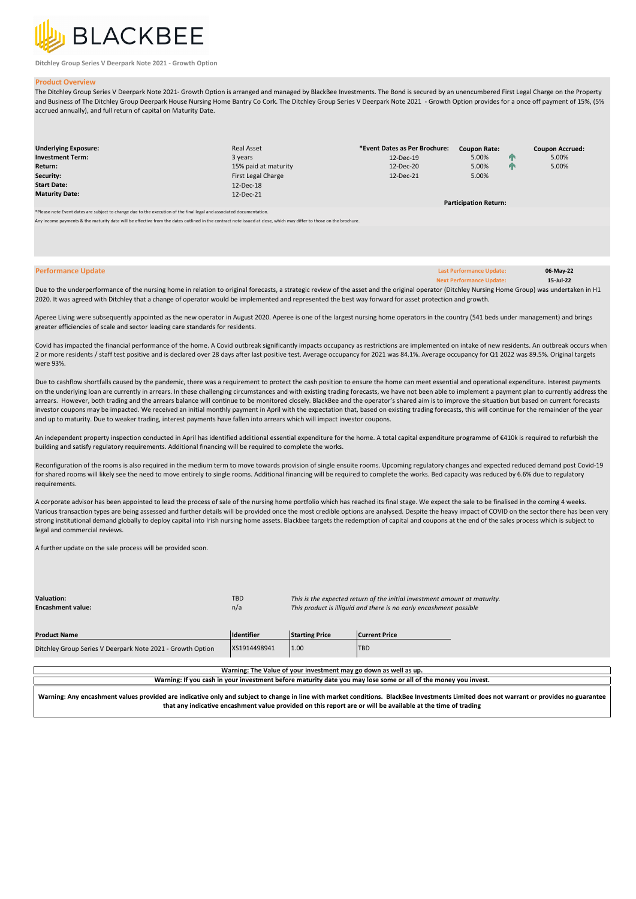# BLACKBEE

**Ditchley Group Series V Deerpark Note 2021 - Growth Option**

## Product Overview

The Ditchley Group Series V Deerpark Note 2021- Growth Option is arranged and managed by BlackBee Investments. The Bond is secured by an unencumbered First Legal Charge on the Property and Business of The Ditchley Group Deerpark House Nursing Home Bantry Co Cork. The Ditchley Group Series V Deerpark Note 2021 - Growth Option provides for a once off payment of 15%, (5% accrued annually), and full return of capital on Maturity Date.

| | | *Event Dates as Per Brochure: | Coupon Rate: | | Coupon Accrued: |
|---|---|---|---|---|---|
| **Underlying Exposure:** | Real Asset | | | | |
| **Investment Term:** | 3 years | 12-Dec-19 | 5.00% | ↑ | 5.00% |
| **Return:** | 15% paid at maturity | 12-Dec-20 | 5.00% | ↑ | 5.00% |
| **Security:** | First Legal Charge | 12-Dec-21 | 5.00% | | |
| **Start Date:** | 12-Dec-18 | | | | |
| **Maturity Date:** | 12-Dec-21 | | | | |
| | | | **Participation Return:** | | |

*Please note Event dates are subject to change due to the execution of the final legal and associated documentation.

Any income payments & the maturity date will be effective from the dates outlined in the contract note issued at close, which may differ to those on the brochure.

## Performance Update

| | |
|---|---|
| **Last Performance Update:** | **06-May-22** |
| **Next Performance Update:** | **15-Jul-22** |

Due to the underperformance of the nursing home in relation to original forecasts, a strategic review of the asset and the original operator (Ditchley Nursing Home Group) was undertaken in H1 2020. It was agreed with Ditchley that a change of operator would be implemented and represented the best way forward for asset protection and growth.

Aperee Living were subsequently appointed as the new operator in August 2020. Aperee is one of the largest nursing home operators in the country (541 beds under management) and brings greater efficiencies of scale and sector leading care standards for residents.

Covid has impacted the financial performance of the home. A Covid outbreak significantly impacts occupancy as restrictions are implemented on intake of new residents. An outbreak occurs when 2 or more residents / staff test positive and is declared over 28 days after last positive test. Average occupancy for 2021 was 84.1%. Average occupancy for Q1 2022 was 89.5%. Original targets were 93%.

Due to cashflow shortfalls caused by the pandemic, there was a requirement to protect the cash position to ensure the home can meet essential and operational expenditure. Interest payments on the underlying loan are currently in arrears. In these challenging circumstances and with existing trading forecasts, we have not been able to implement a payment plan to currently address the arrears. However, both trading and the arrears balance will continue to be monitored closely. BlackBee and the operator's shared aim is to improve the situation but based on current forecasts investor coupons may be impacted. We received an initial monthly payment in April with the expectation that, based on existing trading forecasts, this will continue for the remainder of the year and up to maturity. Due to weaker trading, interest payments have fallen into arrears which will impact investor coupons.

An independent property inspection conducted in April has identified additional essential expenditure for the home. A total capital expenditure programme of €410k is required to refurbish the building and satisfy regulatory requirements. Additional financing will be required to complete the works.

Reconfiguration of the rooms is also required in the medium term to move towards provision of single ensuite rooms. Upcoming regulatory changes and expected reduced demand post Covid-19 for shared rooms will likely see the need to move entirely to single rooms. Additional financing will be required to complete the works. Bed capacity was reduced by 6.6% due to regulatory requirements.

A corporate advisor has been appointed to lead the process of sale of the nursing home portfolio which has reached its final stage. We expect the sale to be finalised in the coming 4 weeks. Various transaction types are being assessed and further details will be provided once the most credible options are analysed. Despite the heavy impact of COVID on the sector there has been very strong institutional demand globally to deploy capital into Irish nursing home assets. Blackbee targets the redemption of capital and coupons at the end of the sales process which is subject to legal and commercial reviews.

A further update on the sale process will be provided soon.

| | | |
|---|---|---|
| **Valuation:** | TBD | *This is the expected return of the initial investment amount at maturity.* |
| **Encashment value:** | n/a | *This product is illiquid and there is no early encashment possible* |

| Product Name | Identifier | Starting Price | Current Price |
|---|---|---|---|
| Ditchley Group Series V Deerpark Note 2021 - Growth Option | XS1914498941 | 1.00 | TBD |

**Warning: The Value of your investment may go down as well as up.**

**Warning: If you cash in your investment before maturity date you may lose some or all of the money you invest.**

**Warning: Any encashment values provided are indicative only and subject to change in line with market conditions. BlackBee Investments Limited does not warrant or provides no guarantee that any indicative encashment value provided on this report are or will be available at the time of trading**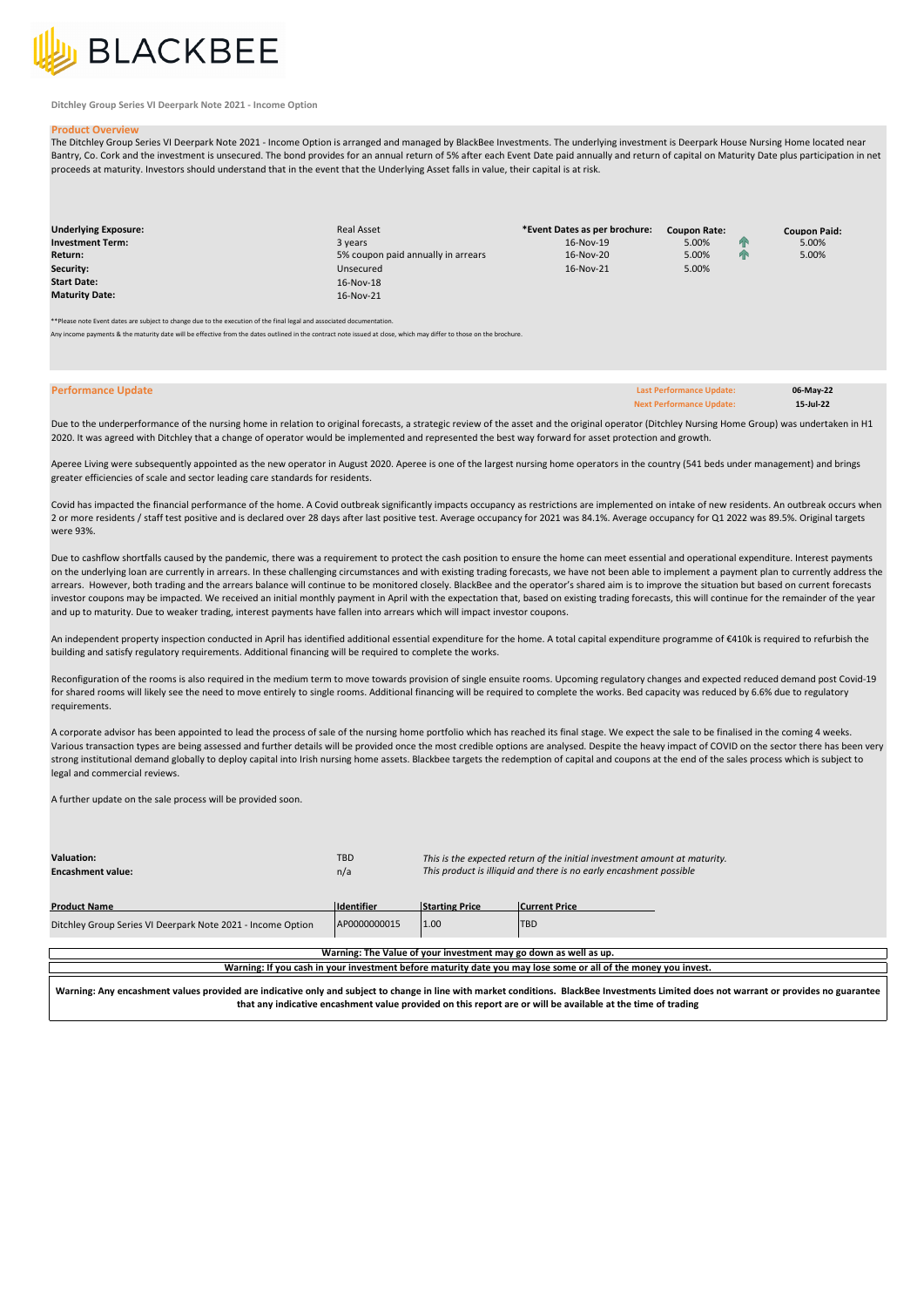Ditchley Group Series VI Deerpark Note 2021 - Income Option

## Product Overview

The Ditchley Group Series VI Deerpark Note 2021 - Income Option is arranged and managed by BlackBee Investments. The underlying investment is Deerpark House Nursing Home located near Bantry, Co. Cork and the investment is unsecured. The bond provides for an annual return of 5% after each Event Date paid annually and return of capital on Maturity Date plus participation in net proceeds at maturity. Investors should understand that in the event that the Underlying Asset falls in value, their capital is at risk.

| | | *Event Dates as per brochure: | Coupon Rate: | | Coupon Paid: |
|---|---|---|---|---|---|
| **Underlying Exposure:** | Real Asset | | | | |
| **Investment Term:** | 3 years | 16-Nov-19 | 5.00% | ↑ | 5.00% |
| **Return:** | 5% coupon paid annually in arrears | 16-Nov-20 | 5.00% | ↑ | 5.00% |
| **Security:** | Unsecured | 16-Nov-21 | 5.00% | | |
| **Start Date:** | 16-Nov-18 | | | | |
| **Maturity Date:** | 16-Nov-21 | | | | |

**Please note Event dates are subject to change due to the execution of the final legal and associated documentation.

Any income payments & the maturity date will be effective from the dates outlined in the contract note issued at close, which may differ to those on the brochure.

## Performance Update

**Last Performance Update:** 06-May-22
**Next Performance Update:** 15-Jul-22

Due to the underperformance of the nursing home in relation to original forecasts, a strategic review of the asset and the original operator (Ditchley Nursing Home Group) was undertaken in H1 2020. It was agreed with Ditchley that a change of operator would be implemented and represented the best way forward for asset protection and growth.

Aperee Living were subsequently appointed as the new operator in August 2020. Aperee is one of the largest nursing home operators in the country (541 beds under management) and brings greater efficiencies of scale and sector leading care standards for residents.

Covid has impacted the financial performance of the home. A Covid outbreak significantly impacts occupancy as restrictions are implemented on intake of new residents. An outbreak occurs when 2 or more residents / staff test positive and is declared over 28 days after last positive test. Average occupancy for 2021 was 84.1%. Average occupancy for Q1 2022 was 89.5%. Original targets were 93%.

Due to cashflow shortfalls caused by the pandemic, there was a requirement to protect the cash position to ensure the home can meet essential and operational expenditure. Interest payments on the underlying loan are currently in arrears. In these challenging circumstances and with existing trading forecasts, we have not been able to implement a payment plan to currently address the arrears. However, both trading and the arrears balance will continue to be monitored closely. BlackBee and the operator's shared aim is to improve the situation but based on current forecasts investor coupons may be impacted. We received an initial monthly payment in April with the expectation that, based on existing trading forecasts, this will continue for the remainder of the year and up to maturity. Due to weaker trading, interest payments have fallen into arrears which will impact investor coupons.

An independent property inspection conducted in April has identified additional essential expenditure for the home. A total capital expenditure programme of €410k is required to refurbish the building and satisfy regulatory requirements. Additional financing will be required to complete the works.

Reconfiguration of the rooms is also required in the medium term to move towards provision of single ensuite rooms. Upcoming regulatory changes and expected reduced demand post Covid-19 for shared rooms will likely see the need to move entirely to single rooms. Additional financing will be required to complete the works. Bed capacity was reduced by 6.6% due to regulatory requirements.

A corporate advisor has been appointed to lead the process of sale of the nursing home portfolio which has reached its final stage. We expect the sale to be finalised in the coming 4 weeks. Various transaction types are being assessed and further details will be provided once the most credible options are analysed. Despite the heavy impact of COVID on the sector there has been very strong institutional demand globally to deploy capital into Irish nursing home assets. Blackbee targets the redemption of capital and coupons at the end of the sales process which is subject to legal and commercial reviews.

A further update on the sale process will be provided soon.

| | | |
|---|---|---|
| **Valuation:** | TBD | *This is the expected return of the initial investment amount at maturity.* |
| **Encashment value:** | n/a | *This product is illiquid and there is no early encashment possible* |

| Product Name | Identifier | Starting Price | Current Price |
|---|---|---|---|
| Ditchley Group Series VI Deerpark Note 2021 - Income Option | AP0000000015 | 1.00 | TBD |

**Warning: The Value of your investment may go down as well as up.**

**Warning: If you cash in your investment before maturity date you may lose some or all of the money you invest.**

**Warning: Any encashment values provided are indicative only and subject to change in line with market conditions. BlackBee Investments Limited does not warrant or provides no guarantee that any indicative encashment value provided on this report are or will be available at the time of trading**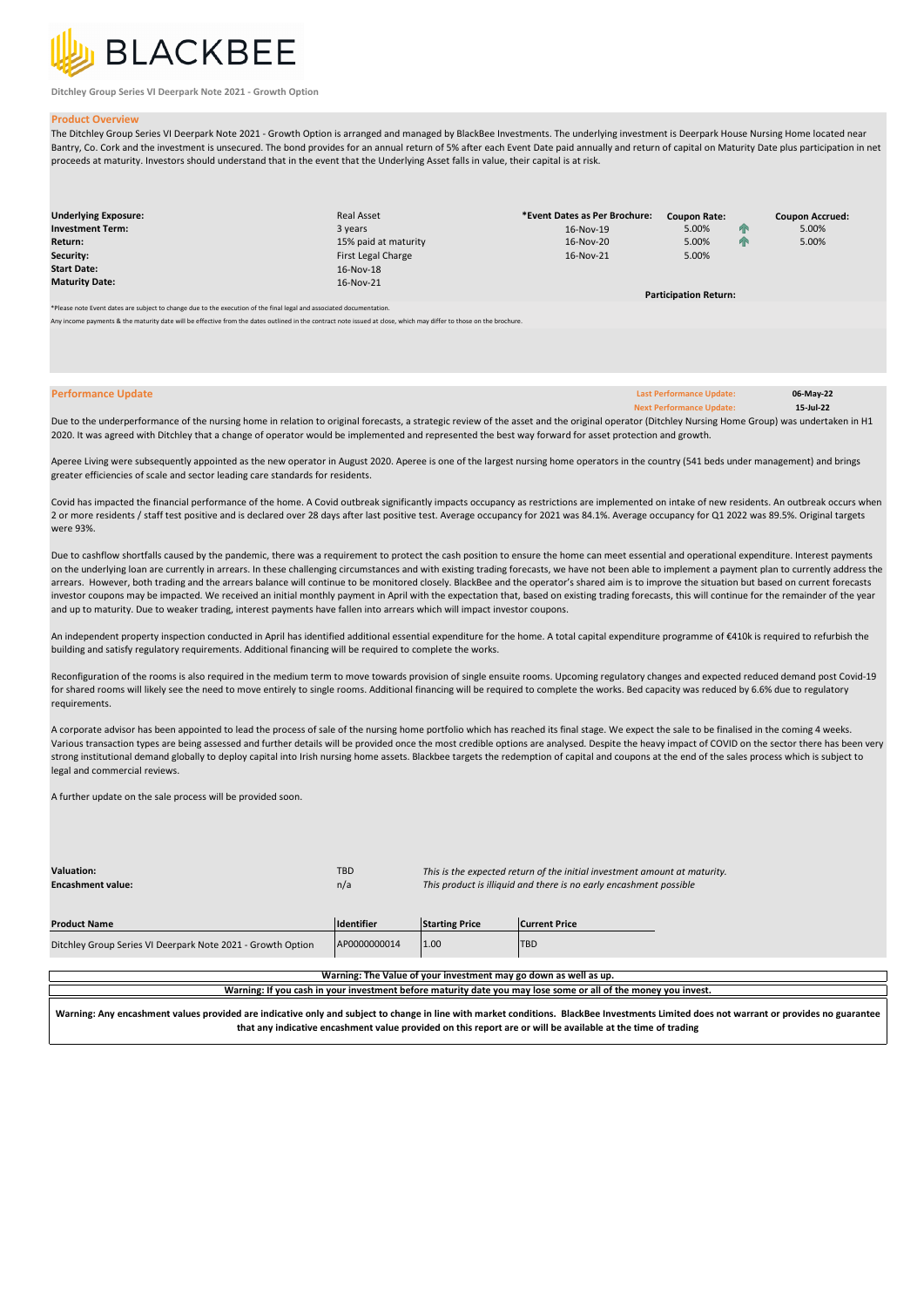# BLACKBEE

**Ditchley Group Series VI Deerpark Note 2021 - Growth Option**

## Product Overview

The Ditchley Group Series VI Deerpark Note 2021 - Growth Option is arranged and managed by BlackBee Investments. The underlying investment is Deerpark House Nursing Home located near Bantry, Co. Cork and the investment is unsecured. The bond provides for an annual return of 5% after each Event Date paid annually and return of capital on Maturity Date plus participation in net proceeds at maturity. Investors should understand that in the event that the Underlying Asset falls in value, their capital is at risk.

| | | *Event Dates as Per Brochure: | Coupon Rate: | Coupon Accrued: |
|---|---|---|---|---|
| **Underlying Exposure:** | Real Asset | 16-Nov-19 | 5.00% | 5.00% |
| **Investment Term:** | 3 years | 16-Nov-20 | 5.00% | 5.00% |
| **Return:** | 15% paid at maturity | 16-Nov-21 | 5.00% | |
| **Security:** | First Legal Charge | | | |
| **Start Date:** | 16-Nov-18 | | | |
| **Maturity Date:** | 16-Nov-21 | | | |

**Participation Return:**

*Please note Event dates are subject to change due to the execution of the final legal and associated documentation.

Any income payments & the maturity date will be effective from the dates outlined in the contract note issued at close, which may differ to those on the brochure.

## Performance Update

**Last Performance Update:** 06-May-22
**Next Performance Update:** 15-Jul-22

Due to the underperformance of the nursing home in relation to original forecasts, a strategic review of the asset and the original operator (Ditchley Nursing Home Group) was undertaken in H1 2020. It was agreed with Ditchley that a change of operator would be implemented and represented the best way forward for asset protection and growth.

Aperee Living were subsequently appointed as the new operator in August 2020. Aperee is one of the largest nursing home operators in the country (541 beds under management) and brings greater efficiencies of scale and sector leading care standards for residents.

Covid has impacted the financial performance of the home. A Covid outbreak significantly impacts occupancy as restrictions are implemented on intake of new residents. An outbreak occurs when 2 or more residents / staff test positive and is declared over 28 days after last positive test. Average occupancy for 2021 was 84.1%. Average occupancy for Q1 2022 was 89.5%. Original targets were 93%.

Due to cashflow shortfalls caused by the pandemic, there was a requirement to protect the cash position to ensure the home can meet essential and operational expenditure. Interest payments on the underlying loan are currently in arrears. In these challenging circumstances and with existing trading forecasts, we have not been able to implement a payment plan to currently address the arrears. However, both trading and the arrears balance will continue to be monitored closely. BlackBee and the operator's shared aim is to improve the situation but based on current forecasts investor coupons may be impacted. We received an initial monthly payment in April with the expectation that, based on existing trading forecasts, this will continue for the remainder of the year and up to maturity. Due to weaker trading, interest payments have fallen into arrears which will impact investor coupons.

An independent property inspection conducted in April has identified additional essential expenditure for the home. A total capital expenditure programme of €410k is required to refurbish the building and satisfy regulatory requirements. Additional financing will be required to complete the works.

Reconfiguration of the rooms is also required in the medium term to move towards provision of single ensuite rooms. Upcoming regulatory changes and expected reduced demand post Covid-19 for shared rooms will likely see the need to move entirely to single rooms. Additional financing will be required to complete the works. Bed capacity was reduced by 6.6% due to regulatory requirements.

A corporate advisor has been appointed to lead the process of sale of the nursing home portfolio which has reached its final stage. We expect the sale to be finalised in the coming 4 weeks. Various transaction types are being assessed and further details will be provided once the most credible options are analysed. Despite the heavy impact of COVID on the sector there has been very strong institutional demand globally to deploy capital into Irish nursing home assets. Blackbee targets the redemption of capital and coupons at the end of the sales process which is subject to legal and commercial reviews.

A further update on the sale process will be provided soon.

| | | |
|---|---|---|
| **Valuation:** | TBD | *This is the expected return of the initial investment amount at maturity.* |
| **Encashment value:** | n/a | *This product is illiquid and there is no early encashment possible* |

| Product Name | Identifier | Starting Price | Current Price |
|---|---|---|---|
| Ditchley Group Series VI Deerpark Note 2021 - Growth Option | AP0000000014 | 1.00 | TBD |

**Warning: The Value of your investment may go down as well as up.**

**Warning: If you cash in your investment before maturity date you may lose some or all of the money you invest.**

**Warning: Any encashment values provided are indicative only and subject to change in line with market conditions. BlackBee Investments Limited does not warrant or provides no guarantee that any indicative encashment value provided on this report are or will be available at the time of trading**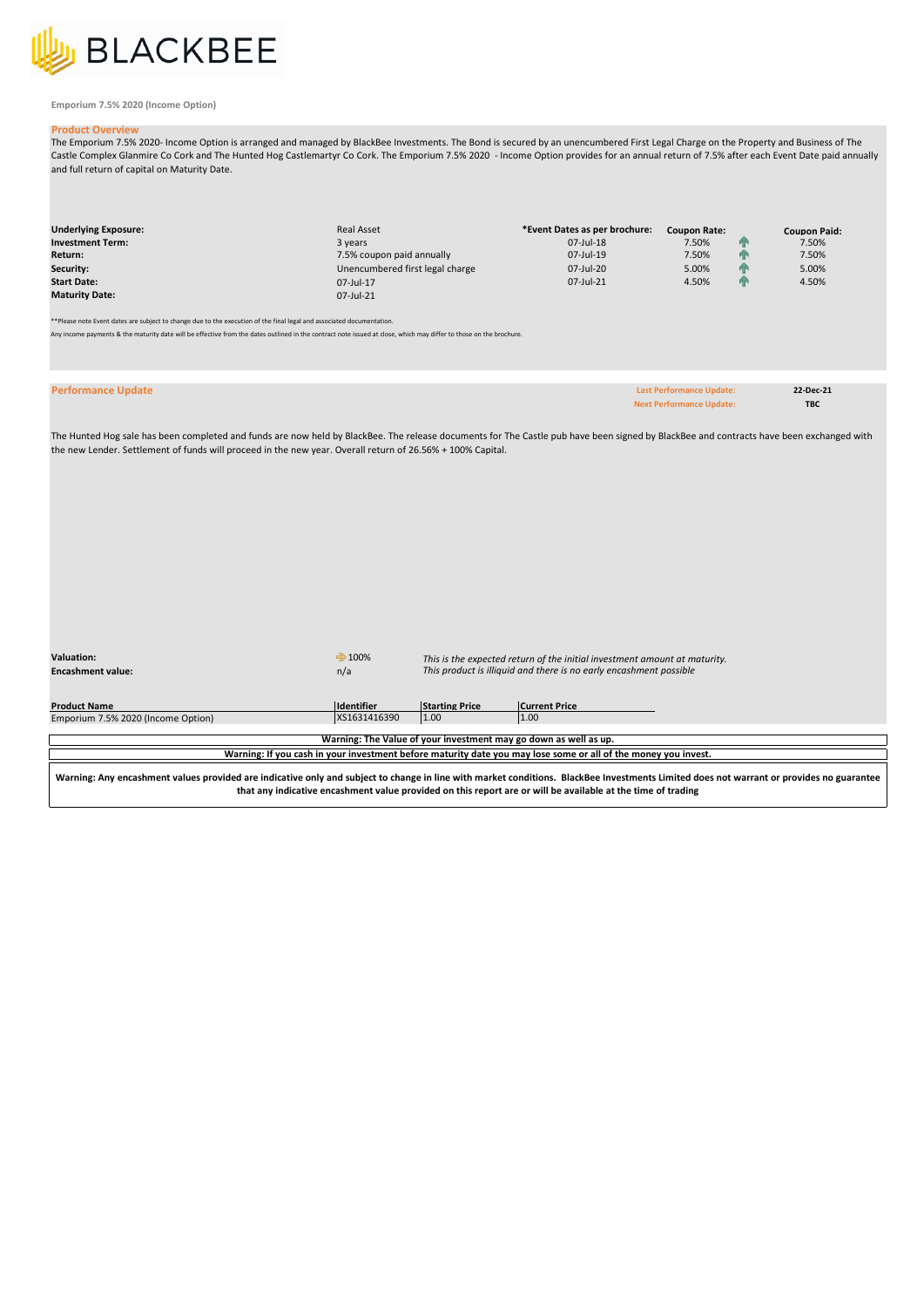BLACKBEE

**Emporium 7.5% 2020 (Income Option)**

## Product Overview

The Emporium 7.5% 2020- Income Option is arranged and managed by BlackBee Investments. The Bond is secured by an unencumbered First Legal Charge on the Property and Business of The Castle Complex Glanmire Co Cork and The Hunted Hog Castlemartyr Co Cork. The Emporium 7.5% 2020 - Income Option provides for an annual return of 7.5% after each Event Date paid annually and full return of capital on Maturity Date.

| | |
|---|---|
| **Underlying Exposure:** | Real Asset |
| **Investment Term:** | 3 years |
| **Return:** | 7.5% coupon paid annually |
| **Security:** | Unencumbered first legal charge |
| **Start Date:** | 07-Jul-17 |
| **Maturity Date:** | 07-Jul-21 |

| *Event Dates as per brochure: | Coupon Rate: | Coupon Paid: |
|---|---|---|
| 07-Jul-18 | 7.50% | 7.50% |
| 07-Jul-19 | 7.50% | 7.50% |
| 07-Jul-20 | 5.00% | 5.00% |
| 07-Jul-21 | 4.50% | 4.50% |

**Please note Event dates are subject to change due to the execution of the final legal and associated documentation.

Any income payments & the maturity date will be effective from the dates outlined in the contract note issued at close, which may differ to those on the brochure.

## Performance Update

**Last Performance Update:** 22-Dec-21
**Next Performance Update:** TBC

The Hunted Hog sale has been completed and funds are now held by BlackBee. The release documents for The Castle pub have been signed by BlackBee and contracts have been exchanged with the new Lender. Settlement of funds will proceed in the new year. Overall return of 26.56% + 100% Capital.

| | | |
|---|---|---|
| **Valuation:** | 100% | *This is the expected return of the initial investment amount at maturity.* |
| **Encashment value:** | n/a | *This product is illiquid and there is no early encashment possible* |

| Product Name | Identifier | Starting Price | Current Price |
|---|---|---|---|
| Emporium 7.5% 2020 (Income Option) | XS1631416390 | 1.00 | 1.00 |

**Warning: The Value of your investment may go down as well as up.**

**Warning: If you cash in your investment before maturity date you may lose some or all of the money you invest.**

**Warning: Any encashment values provided are indicative only and subject to change in line with market conditions. BlackBee Investments Limited does not warrant or provides no guarantee that any indicative encashment value provided on this report are or will be available at the time of trading**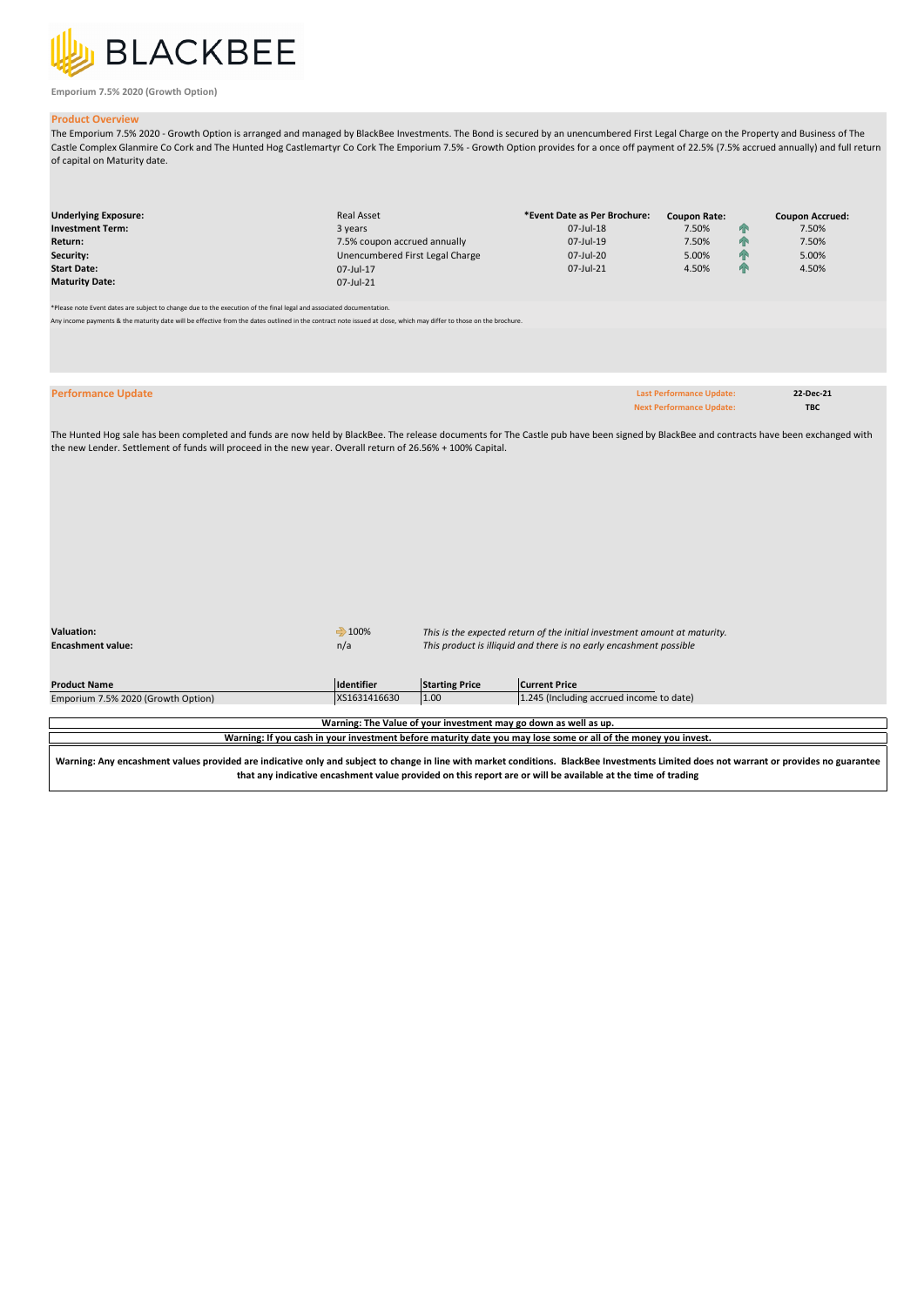BLACKBEE

Emporium 7.5% 2020 (Growth Option)

## Product Overview

The Emporium 7.5% 2020 - Growth Option is arranged and managed by BlackBee Investments. The Bond is secured by an unencumbered First Legal Charge on the Property and Business of The Castle Complex Glanmire Co Cork and The Hunted Hog Castlemartyr Co Cork The Emporium 7.5% - Growth Option provides for a once off payment of 22.5% (7.5% accrued annually) and full return of capital on Maturity date.

| | | *Event Date as Per Brochure: | Coupon Rate: | Coupon Accrued: |
|---|---|---|---|---|
| **Underlying Exposure:** | Real Asset | 07-Jul-18 | 7.50% | 7.50% |
| **Investment Term:** | 3 years | 07-Jul-19 | 7.50% | 7.50% |
| **Return:** | 7.5% coupon accrued annually | 07-Jul-20 | 5.00% | 5.00% |
| **Security:** | Unencumbered First Legal Charge | 07-Jul-21 | 4.50% | 4.50% |
| **Start Date:** | 07-Jul-17 | | | |
| **Maturity Date:** | 07-Jul-21 | | | |

*Please note Event dates are subject to change due to the execution of the final legal and associated documentation.

Any income payments & the maturity date will be effective from the dates outlined in the contract note issued at close, which may differ to those on the brochure.

## Performance Update

**Last Performance Update:** 22-Dec-21
**Next Performance Update:** TBC

The Hunted Hog sale has been completed and funds are now held by BlackBee. The release documents for The Castle pub have been signed by BlackBee and contracts have been exchanged with the new Lender. Settlement of funds will proceed in the new year. Overall return of 26.56% + 100% Capital.

| | | |
|---|---|---|
| **Valuation:** | 100% | *This is the expected return of the initial investment amount at maturity.* |
| **Encashment value:** | n/a | *This product is illiquid and there is no early encashment possible* |

| Product Name | Identifier | Starting Price | Current Price |
|---|---|---|---|
| Emporium 7.5% 2020 (Growth Option) | XS1631416630 | 1.00 | 1.245 (Including accrued income to date) |

**Warning: The Value of your investment may go down as well as up.**

**Warning: If you cash in your investment before maturity date you may lose some or all of the money you invest.**

**Warning: Any encashment values provided are indicative only and subject to change in line with market conditions. BlackBee Investments Limited does not warrant or provides no guarantee that any indicative encashment value provided on this report are or will be available at the time of trading**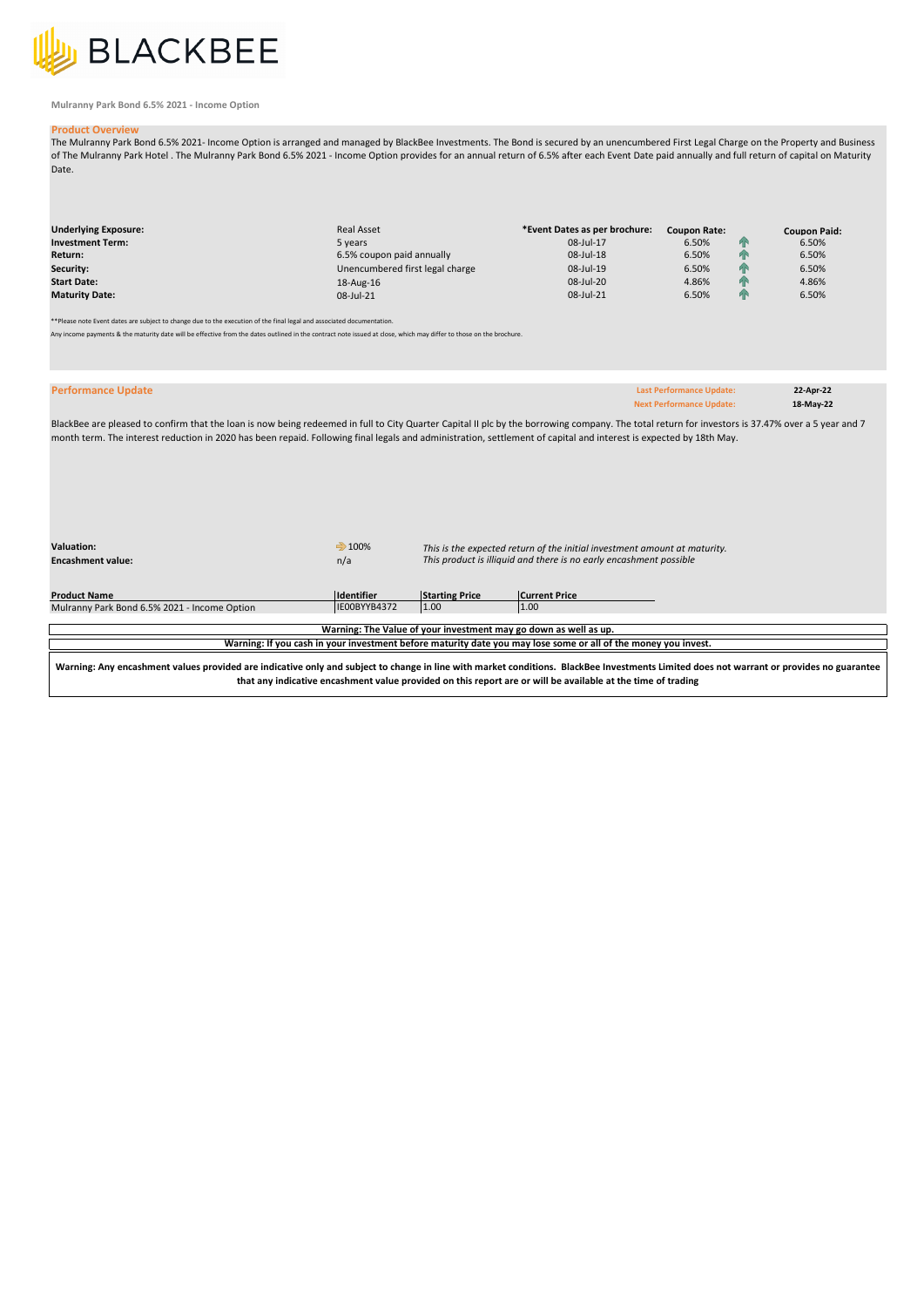BLACKBEE

**Mulranny Park Bond 6.5% 2021 - Income Option**

## Product Overview

The Mulranny Park Bond 6.5% 2021- Income Option is arranged and managed by BlackBee Investments. The Bond is secured by an unencumbered First Legal Charge on the Property and Business of The Mulranny Park Hotel . The Mulranny Park Bond 6.5% 2021 - Income Option provides for an annual return of 6.5% after each Event Date paid annually and full return of capital on Maturity Date.

| | | *Event Dates as per brochure: | Coupon Rate: | Coupon Paid: |
|---|---|---|---|---|
| **Underlying Exposure:** | Real Asset | | | |
| **Investment Term:** | 5 years | 08-Jul-17 | 6.50% | 6.50% |
| **Return:** | 6.5% coupon paid annually | 08-Jul-18 | 6.50% | 6.50% |
| **Security:** | Unencumbered first legal charge | 08-Jul-19 | 6.50% | 6.50% |
| **Start Date:** | 18-Aug-16 | 08-Jul-20 | 4.86% | 4.86% |
| **Maturity Date:** | 08-Jul-21 | 08-Jul-21 | 6.50% | 6.50% |

**Please note Event dates are subject to change due to the execution of the final legal and associated documentation.

Any income payments & the maturity date will be effective from the dates outlined in the contract note issued at close, which may differ to those on the brochure.

## Performance Update

**Last Performance Update:** 22-Apr-22
**Next Performance Update:** 18-May-22

BlackBee are pleased to confirm that the loan is now being redeemed in full to City Quarter Capital II plc by the borrowing company. The total return for investors is 37.47% over a 5 year and 7 month term. The interest reduction in 2020 has been repaid. Following final legals and administration, settlement of capital and interest is expected by 18th May.

| | | |
|---|---|---|
| **Valuation:** | 100% | *This is the expected return of the initial investment amount at maturity.* |
| **Encashment value:** | n/a | *This product is illiquid and there is no early encashment possible* |

| Product Name | Identifier | Starting Price | Current Price |
|---|---|---|---|
| Mulranny Park Bond 6.5% 2021 - Income Option | IE00BYYB4372 | 1.00 | 1.00 |

**Warning: The Value of your investment may go down as well as up.**

**Warning: If you cash in your investment before maturity date you may lose some or all of the money you invest.**

**Warning: Any encashment values provided are indicative only and subject to change in line with market conditions. BlackBee Investments Limited does not warrant or provides no guarantee that any indicative encashment value provided on this report are or will be available at the time of trading**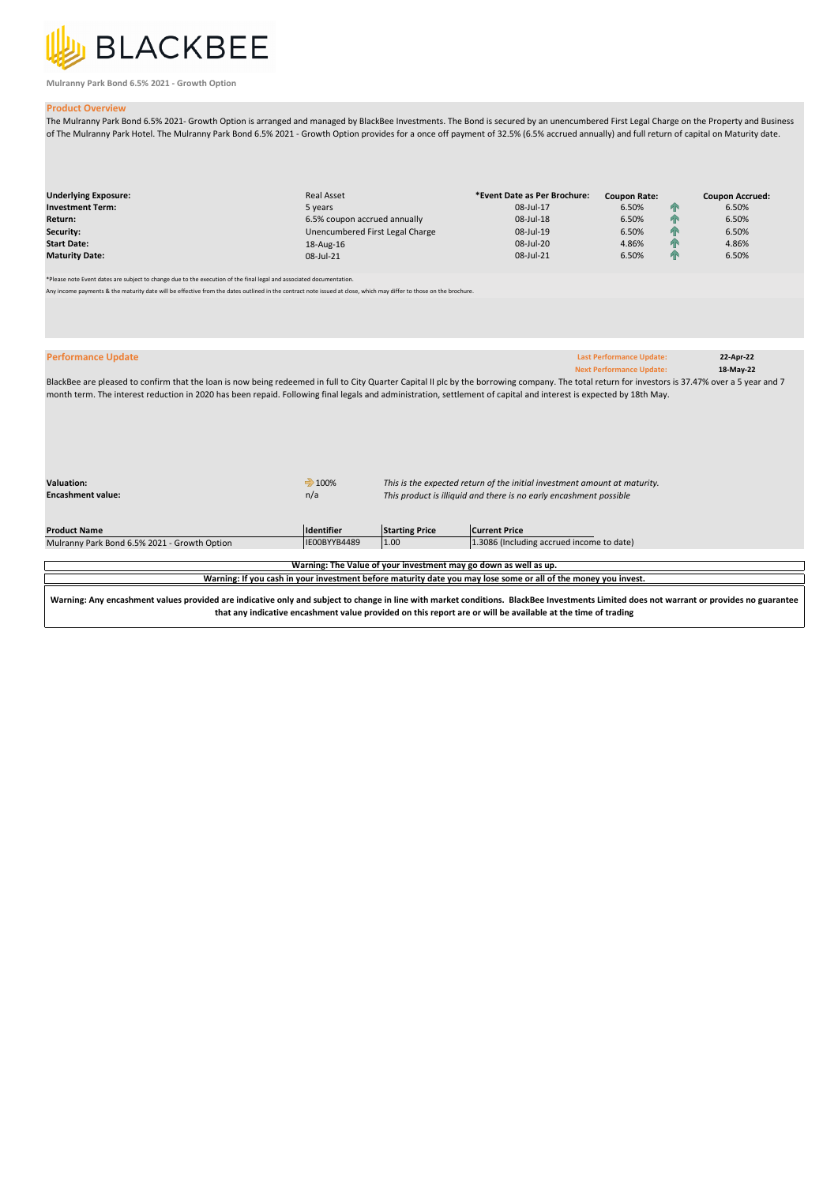Mulranny Park Bond 6.5% 2021 - Growth Option

## Product Overview

The Mulranny Park Bond 6.5% 2021- Growth Option is arranged and managed by BlackBee Investments. The Bond is secured by an unencumbered First Legal Charge on the Property and Business of The Mulranny Park Hotel. The Mulranny Park Bond 6.5% 2021 - Growth Option provides for a once off payment of 32.5% (6.5% accrued annually) and full return of capital on Maturity date.

| | | *Event Date as Per Brochure: | Coupon Rate: | Coupon Accrued: |
|---|---|---|---|---|
| **Underlying Exposure:** | Real Asset | | | |
| **Investment Term:** | 5 years | 08-Jul-17 | 6.50% | 6.50% |
| **Return:** | 6.5% coupon accrued annually | 08-Jul-18 | 6.50% | 6.50% |
| **Security:** | Unencumbered First Legal Charge | 08-Jul-19 | 6.50% | 6.50% |
| **Start Date:** | 18-Aug-16 | 08-Jul-20 | 4.86% | 4.86% |
| **Maturity Date:** | 08-Jul-21 | 08-Jul-21 | 6.50% | 6.50% |

*Please note Event dates are subject to change due to the execution of the final legal and associated documentation.

Any income payments & the maturity date will be effective from the dates outlined in the contract note issued at close, which may differ to those on the brochure.

## Performance Update

**Last Performance Update:** 22-Apr-22
**Next Performance Update:** 18-May-22

BlackBee are pleased to confirm that the loan is now being redeemed in full to City Quarter Capital II plc by the borrowing company. The total return for investors is 37.47% over a 5 year and 7 month term. The interest reduction in 2020 has been repaid. Following final legals and administration, settlement of capital and interest is expected by 18th May.

| | | |
|---|---|---|
| **Valuation:** | 100% | *This is the expected return of the initial investment amount at maturity.* |
| **Encashment value:** | n/a | *This product is illiquid and there is no early encashment possible* |

| Product Name | Identifier | Starting Price | Current Price |
|---|---|---|---|
| Mulranny Park Bond 6.5% 2021 - Growth Option | IE00BYYB4489 | 1.00 | 1.3086 (Including accrued income to date) |

**Warning: The Value of your investment may go down as well as up.**

**Warning: If you cash in your investment before maturity date you may lose some or all of the money you invest.**

**Warning: Any encashment values provided are indicative only and subject to change in line with market conditions. BlackBee Investments Limited does not warrant or provides no guarantee that any indicative encashment value provided on this report are or will be available at the time of trading**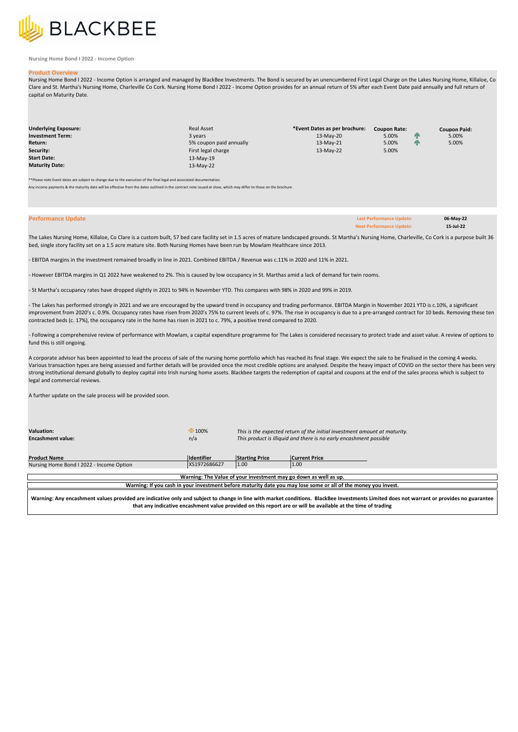BLACKBEE

Nursing Home Bond I 2022 - Income Option

## Product Overview

Nursing Home Bond I 2022 - Income Option is arranged and managed by BlackBee Investments. The Bond is secured by an unencumbered First Legal Charge on the Lakes Nursing Home, Killaloe, Co Clare and St. Martha's Nursing Home, Charleville Co Cork. Nursing Home Bond I 2022 - Income Option provides for an annual return of 5% after each Event Date paid annually and full return of capital on Maturity Date.

| | | *Event Dates as per brochure: | Coupon Rate: | Coupon Paid: |
|---|---|---|---|---|
| **Underlying Exposure:** | Real Asset | 13-May-20 | 5.00% | 5.00% |
| **Investment Term:** | 3 years | 13-May-21 | 5.00% | 5.00% |
| **Return:** | 5% coupon paid annually | 13-May-22 | 5.00% | |
| **Security:** | First legal charge | | | |
| **Start Date:** | 13-May-19 | | | |
| **Maturity Date:** | 13-May-22 | | | |

**Please note Event dates are subject to change due to the execution of the final legal and associated documentation.

Any income payments & the maturity date will be effective from the dates outlined in the contract note issued at close, which may differ to those on the brochure.

## Performance Update

| | |
|---|---|
| **Last Performance Update:** | **06-May-22** |
| **Next Performance Update:** | **15-Jul-22** |

The Lakes Nursing Home, Killaloe, Co Clare is a custom built, 57 bed care facility set in 1.5 acres of mature landscaped grounds. St Martha's Nursing Home, Charleville, Co Cork is a purpose built 36 bed, single story facility set on a 1.5 acre mature site. Both Nursing Homes have been run by Mowlam Healthcare since 2013.

- EBITDA margins in the investment remained broadly in line in 2021. Combined EBITDA / Revenue was c.11% in 2020 and 11% in 2021.

- However EBITDA margins in Q1 2022 have weakened to 2%. This is caused by low occupancy in St. Marthas amid a lack of demand for twin rooms.

- St Martha's occupancy rates have dropped slightly in 2021 to 94% in November YTD. This compares with 98% in 2020 and 99% in 2019.

- The Lakes has performed strongly in 2021 and we are encouraged by the upward trend in occupancy and trading performance. EBITDA Margin in November 2021 YTD is c.10%, a significant improvement from 2020's c. 0.9%. Occupancy rates have risen from 2020's 75% to current levels of c. 97%. The rise in occupancy is due to a pre-arranged contract for 10 beds. Removing these ten contracted beds (c. 17%), the occupancy rate in the home has risen in 2021 to c. 79%, a positive trend compared to 2020.

- Following a comprehensive review of performance with Mowlam, a capital expenditure programme for The Lakes is considered necessary to protect trade and asset value. A review of options to fund this is still ongoing.

A corporate advisor has been appointed to lead the process of sale of the nursing home portfolio which has reached its final stage. We expect the sale to be finalised in the coming 4 weeks. Various transaction types are being assessed and further details will be provided once the most credible options are analysed. Despite the heavy impact of COVID on the sector there has been very strong institutional demand globally to deploy capital into Irish nursing home assets. Blackbee targets the redemption of capital and coupons at the end of the sales process which is subject to legal and commercial reviews.

A further update on the sale process will be provided soon.

| | | |
|---|---|---|
| **Valuation:** | 100% | *This is the expected return of the initial investment amount at maturity.* |
| **Encashment value:** | n/a | *This product is illiquid and there is no early encashment possible* |

| Product Name | Identifier | Starting Price | Current Price |
|---|---|---|---|
| Nursing Home Bond I 2022 - Income Option | XS1972686627 | 1.00 | 1.00 |

**Warning: The Value of your investment may go down as well as up.**

**Warning: If you cash in your investment before maturity date you may lose some or all of the money you invest.**

**Warning: Any encashment values provided are indicative only and subject to change in line with market conditions. BlackBee Investments Limited does not warrant or provides no guarantee that any indicative encashment value provided on this report are or will be available at the time of trading**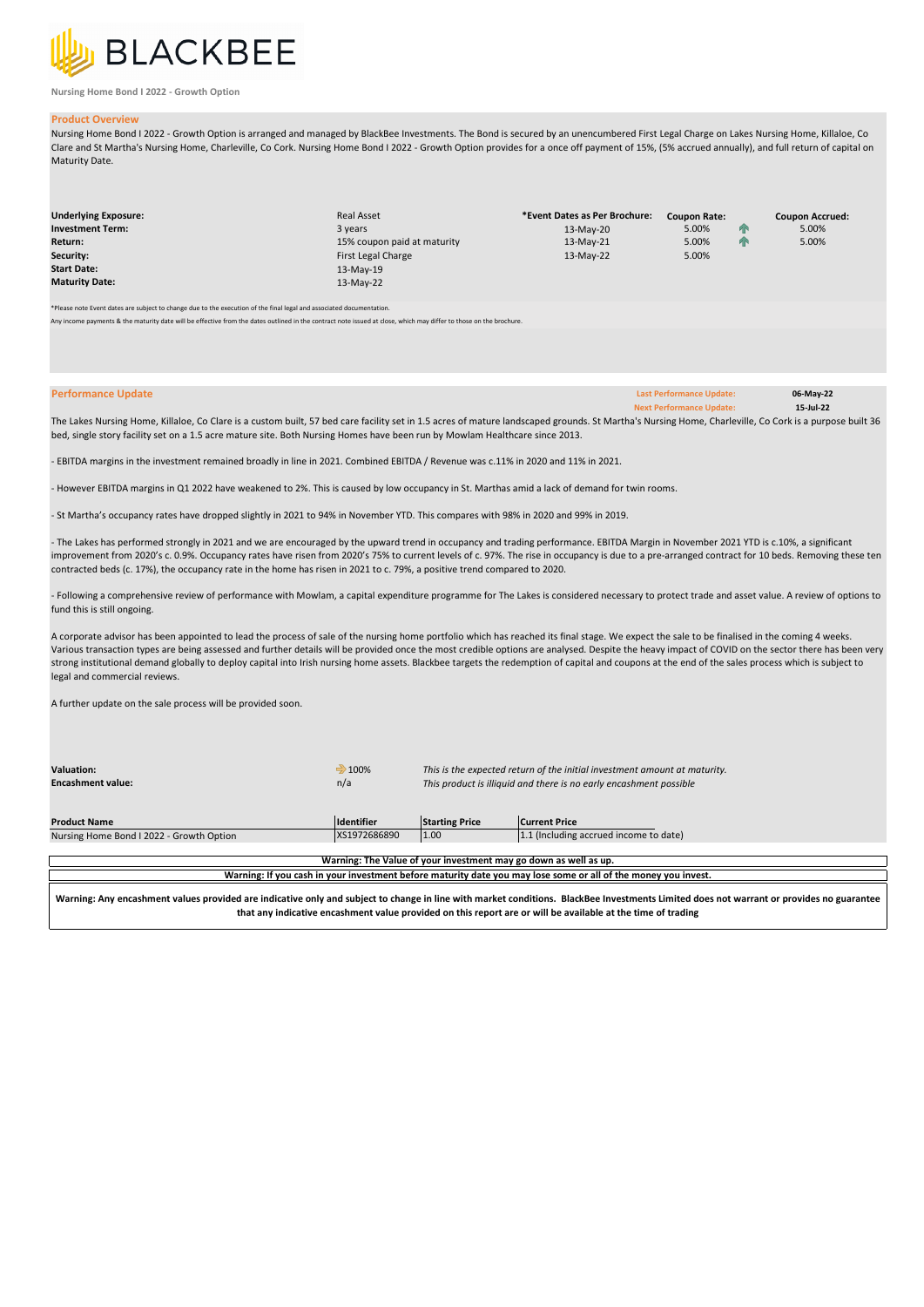BLACKBEE

**Nursing Home Bond I 2022 - Growth Option**

## Product Overview

Nursing Home Bond I 2022 - Growth Option is arranged and managed by BlackBee Investments. The Bond is secured by an unencumbered First Legal Charge on Lakes Nursing Home, Killaloe, Co Clare and St Martha's Nursing Home, Charleville, Co Cork. Nursing Home Bond I 2022 - Growth Option provides for a once off payment of 15%, (5% accrued annually), and full return of capital on Maturity Date.

| | | *Event Dates as Per Brochure: | Coupon Rate: | | Coupon Accrued: |
|---|---|---|---|---|---|
| **Underlying Exposure:** | Real Asset | | | | |
| **Investment Term:** | 3 years | 13-May-20 | 5.00% | ↑ | 5.00% |
| **Return:** | 15% coupon paid at maturity | 13-May-21 | 5.00% | ↑ | 5.00% |
| **Security:** | First Legal Charge | 13-May-22 | 5.00% | | |
| **Start Date:** | 13-May-19 | | | | |
| **Maturity Date:** | 13-May-22 | | | | |

*Please note Event dates are subject to change due to the execution of the final legal and associated documentation.

Any income payments & the maturity date will be effective from the dates outlined in the contract note issued at close, which may differ to those on the brochure.

## Performance Update

**Last Performance Update:** 06-May-22
**Next Performance Update:** 15-Jul-22

The Lakes Nursing Home, Killaloe, Co Clare is a custom built, 57 bed care facility set in 1.5 acres of mature landscaped grounds. St Martha's Nursing Home, Charleville, Co Cork is a purpose built 36 bed, single story facility set on a 1.5 acre mature site. Both Nursing Homes have been run by Mowlam Healthcare since 2013.

- EBITDA margins in the investment remained broadly in line in 2021. Combined EBITDA / Revenue was c.11% in 2020 and 11% in 2021.

- However EBITDA margins in Q1 2022 have weakened to 2%. This is caused by low occupancy in St. Marthas amid a lack of demand for twin rooms.

- St Martha's occupancy rates have dropped slightly in 2021 to 94% in November YTD. This compares with 98% in 2020 and 99% in 2019.

- The Lakes has performed strongly in 2021 and we are encouraged by the upward trend in occupancy and trading performance. EBITDA Margin in November 2021 YTD is c.10%, a significant improvement from 2020's c. 0.9%. Occupancy rates have risen from 2020's c. 75% to current levels of c. 97%. The rise in occupancy is due to a pre-arranged contract for 10 beds. Removing these ten contracted beds (c. 17%), the occupancy rate in the home has risen in 2021 to c. 79%, a positive trend compared to 2020.

- Following a comprehensive review of performance with Mowlam, a capital expenditure programme for The Lakes is considered necessary to protect trade and asset value. A review of options to fund this is still ongoing.

A corporate advisor has been appointed to lead the process of sale of the nursing home portfolio which has reached its final stage. We expect the sale to be finalised in the coming 4 weeks. Various transaction types are being assessed and further details will be provided once the most credible options are analysed. Despite the heavy impact of COVID on the sector there has been very strong institutional demand globally to deploy capital into Irish nursing home assets. Blackbee targets the redemption of capital and coupons at the end of the sales process which is subject to legal and commercial reviews.

A further update on the sale process will be provided soon.

| | | |
|---|---|---|
| **Valuation:** | ➡ 100% | *This is the expected return of the initial investment amount at maturity.* |
| **Encashment value:** | n/a | *This product is illiquid and there is no early encashment possible* |

| Product Name | Identifier | Starting Price | Current Price |
|---|---|---|---|
| Nursing Home Bond I 2022 - Growth Option | XS1972686890 | 1.00 | 1.1 (Including accrued income to date) |

**Warning: The Value of your investment may go down as well as up.**

**Warning: If you cash in your investment before maturity date you may lose some or all of the money you invest.**

**Warning: Any encashment values provided are indicative only and subject to change in line with market conditions. BlackBee Investments Limited does not warrant or provides no guarantee that any indicative encashment value provided on this report are or will be available at the time of trading**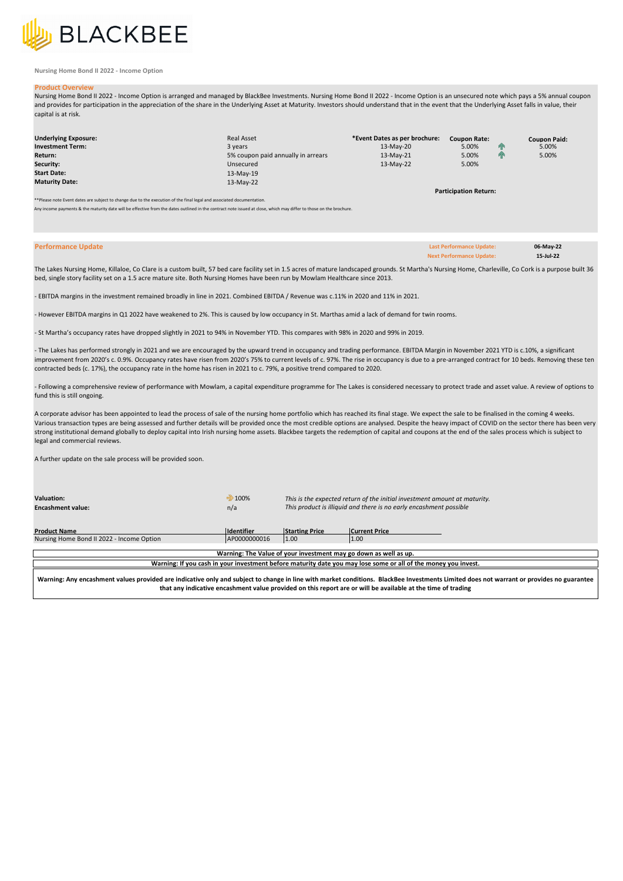BLACKBEE

Nursing Home Bond II 2022 - Income Option

## Product Overview

Nursing Home Bond II 2022 - Income Option is arranged and managed by BlackBee Investments. Nursing Home Bond II 2022 - Income Option is an unsecured note which pays a 5% annual coupon and provides for participation in the appreciation of the share in the Underlying Asset at Maturity. Investors should understand that in the event that the Underlying Asset falls in value, their capital is at risk.

| | | *Event Dates as per brochure: | Coupon Rate: | Coupon Paid: |
|---|---|---|---|---|
| **Underlying Exposure:** | Real Asset | | | |
| **Investment Term:** | 3 years | 13-May-20 | 5.00% | 5.00% |
| **Return:** | 5% coupon paid annually in arrears | 13-May-21 | 5.00% | 5.00% |
| **Security:** | Unsecured | 13-May-22 | 5.00% | |
| **Start Date:** | 13-May-19 | | | |
| **Maturity Date:** | 13-May-22 | | | |

**Participation Return:**

**Please note Event dates are subject to change due to the execution of the final legal and associated documentation.

Any income payments & the maturity date will be effective from the dates outlined in the contract note issued at close, which may differ to those on the brochure.

## Performance Update

**Last Performance Update:** 06-May-22
**Next Performance Update:** 15-Jul-22

The Lakes Nursing Home, Killaloe, Co Clare is a custom built, 57 bed care facility set in 1.5 acres of mature landscaped grounds. St Martha's Nursing Home, Charleville, Co Cork is a purpose built 36 bed, single story facility set on a 1.5 acre mature site. Both Nursing Homes have been run by Mowlam Healthcare since 2013.

- EBITDA margins in the investment remained broadly in line in 2021. Combined EBITDA / Revenue was c.11% in 2020 and 11% in 2021.

- However EBITDA margins in Q1 2022 have weakened to 2%. This is caused by low occupancy in St. Marthas amid a lack of demand for twin rooms.

- St Martha's occupancy rates have dropped slightly in 2021 to 94% in November YTD. This compares with 98% in 2020 and 99% in 2019.

- The Lakes has performed strongly in 2021 and we are encouraged by the upward trend in occupancy and trading performance. EBITDA Margin in November 2021 YTD is c.10%, a significant improvement from 2020's c. 0.9%. Occupancy rates have risen from 2020's 75% to current levels of c. 97%. The rise in occupancy is due to a pre-arranged contract for 10 beds. Removing these ten contracted beds (c. 17%), the occupancy rate in the home has risen in 2021 to c. 79%, a positive trend compared to 2020.

- Following a comprehensive review of performance with Mowlam, a capital expenditure programme for The Lakes is considered necessary to protect trade and asset value. A review of options to fund this is still ongoing.

A corporate advisor has been appointed to lead the process of sale of the nursing home portfolio which has reached its final stage. We expect the sale to be finalised in the coming 4 weeks. Various transaction types are being assessed and further details will be provided once the most credible options are analysed. Despite the heavy impact of COVID on the sector there has been very strong institutional demand globally to deploy capital into Irish nursing home assets. Blackbee targets the redemption of capital and coupons at the end of the sales process which is subject to legal and commercial reviews.

A further update on the sale process will be provided soon.

| | | |
|---|---|---|
| **Valuation:** | 100% | *This is the expected return of the initial investment amount at maturity.* |
| **Encashment value:** | n/a | *This product is illiquid and there is no early encashment possible* |

| Product Name | Identifier | Starting Price | Current Price |
|---|---|---|---|
| Nursing Home Bond II 2022 - Income Option | AP0000000016 | 1.00 | 1.00 |

**Warning: The Value of your investment may go down as well as up.**

**Warning: If you cash in your investment before maturity date you may lose some or all of the money you invest.**

**Warning: Any encashment values provided are indicative only and subject to change in line with market conditions. BlackBee Investments Limited does not warrant or provides no guarantee that any indicative encashment value provided on this report are or will be available at the time of trading**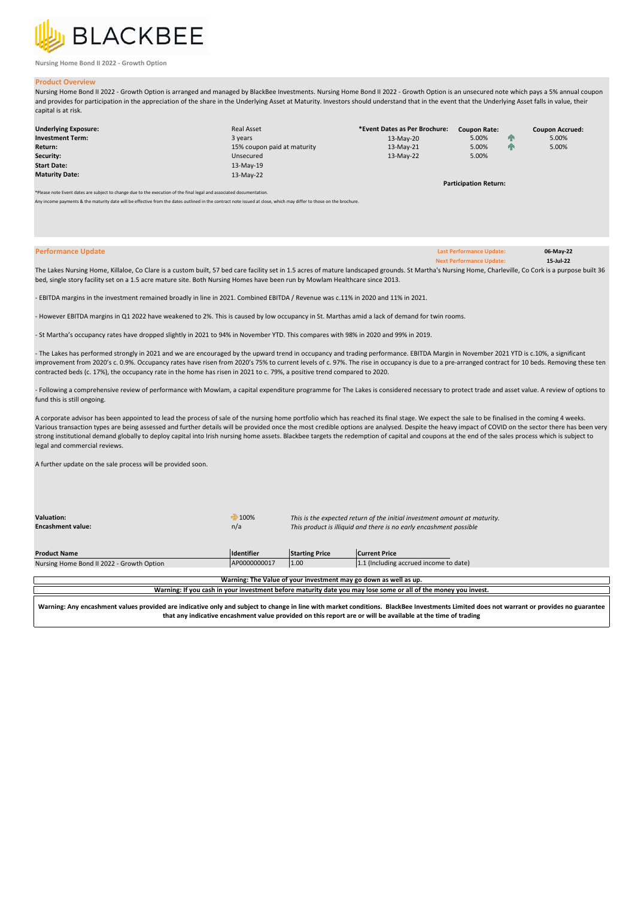BLACKBEE

Nursing Home Bond II 2022 - Growth Option

## Product Overview

Nursing Home Bond II 2022 - Growth Option is arranged and managed by BlackBee Investments. Nursing Home Bond II 2022 - Growth Option is an unsecured note which pays a 5% annual coupon and provides for participation in the appreciation of the share in the Underlying Asset at Maturity. Investors should understand that in the event that the Underlying Asset falls in value, their capital is at risk.

| | | *Event Dates as Per Brochure: | Coupon Rate: | | Coupon Accrued: |
|---|---|---|---|---|---|
| **Underlying Exposure:** | Real Asset | | | | |
| **Investment Term:** | 3 years | 13-May-20 | 5.00% | ↑ | 5.00% |
| **Return:** | 15% coupon paid at maturity | 13-May-21 | 5.00% | ↑ | 5.00% |
| **Security:** | Unsecured | 13-May-22 | 5.00% | | |
| **Start Date:** | 13-May-19 | | | | |
| **Maturity Date:** | 13-May-22 | | | | |

**Participation Return:**

*Please note Event dates are subject to change due to the execution of the final legal and associated documentation.

Any income payments & the maturity date will be effective from the dates outlined in the contract note issued at close, which may differ to those on the brochure.

## Performance Update

**Last Performance Update:** 06-May-22
**Next Performance Update:** 15-Jul-22

The Lakes Nursing Home, Killaloe, Co Clare is a custom built, 57 bed care facility set in 1.5 acres of mature landscaped grounds. St Martha's Nursing Home, Charleville, Co Cork is a purpose built 36 bed, single story facility set on a 1.5 acre mature site. Both Nursing Homes have been run by Mowlam Healthcare since 2013.

- EBITDA margins in the investment remained broadly in line in 2021. Combined EBITDA / Revenue was c.11% in 2020 and 11% in 2021.

- However EBITDA margins in Q1 2022 have weakened to 2%. This is caused by low occupancy in St. Marthas amid a lack of demand for twin rooms.

- St Martha's occupancy rates have dropped slightly in 2021 to 94% in November YTD. This compares with 98% in 2020 and 99% in 2019.

- The Lakes has performed strongly in 2021 and we are encouraged by the upward trend in occupancy and trading performance. EBITDA Margin in November 2021 YTD is c.10%, a significant improvement from 2020's c. 0.9%. Occupancy rates have risen from 2020's 75% to current levels of c. 97%. The rise in occupancy is due to a pre-arranged contract for 10 beds. Removing these ten contracted beds (c. 17%), the occupancy rate in the home has risen in 2021 to c. 79%, a positive trend compared to 2020.

- Following a comprehensive review of performance with Mowlam, a capital expenditure programme for The Lakes is considered necessary to protect trade and asset value. A review of options to fund this is still ongoing.

A corporate advisor has been appointed to lead the process of sale of the nursing home portfolio which has reached its final stage. We expect the sale to be finalised in the coming 4 weeks. Various transaction types are being assessed and further details will be provided once the most credible options are analysed. Despite the heavy impact of COVID on the sector there has been very strong institutional demand globally to deploy capital into Irish nursing home assets. Blackbee targets the redemption of capital and coupons at the end of the sales process which is subject to legal and commercial reviews.

A further update on the sale process will be provided soon.

| | | |
|---|---|---|
| **Valuation:** | ➔ 100% | *This is the expected return of the initial investment amount at maturity.* |
| **Encashment value:** | n/a | *This product is illiquid and there is no early encashment possible* |

| Product Name | Identifier | Starting Price | Current Price |
|---|---|---|---|
| Nursing Home Bond II 2022 - Growth Option | AP0000000017 | 1.00 | 1.1 (Including accrued income to date) |

**Warning: The Value of your investment may go down as well as up.**

**Warning: If you cash in your investment before maturity date you may lose some or all of the money you invest.**

**Warning: Any encashment values provided are indicative only and subject to change in line with market conditions. BlackBee Investments Limited does not warrant or provides no guarantee that any indicative encashment value provided on this report are or will be available at the time of trading**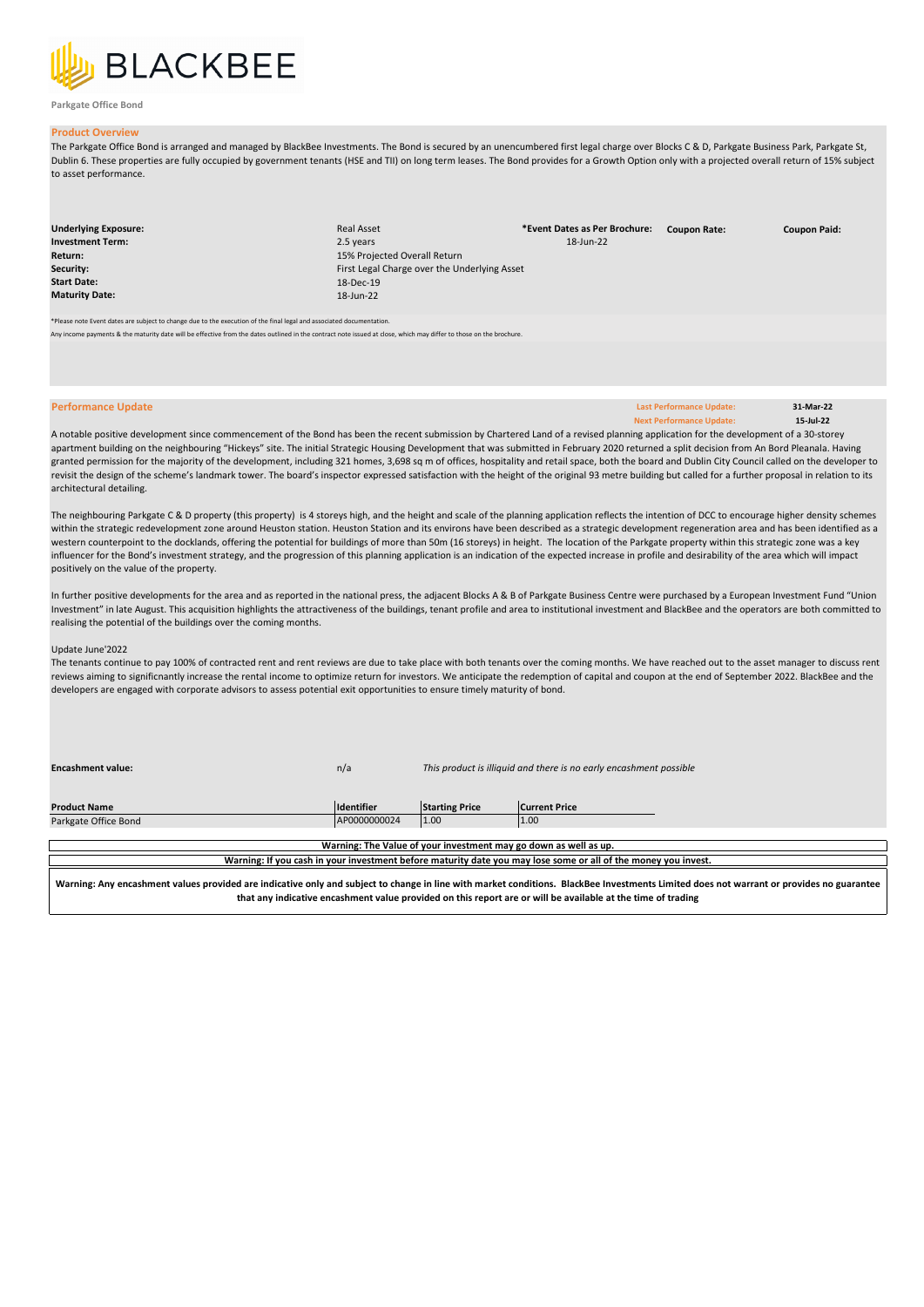BLACKBEE

**Parkgate Office Bond**

## Product Overview

The Parkgate Office Bond is arranged and managed by BlackBee Investments. The Bond is secured by an unencumbered first legal charge over Blocks C & D, Parkgate Business Park, Parkgate St, Dublin 6. These properties are fully occupied by government tenants (HSE and TII) on long term leases. The Bond provides for a Growth Option only with a projected overall return of 15% subject to asset performance.

| | | *Event Dates as Per Brochure: | Coupon Rate: | Coupon Paid: |
|---|---|---|---|---|
| **Underlying Exposure:** | Real Asset | | | |
| **Investment Term:** | 2.5 years | 18-Jun-22 | | |
| **Return:** | 15% Projected Overall Return | | | |
| **Security:** | First Legal Charge over the Underlying Asset | | | |
| **Start Date:** | 18-Dec-19 | | | |
| **Maturity Date:** | 18-Jun-22 | | | |

*Please note Event dates are subject to change due to the execution of the final legal and associated documentation.

Any income payments & the maturity date will be effective from the dates outlined in the contract note issued at close, which may differ to those on the brochure.

## Performance Update

**Last Performance Update:** 31-Mar-22
**Next Performance Update:** 15-Jul-22

A notable positive development since commencement of the Bond has been the recent submission by Chartered Land of a revised planning application for the development of a 30-storey apartment building on the neighbouring "Hickeys" site. The initial Strategic Housing Development that was submitted in February 2020 returned a split decision from An Bord Pleanala. Having granted permission for the majority of the development, including 321 homes, 3,698 sq m of offices, hospitality and retail space, both the board and Dublin City Council called on the developer to revisit the design of the scheme's landmark tower. The board's inspector expressed satisfaction with the height of the original 93 metre building but called for a further proposal in relation to its architectural detailing.

The neighbouring Parkgate C & D property (this property) is 4 storeys high, and the height and scale of the planning application reflects the intention of DCC to encourage higher density schemes within the strategic redevelopment zone around Heuston station. Heuston Station and its environs have been described as a strategic development regeneration area and has been identified as a western counterpoint to the docklands, offering the potential for buildings of more than 50m (16 storeys) in height. The location of the Parkgate property within this strategic zone was a key influencer for the Bond's investment strategy, and the progression of this planning application is an indication of the expected increase in profile and desirability of the area which will impact positively on the value of the property.

In further positive developments for the area and as reported in the national press, the adjacent Blocks A & B of Parkgate Business Centre were purchased by a European Investment Fund "Union Investment" in late August. This acquisition highlights the attractiveness of the buildings, tenant profile and area to institutional investment and BlackBee and the operators are both committed to realising the potential of the buildings over the coming months.

Update June'2022

The tenants continue to pay 100% of contracted rent and rent reviews are due to take place with both tenants over the coming months. We have reached out to the asset manager to discuss rent reviews aiming to significnantly increase the rental income to optimize return for investors. We anticipate the redemption of capital and coupon at the end of September 2022. BlackBee and the developers are engaged with corporate advisors to assess potential exit opportunities to ensure timely maturity of bond.

**Encashment value:** n/a *This product is illiquid and there is no early encashment possible*

| Product Name | Identifier | Starting Price | Current Price |
|---|---|---|---|
| Parkgate Office Bond | AP0000000024 | 1.00 | 1.00 |

**Warning: The Value of your investment may go down as well as up.**

**Warning: If you cash in your investment before maturity date you may lose some or all of the money you invest.**

**Warning: Any encashment values provided are indicative only and subject to change in line with market conditions. BlackBee Investments Limited does not warrant or provides no guarantee that any indicative encashment value provided on this report are or will be available at the time of trading**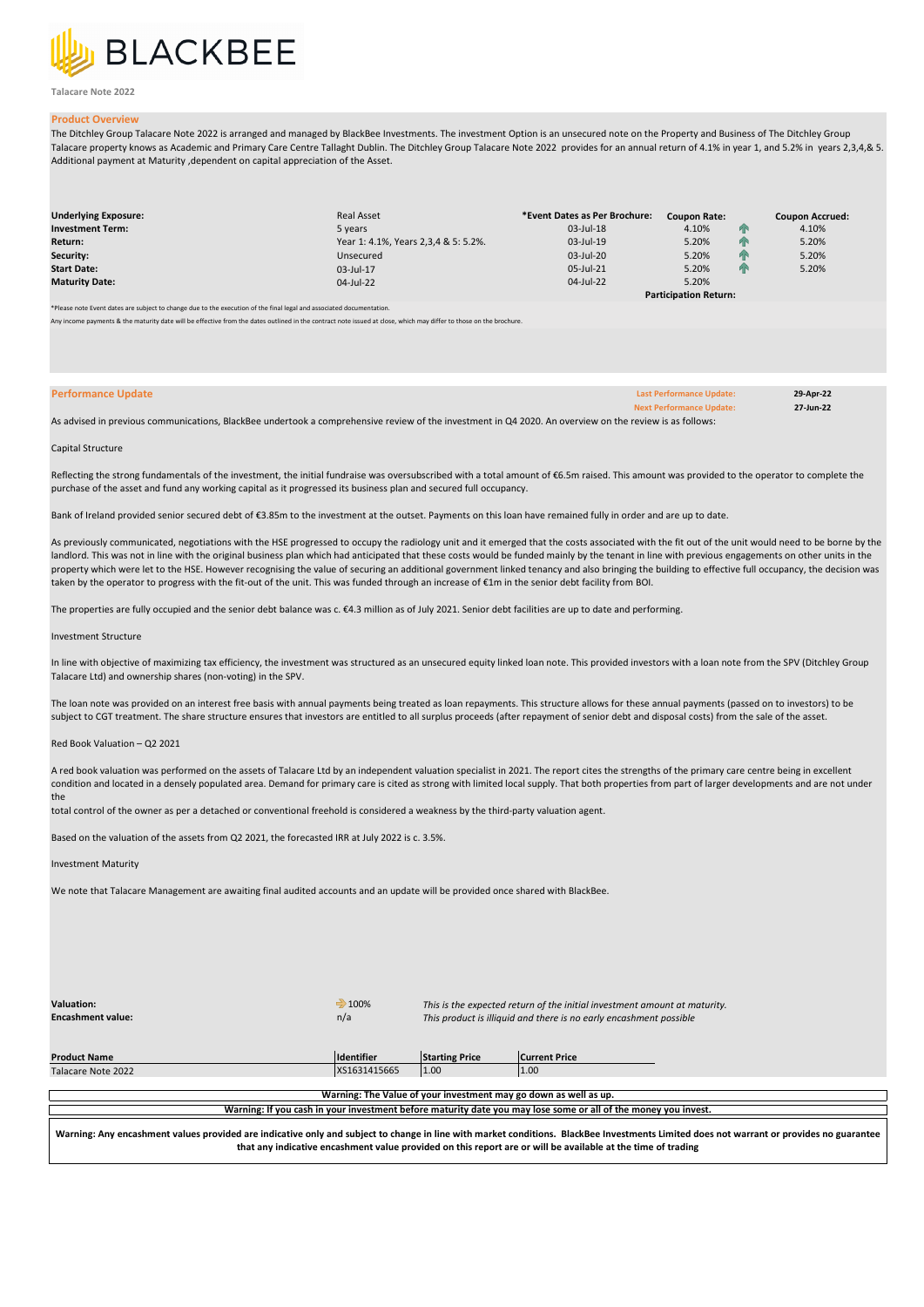# BLACKBEE

**Talacare Note 2022**

## Product Overview

The Ditchley Group Talacare Note 2022 is arranged and managed by BlackBee Investments. The investment Option is an unsecured note on the Property and Business of The Ditchley Group Talacare property knows as Academic and Primary Care Centre Tallaght Dublin. The Ditchley Group Talacare Note 2022 provides for an annual return of 4.1% in year 1, and 5.2% in years 2,3,4,& 5. Additional payment at Maturity ,dependent on capital appreciation of the Asset.

| **Underlying Exposure:** | Real Asset | **\*Event Dates as Per Brochure:** | **Coupon Rate:** | **Coupon Accrued:** |
|---|---|---|---|---|
| **Investment Term:** | 5 years | 03-Jul-18 | 4.10% | 4.10% |
| **Return:** | Year 1: 4.1%, Years 2,3,4 & 5: 5.2%. | 03-Jul-19 | 5.20% | 5.20% |
| **Security:** | Unsecured | 03-Jul-20 | 5.20% | 5.20% |
| **Start Date:** | 03-Jul-17 | 05-Jul-21 | 5.20% | 5.20% |
| **Maturity Date:** | 04-Jul-22 | 04-Jul-22 | 5.20% | |
| | | | **Participation Return:** | |

*Please note Event dates are subject to change due to the execution of the final legal and associated documentation.

Any income payments & the maturity date will be effective from the dates outlined in the contract note issued at close, which may differ to those on the brochure.

## Performance Update

**Last Performance Update:** 29-Apr-22
**Next Performance Update:** 27-Jun-22

As advised in previous communications, BlackBee undertook a comprehensive review of the investment in Q4 2020. An overview on the review is as follows:

Capital Structure

Reflecting the strong fundamentals of the investment, the initial fundraise was oversubscribed with a total amount of €6.5m raised. This amount was provided to the operator to complete the purchase of the asset and fund any working capital as it progressed its business plan and secured full occupancy.

Bank of Ireland provided senior secured debt of €3.85m to the investment at the outset. Payments on this loan have remained fully in order and are up to date.

As previously communicated, negotiations with the HSE progressed to occupy the radiology unit and it emerged that the costs associated with the fit out of the unit would need to be borne by the landlord. This was not in line with the original business plan which had anticipated that these costs would be funded mainly by the tenant in line with previous engagements on other units in the property which were let to the HSE. However recognising the value of securing an additional government linked tenancy and also bringing the building to effective full occupancy, the decision was taken by the operator to progress with the fit-out of the unit. This was funded through an increase of €1m in the senior debt facility from BOI.

The properties are fully occupied and the senior debt balance was c. €4.3 million as of July 2021. Senior debt facilities are up to date and performing.

Investment Structure

In line with objective of maximizing tax efficiency, the investment was structured as an unsecured equity linked loan note. This provided investors with a loan note from the SPV (Ditchley Group Talacare Ltd) and ownership shares (non-voting) in the SPV.

The loan note was provided on an interest free basis with annual payments being treated as loan repayments. This structure allows for these annual payments (passed on to investors) to be subject to CGT treatment. The share structure ensures that investors are entitled to all surplus proceeds (after repayment of senior debt and disposal costs) from the sale of the asset.

Red Book Valuation – Q2 2021

A red book valuation was performed on the assets of Talacare Ltd by an independent valuation specialist in 2021. The report cites the strengths of the primary care centre being in excellent condition and located in a densely populated area. Demand for primary care is cited as strong with limited local supply. That both properties from part of larger developments and are not under the
total control of the owner as per a detached or conventional freehold is considered a weakness by the third-party valuation agent.

Based on the valuation of the assets from Q2 2021, the forecasted IRR at July 2022 is c. 3.5%.

Investment Maturity

We note that Talacare Management are awaiting final audited accounts and an update will be provided once shared with BlackBee.

| | | |
|---|---|---|
| **Valuation:** | 100% | *This is the expected return of the initial investment amount at maturity.* |
| **Encashment value:** | n/a | *This product is illiquid and there is no early encashment possible* |

| **Product Name** | **Identifier** | **Starting Price** | **Current Price** |
|---|---|---|---|
| Talacare Note 2022 | XS1631415665 | 1.00 | 1.00 |

**Warning: The Value of your investment may go down as well as up.**

**Warning: If you cash in your investment before maturity date you may lose some or all of the money you invest.**

**Warning: Any encashment values provided are indicative only and subject to change in line with market conditions. BlackBee Investments Limited does not warrant or provides no guarantee that any indicative encashment value provided on this report are or will be available at the time of trading**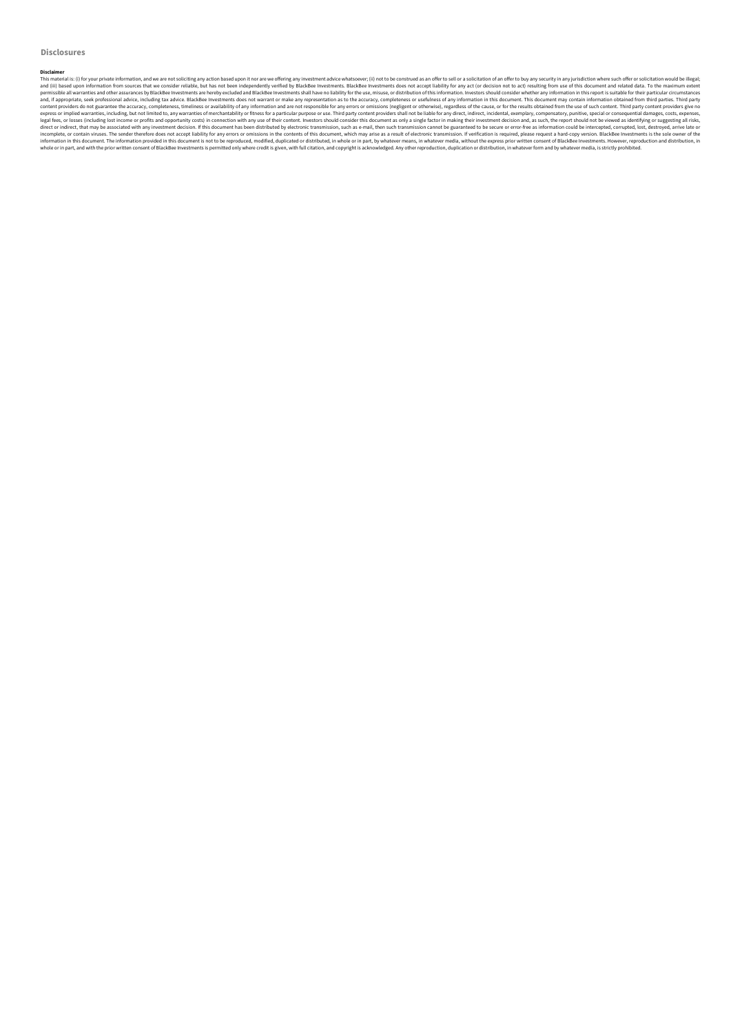# Disclosures

**Disclaimer**

This material is: (i) for your private information, and we are not soliciting any action based upon it nor are we offering any investment advice whatsoever; (ii) not to be construed as an offer to sell or a solicitation of an offer to buy any security in any jurisdiction where such offer or solicitation would be illegal; and (iii) based upon information from sources that we consider reliable, but has not been independently verified by BlackBee Investments. BlackBee Investments does not accept liability for any act (or decision not to act) resulting from use of this document and related data. To the maximum extent permissible all warranties and other assurances by BlackBee Investments are hereby excluded and BlackBee Investments shall have no liability for the use, misuse, or distribution of this information. Investors should consider whether any information in this report is suitable for their particular circumstances and, if appropriate, seek professional advice, including tax advice. BlackBee Investments does not warrant or make any representation as to the accuracy, completeness or usefulness of any information in this document. This document may contain information obtained from third parties. Third party content providers do not guarantee the accuracy, completeness, timeliness or availability of any information and are not responsible for any errors or omissions (negligent or otherwise), regardless of the cause, or for the results obtained from the use of such content. Third party content providers give no express or implied warranties, including, but not limited to, any warranties of merchantability or fitness for a particular purpose or use. Third party content providers shall not be liable for any direct, indirect, incidental, exemplary, compensatory, punitive, special or consequential damages, costs, expenses, legal fees, or losses (including lost income or profits and opportunity costs) in connection with any use of their content. Investors should consider this document as only a single factor in making their investment decision and, as such, the report should not be viewed as identifying or suggesting all risks, direct or indirect, that may be associated with any investment decision. If this document has been distributed by electronic transmission, such as e-mail, then such transmission cannot be guaranteed to be secure or error-free as information could be intercepted, corrupted, lost, destroyed, arrive late or incomplete, or contain viruses. The sender therefore does not accept liability for any errors or omissions in the contents of this document, which may arise as a result of electronic transmission. If verification is required, please request a hard-copy version. BlackBee Investments is the sole owner of the information in this document. The information provided in this document is not to be reproduced, modified, duplicated or distributed, in whole or in part, by whatever means, in whatever media, without the express prior written consent of BlackBee Investments. However, reproduction and distribution, in whole or in part, and with the prior written consent of BlackBee Investments is permitted only where credit is given, with full citation, and copyright is acknowledged. Any other reproduction, duplication or distribution, in whatever form and by whatever media, is strictly prohibited.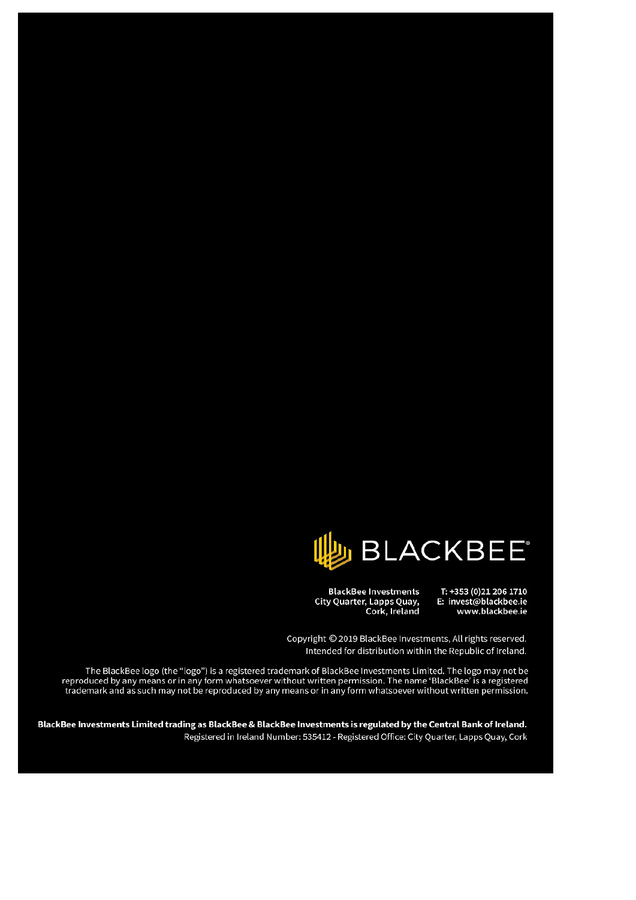BLACKBEE®

BlackBee Investments
City Quarter, Lapps Quay,
Cork, Ireland

T: +353 (0)21 206 1710
E: invest@blackbee.ie
www.blackbee.ie

Copyright © 2019 BlackBee Investments, All rights reserved.
Intended for distribution within the Republic of Ireland.

The BlackBee logo (the "logo") is a registered trademark of BlackBee Investments Limited. The logo may not be reproduced by any means or in any form whatsoever without written permission. The name 'BlackBee' is a registered trademark and as such may not be reproduced by any means or in any form whatsoever without written permission.

**BlackBee Investments Limited trading as BlackBee & BlackBee Investments is regulated by the Central Bank of Ireland.**
Registered in Ireland Number: 535412 - Registered Office: City Quarter, Lapps Quay, Cork